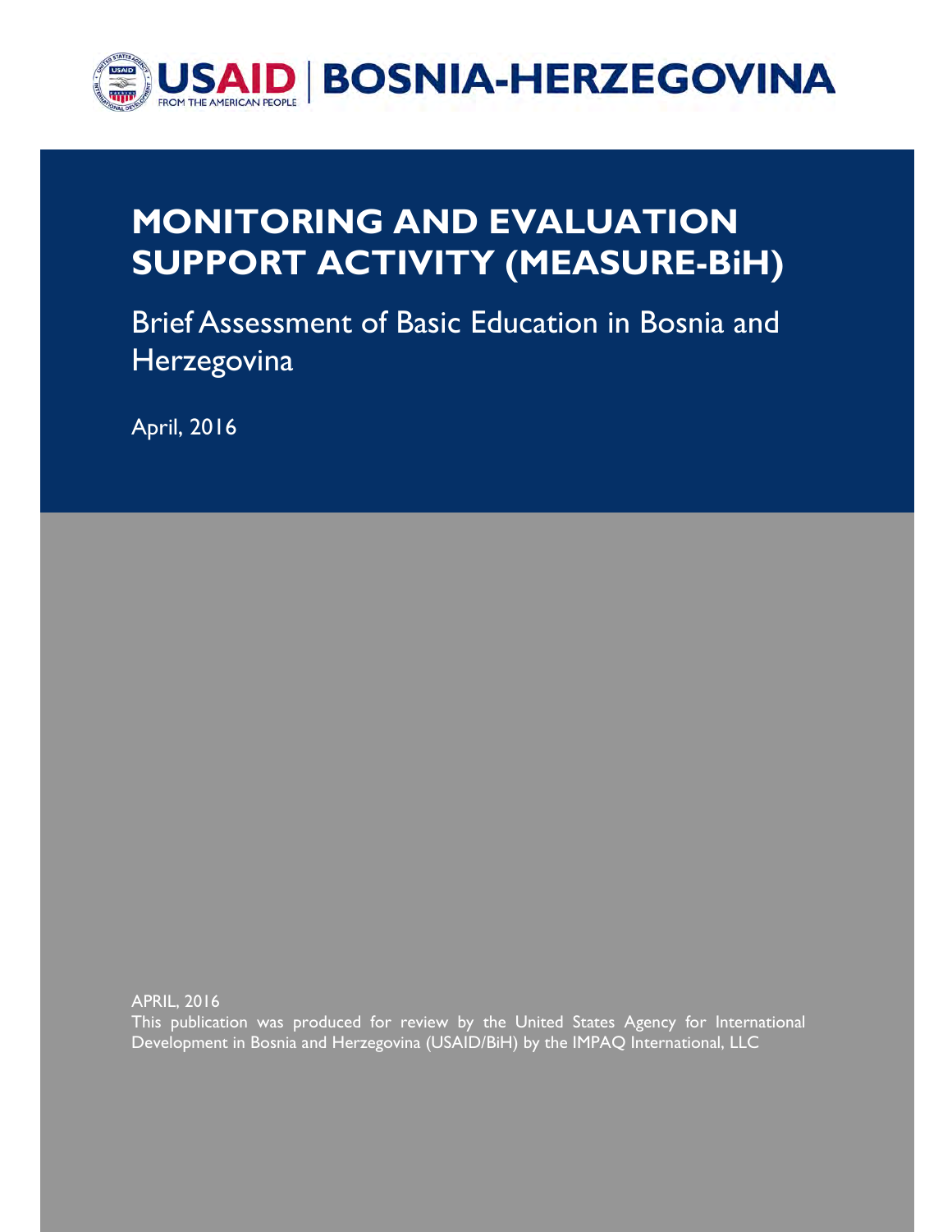USAID | BOSNIA-HERZEGOVINA

FROM THE AMERICAN PEOPLE

# MONITORING AND EVALUATION SUPPORT ACTIVITY (MEASURE-BiH)

## Brief Assessment of Basic Education in Bosnia and Herzegovina

April, 2016

APRIL, 2016

This publication was produced for review by the United States Agency for International Development in Bosnia and Herzegovina (USAID/BiH) by the IMPAQ International, LLC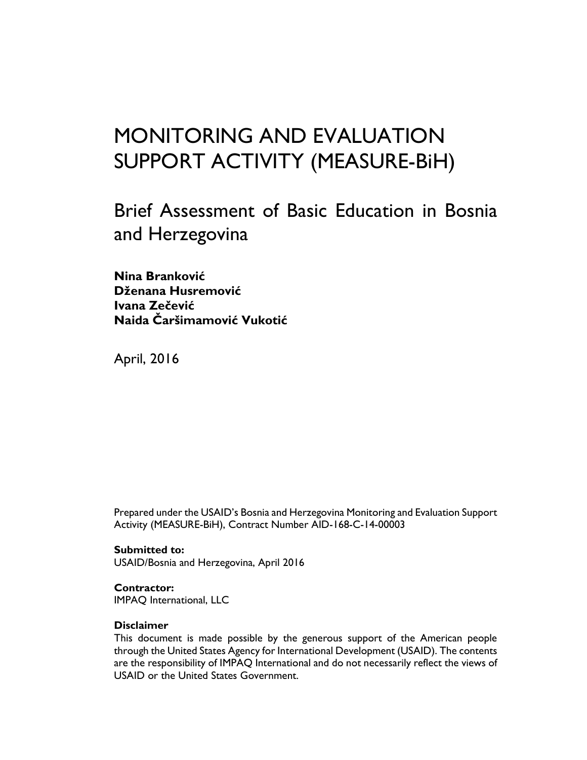# MONITORING AND EVALUATION SUPPORT ACTIVITY (MEASURE-BiH)

## Brief Assessment of Basic Education in Bosnia and Herzegovina

**Nina Branković**
**Dženana Husremović**
**Ivana Zečević**
**Naida Čaršimamović Vukotić**

April, 2016

Prepared under the USAID's Bosnia and Herzegovina Monitoring and Evaluation Support Activity (MEASURE-BiH), Contract Number AID-168-C-14-00003

**Submitted to:**
USAID/Bosnia and Herzegovina, April 2016

**Contractor:**
IMPAQ International, LLC

**Disclaimer**
This document is made possible by the generous support of the American people through the United States Agency for International Development (USAID). The contents are the responsibility of IMPAQ International and do not necessarily reflect the views of USAID or the United States Government.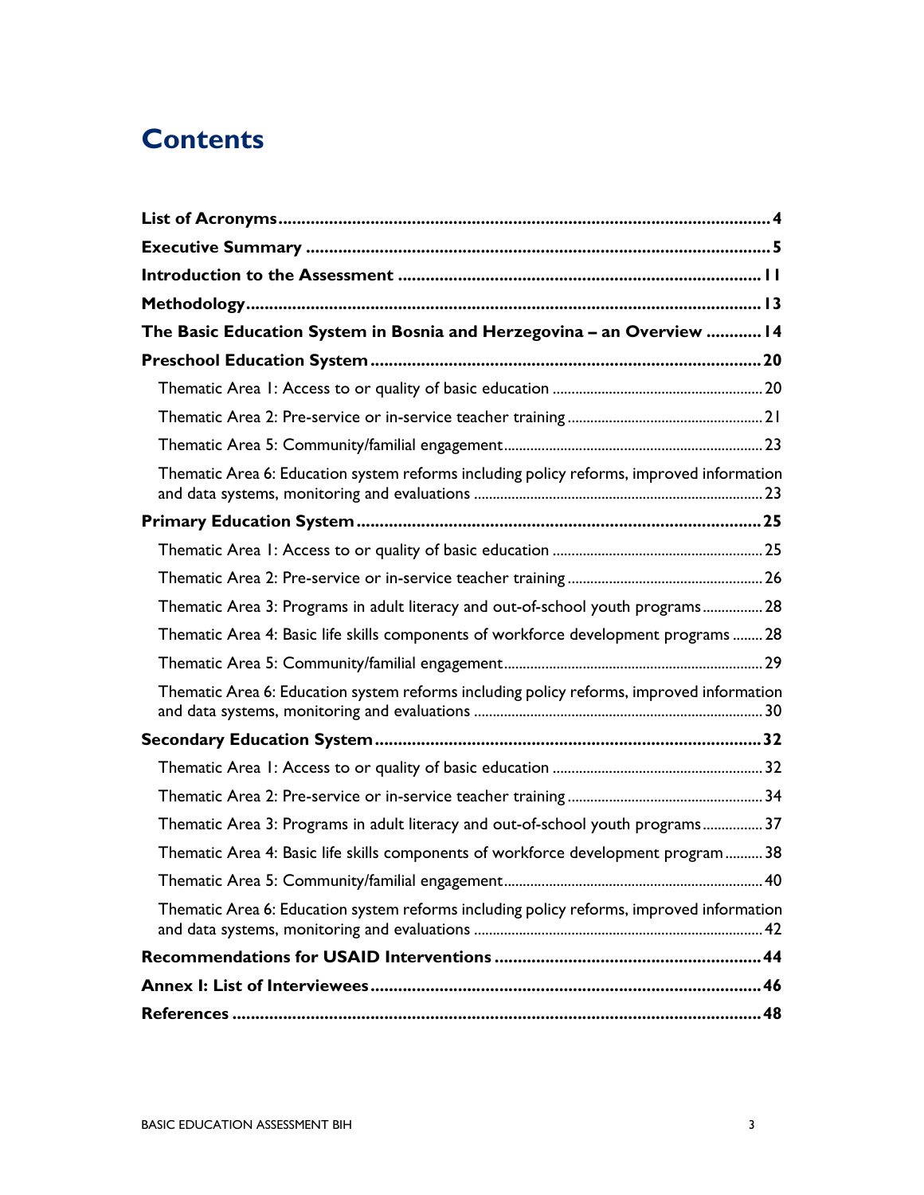# Contents

**List of Acronyms** .......... **4**
**Executive Summary** .......... **5**
**Introduction to the Assessment** .......... **11**
**Methodology** .......... **13**
**The Basic Education System in Bosnia and Herzegovina – an Overview** .......... **14**
**Preschool Education System** .......... **20**

- Thematic Area 1: Access to or quality of basic education .......... 20
- Thematic Area 2: Pre-service or in-service teacher training .......... 21
- Thematic Area 5: Community/familial engagement .......... 23
- Thematic Area 6: Education system reforms including policy reforms, improved information and data systems, monitoring and evaluations .......... 23

**Primary Education System** .......... **25**

- Thematic Area 1: Access to or quality of basic education .......... 25
- Thematic Area 2: Pre-service or in-service teacher training .......... 26
- Thematic Area 3: Programs in adult literacy and out-of-school youth programs .......... 28
- Thematic Area 4: Basic life skills components of workforce development programs .......... 28
- Thematic Area 5: Community/familial engagement .......... 29
- Thematic Area 6: Education system reforms including policy reforms, improved information and data systems, monitoring and evaluations .......... 30

**Secondary Education System** .......... **32**

- Thematic Area 1: Access to or quality of basic education .......... 32
- Thematic Area 2: Pre-service or in-service teacher training .......... 34
- Thematic Area 3: Programs in adult literacy and out-of-school youth programs .......... 37
- Thematic Area 4: Basic life skills components of workforce development program .......... 38
- Thematic Area 5: Community/familial engagement .......... 40
- Thematic Area 6: Education system reforms including policy reforms, improved information and data systems, monitoring and evaluations .......... 42

**Recommendations for USAID Interventions** .......... **44**
**Annex I: List of Interviewees** .......... **46**
**References** .......... **48**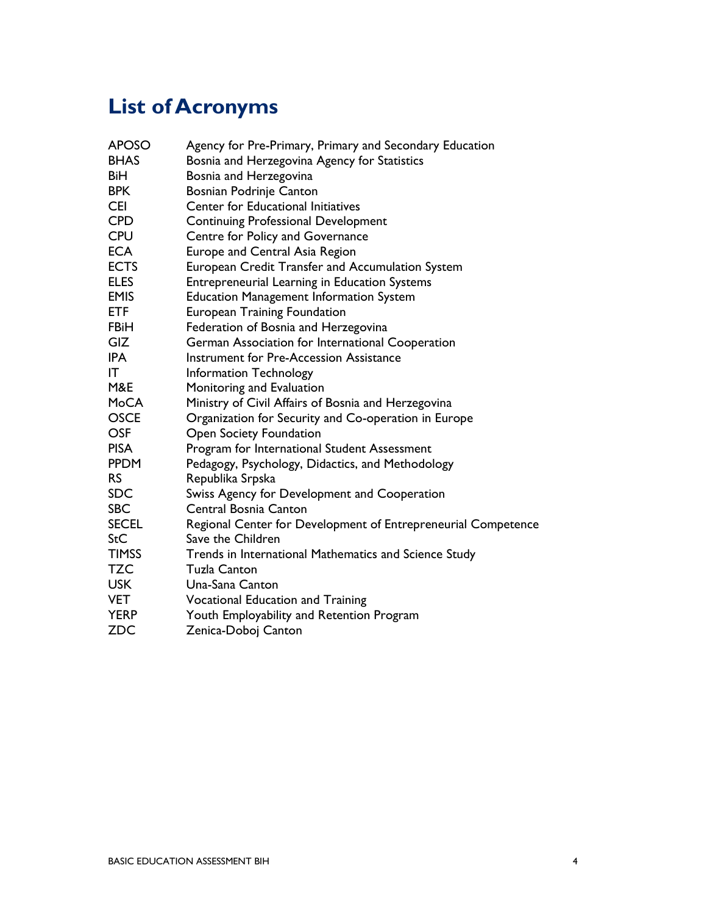# List of Acronyms

| | |
|---|---|
| APOSO | Agency for Pre-Primary, Primary and Secondary Education |
| BHAS | Bosnia and Herzegovina Agency for Statistics |
| BiH | Bosnia and Herzegovina |
| BPK | Bosnian Podrinje Canton |
| CEI | Center for Educational Initiatives |
| CPD | Continuing Professional Development |
| CPU | Centre for Policy and Governance |
| ECA | Europe and Central Asia Region |
| ECTS | European Credit Transfer and Accumulation System |
| ELES | Entrepreneurial Learning in Education Systems |
| EMIS | Education Management Information System |
| ETF | European Training Foundation |
| FBiH | Federation of Bosnia and Herzegovina |
| GIZ | German Association for International Cooperation |
| IPA | Instrument for Pre-Accession Assistance |
| IT | Information Technology |
| M&E | Monitoring and Evaluation |
| MoCA | Ministry of Civil Affairs of Bosnia and Herzegovina |
| OSCE | Organization for Security and Co-operation in Europe |
| OSF | Open Society Foundation |
| PISA | Program for International Student Assessment |
| PPDM | Pedagogy, Psychology, Didactics, and Methodology |
| RS | Republika Srpska |
| SDC | Swiss Agency for Development and Cooperation |
| SBC | Central Bosnia Canton |
| SECEL | Regional Center for Development of Entrepreneurial Competence |
| StC | Save the Children |
| TIMSS | Trends in International Mathematics and Science Study |
| TZC | Tuzla Canton |
| USK | Una-Sana Canton |
| VET | Vocational Education and Training |
| YERP | Youth Employability and Retention Program |
| ZDC | Zenica-Doboj Canton |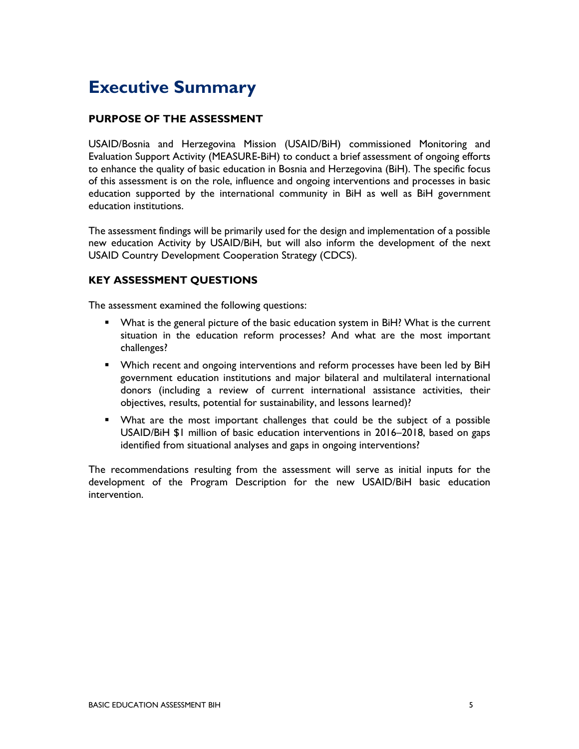# Executive Summary

## PURPOSE OF THE ASSESSMENT

USAID/Bosnia and Herzegovina Mission (USAID/BiH) commissioned Monitoring and Evaluation Support Activity (MEASURE-BiH) to conduct a brief assessment of ongoing efforts to enhance the quality of basic education in Bosnia and Herzegovina (BiH). The specific focus of this assessment is on the role, influence and ongoing interventions and processes in basic education supported by the international community in BiH as well as BiH government education institutions.

The assessment findings will be primarily used for the design and implementation of a possible new education Activity by USAID/BiH, but will also inform the development of the next USAID Country Development Cooperation Strategy (CDCS).

## KEY ASSESSMENT QUESTIONS

The assessment examined the following questions:

- What is the general picture of the basic education system in BiH? What is the current situation in the education reform processes? And what are the most important challenges?
- Which recent and ongoing interventions and reform processes have been led by BiH government education institutions and major bilateral and multilateral international donors (including a review of current international assistance activities, their objectives, results, potential for sustainability, and lessons learned)?
- What are the most important challenges that could be the subject of a possible USAID/BiH $1 million of basic education interventions in 2016–2018, based on gaps identified from situational analyses and gaps in ongoing interventions?

The recommendations resulting from the assessment will serve as initial inputs for the development of the Program Description for the new USAID/BiH basic education intervention.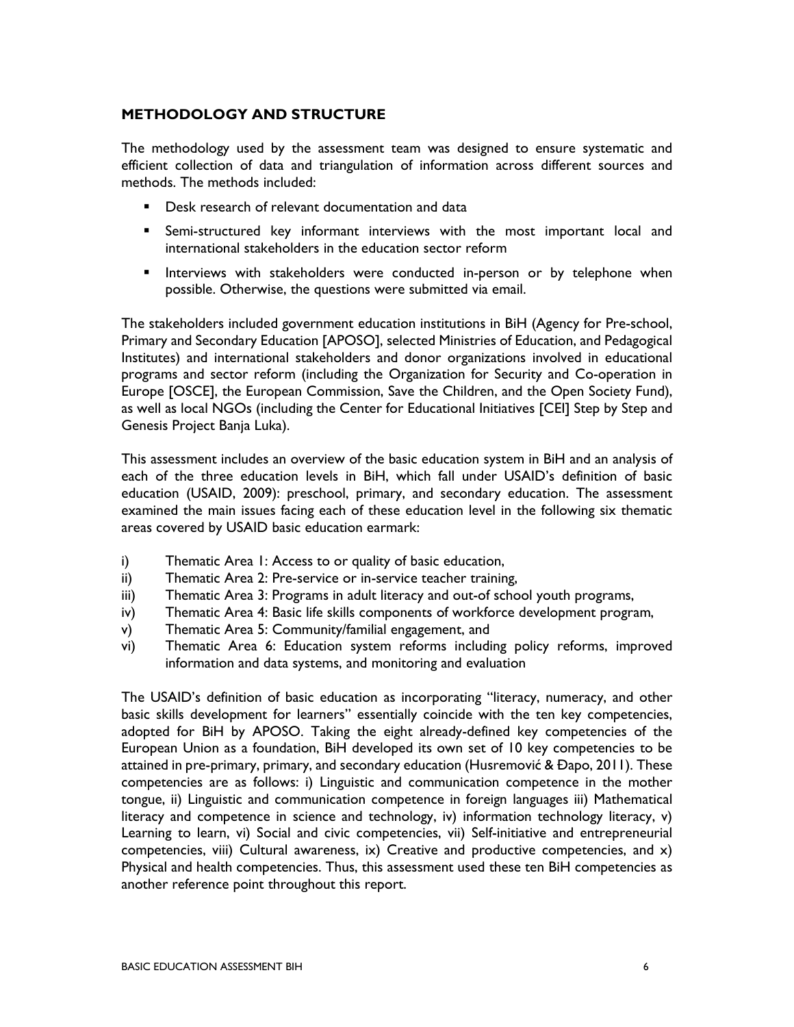## METHODOLOGY AND STRUCTURE

The methodology used by the assessment team was designed to ensure systematic and efficient collection of data and triangulation of information across different sources and methods. The methods included:

- Desk research of relevant documentation and data
- Semi-structured key informant interviews with the most important local and international stakeholders in the education sector reform
- Interviews with stakeholders were conducted in-person or by telephone when possible. Otherwise, the questions were submitted via email.

The stakeholders included government education institutions in BiH (Agency for Pre-school, Primary and Secondary Education [APOSO], selected Ministries of Education, and Pedagogical Institutes) and international stakeholders and donor organizations involved in educational programs and sector reform (including the Organization for Security and Co-operation in Europe [OSCE], the European Commission, Save the Children, and the Open Society Fund), as well as local NGOs (including the Center for Educational Initiatives [CEI] Step by Step and Genesis Project Banja Luka).

This assessment includes an overview of the basic education system in BiH and an analysis of each of the three education levels in BiH, which fall under USAID's definition of basic education (USAID, 2009): preschool, primary, and secondary education. The assessment examined the main issues facing each of these education level in the following six thematic areas covered by USAID basic education earmark:

i) Thematic Area 1: Access to or quality of basic education,
ii) Thematic Area 2: Pre-service or in-service teacher training,
iii) Thematic Area 3: Programs in adult literacy and out-of school youth programs,
iv) Thematic Area 4: Basic life skills components of workforce development program,
v) Thematic Area 5: Community/familial engagement, and
vi) Thematic Area 6: Education system reforms including policy reforms, improved information and data systems, and monitoring and evaluation

The USAID's definition of basic education as incorporating "literacy, numeracy, and other basic skills development for learners" essentially coincide with the ten key competencies, adopted for BiH by APOSO. Taking the eight already-defined key competencies of the European Union as a foundation, BiH developed its own set of 10 key competencies to be attained in pre-primary, primary, and secondary education (Husremović & Đapo, 2011). These competencies are as follows: i) Linguistic and communication competence in the mother tongue, ii) Linguistic and communication competence in foreign languages iii) Mathematical literacy and competence in science and technology, iv) information technology literacy, v) Learning to learn, vi) Social and civic competencies, vii) Self-initiative and entrepreneurial competencies, viii) Cultural awareness, ix) Creative and productive competencies, and x) Physical and health competencies. Thus, this assessment used these ten BiH competencies as another reference point throughout this report.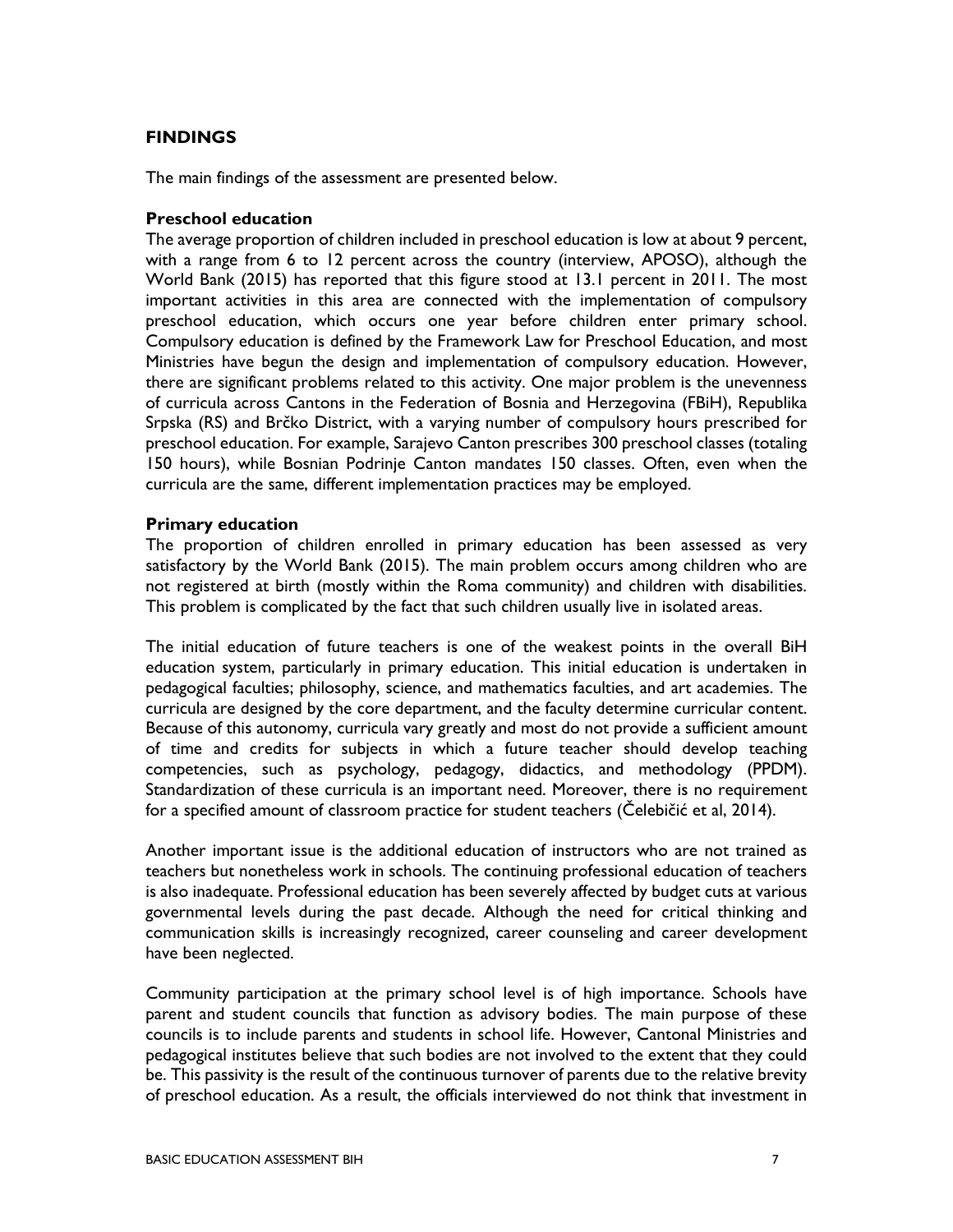# FINDINGS

The main findings of the assessment are presented below.

### Preschool education

The average proportion of children included in preschool education is low at about 9 percent, with a range from 6 to 12 percent across the country (interview, APOSO), although the World Bank (2015) has reported that this figure stood at 13.1 percent in 2011. The most important activities in this area are connected with the implementation of compulsory preschool education, which occurs one year before children enter primary school. Compulsory education is defined by the Framework Law for Preschool Education, and most Ministries have begun the design and implementation of compulsory education. However, there are significant problems related to this activity. One major problem is the unevenness of curricula across Cantons in the Federation of Bosnia and Herzegovina (FBiH), Republika Srpska (RS) and Brčko District, with a varying number of compulsory hours prescribed for preschool education. For example, Sarajevo Canton prescribes 300 preschool classes (totaling 150 hours), while Bosnian Podrinje Canton mandates 150 classes. Often, even when the curricula are the same, different implementation practices may be employed.

### Primary education

The proportion of children enrolled in primary education has been assessed as very satisfactory by the World Bank (2015). The main problem occurs among children who are not registered at birth (mostly within the Roma community) and children with disabilities. This problem is complicated by the fact that such children usually live in isolated areas.

The initial education of future teachers is one of the weakest points in the overall BiH education system, particularly in primary education. This initial education is undertaken in pedagogical faculties; philosophy, science, and mathematics faculties, and art academies. The curricula are designed by the core department, and the faculty determine curricular content. Because of this autonomy, curricula vary greatly and most do not provide a sufficient amount of time and credits for subjects in which a future teacher should develop teaching competencies, such as psychology, pedagogy, didactics, and methodology (PPDM). Standardization of these curricula is an important need. Moreover, there is no requirement for a specified amount of classroom practice for student teachers (Čelebičić et al, 2014).

Another important issue is the additional education of instructors who are not trained as teachers but nonetheless work in schools. The continuing professional education of teachers is also inadequate. Professional education has been severely affected by budget cuts at various governmental levels during the past decade. Although the need for critical thinking and communication skills is increasingly recognized, career counseling and career development have been neglected.

Community participation at the primary school level is of high importance. Schools have parent and student councils that function as advisory bodies. The main purpose of these councils is to include parents and students in school life. However, Cantonal Ministries and pedagogical institutes believe that such bodies are not involved to the extent that they could be. This passivity is the result of the continuous turnover of parents due to the relative brevity of preschool education. As a result, the officials interviewed do not think that investment in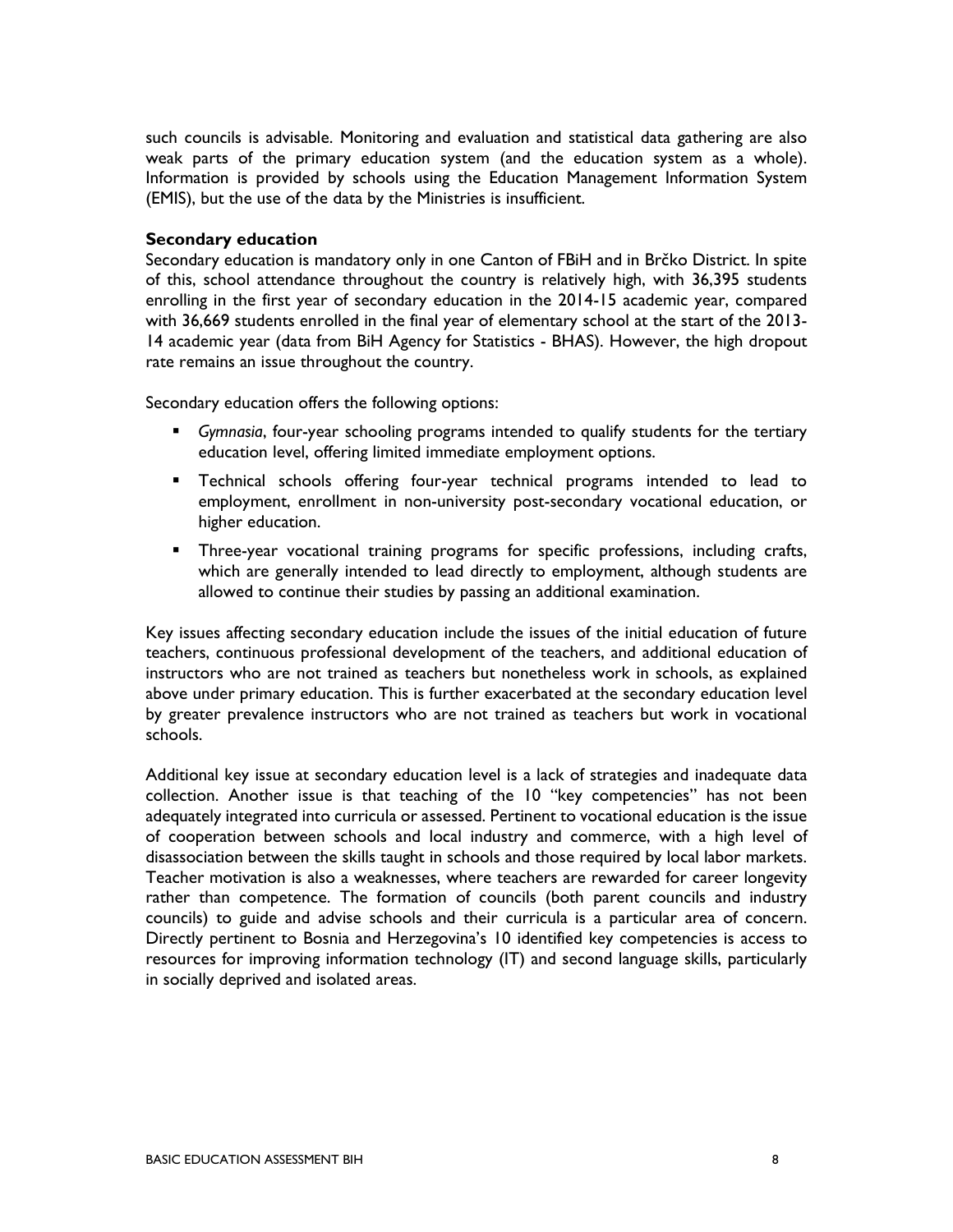such councils is advisable. Monitoring and evaluation and statistical data gathering are also weak parts of the primary education system (and the education system as a whole). Information is provided by schools using the Education Management Information System (EMIS), but the use of the data by the Ministries is insufficient.

**Secondary education**

Secondary education is mandatory only in one Canton of FBiH and in Brčko District. In spite of this, school attendance throughout the country is relatively high, with 36,395 students enrolling in the first year of secondary education in the 2014-15 academic year, compared with 36,669 students enrolled in the final year of elementary school at the start of the 2013-14 academic year (data from BiH Agency for Statistics - BHAS). However, the high dropout rate remains an issue throughout the country.

Secondary education offers the following options:

- *Gymnasia*, four-year schooling programs intended to qualify students for the tertiary education level, offering limited immediate employment options.
- Technical schools offering four-year technical programs intended to lead to employment, enrollment in non-university post-secondary vocational education, or higher education.
- Three-year vocational training programs for specific professions, including crafts, which are generally intended to lead directly to employment, although students are allowed to continue their studies by passing an additional examination.

Key issues affecting secondary education include the issues of the initial education of future teachers, continuous professional development of the teachers, and additional education of instructors who are not trained as teachers but nonetheless work in schools, as explained above under primary education. This is further exacerbated at the secondary education level by greater prevalence instructors who are not trained as teachers but work in vocational schools.

Additional key issue at secondary education level is a lack of strategies and inadequate data collection. Another issue is that teaching of the 10 "key competencies" has not been adequately integrated into curricula or assessed. Pertinent to vocational education is the issue of cooperation between schools and local industry and commerce, with a high level of disassociation between the skills taught in schools and those required by local labor markets. Teacher motivation is also a weaknesses, where teachers are rewarded for career longevity rather than competence. The formation of councils (both parent councils and industry councils) to guide and advise schools and their curricula is a particular area of concern. Directly pertinent to Bosnia and Herzegovina's 10 identified key competencies is access to resources for improving information technology (IT) and second language skills, particularly in socially deprived and isolated areas.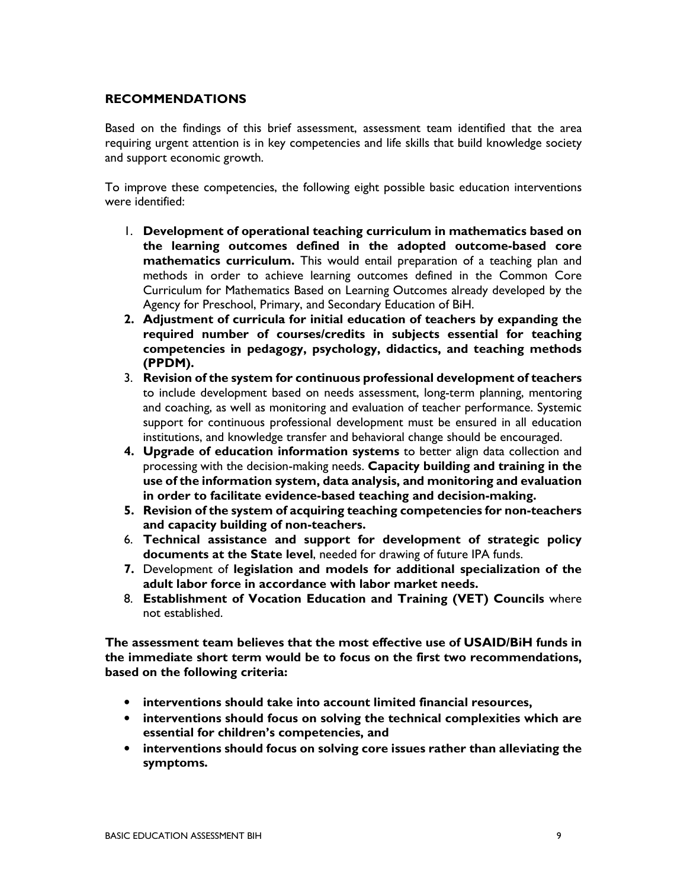## RECOMMENDATIONS

Based on the findings of this brief assessment, assessment team identified that the area requiring urgent attention is in key competencies and life skills that build knowledge society and support economic growth.

To improve these competencies, the following eight possible basic education interventions were identified:

1. **Development of operational teaching curriculum in mathematics based on the learning outcomes defined in the adopted outcome-based core mathematics curriculum.** This would entail preparation of a teaching plan and methods in order to achieve learning outcomes defined in the Common Core Curriculum for Mathematics Based on Learning Outcomes already developed by the Agency for Preschool, Primary, and Secondary Education of BiH.
2. **Adjustment of curricula for initial education of teachers by expanding the required number of courses/credits in subjects essential for teaching competencies in pedagogy, psychology, didactics, and teaching methods (PPDM).**
3. **Revision of the system for continuous professional development of teachers** to include development based on needs assessment, long-term planning, mentoring and coaching, as well as monitoring and evaluation of teacher performance. Systemic support for continuous professional development must be ensured in all education institutions, and knowledge transfer and behavioral change should be encouraged.
4. **Upgrade of education information systems** to better align data collection and processing with the decision-making needs. **Capacity building and training in the use of the information system, data analysis, and monitoring and evaluation in order to facilitate evidence-based teaching and decision-making.**
5. **Revision of the system of acquiring teaching competencies for non-teachers and capacity building of non-teachers.**
6. **Technical assistance and support for development of strategic policy documents at the State level**, needed for drawing of future IPA funds.
7. Development of **legislation and models for additional specialization of the adult labor force in accordance with labor market needs.**
8. **Establishment of Vocation Education and Training (VET) Councils** where not established.

**The assessment team believes that the most effective use of USAID/BiH funds in the immediate short term would be to focus on the first two recommendations, based on the following criteria:**

- **interventions should take into account limited financial resources,**
- **interventions should focus on solving the technical complexities which are essential for children's competencies, and**
- **interventions should focus on solving core issues rather than alleviating the symptoms.**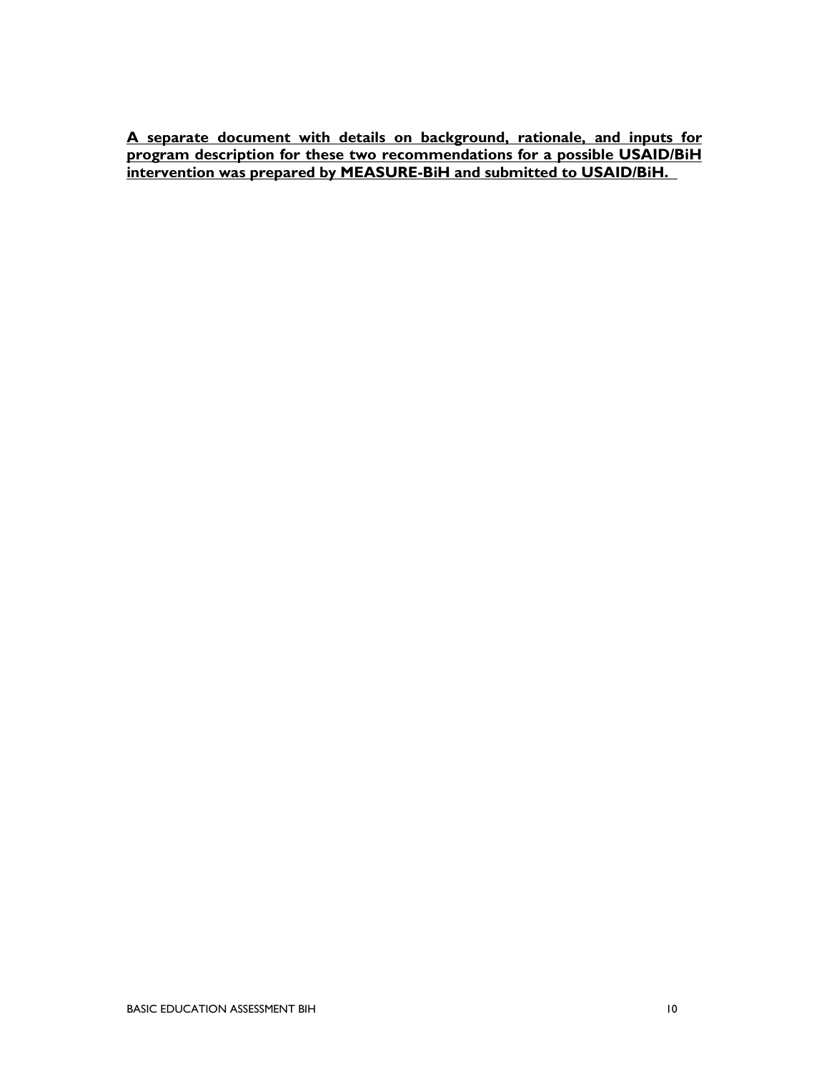**A separate document with details on background, rationale, and inputs for program description for these two recommendations for a possible USAID/BiH intervention was prepared by MEASURE-BiH and submitted to USAID/BiH.**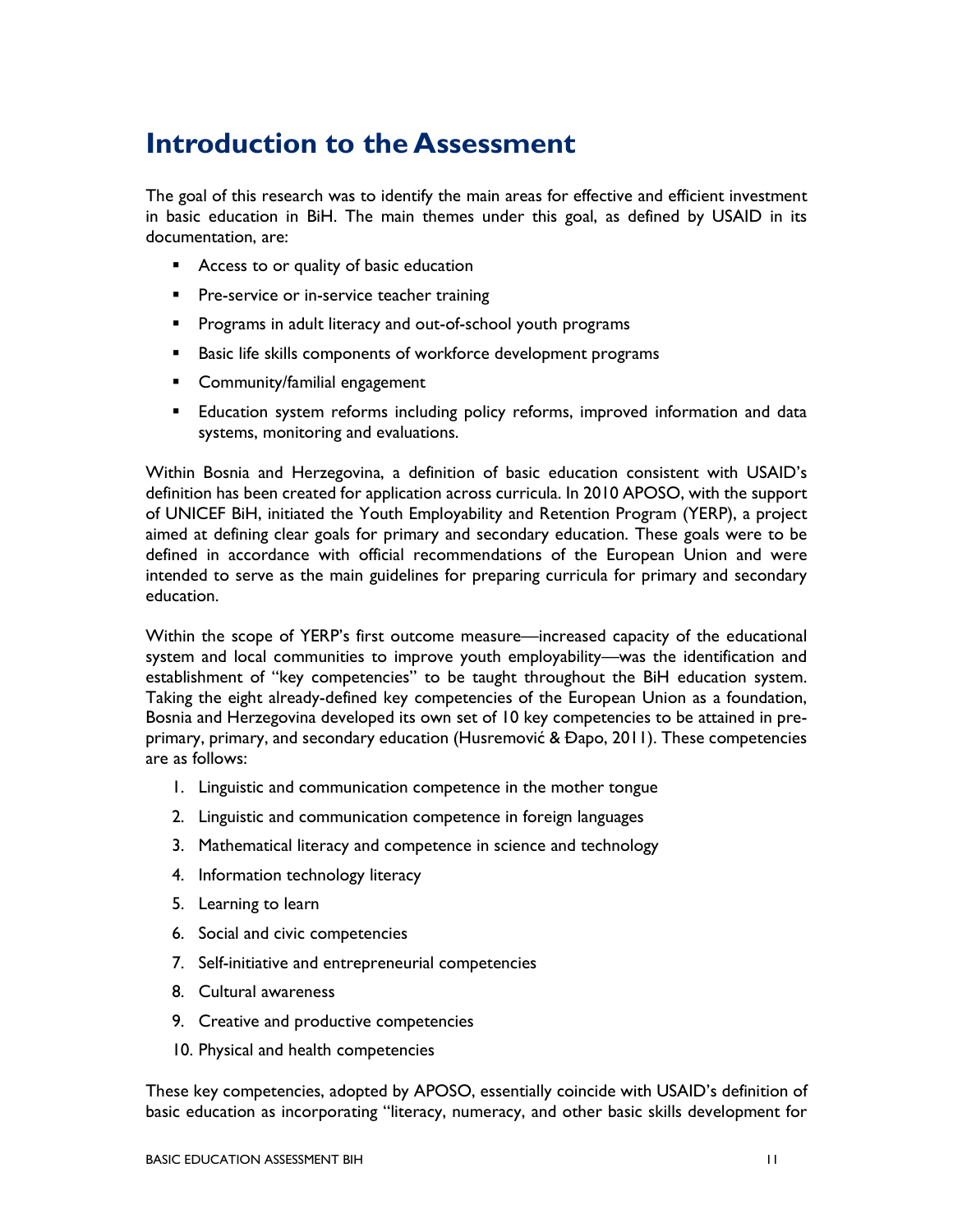# Introduction to the Assessment

The goal of this research was to identify the main areas for effective and efficient investment in basic education in BiH. The main themes under this goal, as defined by USAID in its documentation, are:

- Access to or quality of basic education
- Pre-service or in-service teacher training
- Programs in adult literacy and out-of-school youth programs
- Basic life skills components of workforce development programs
- Community/familial engagement
- Education system reforms including policy reforms, improved information and data systems, monitoring and evaluations.

Within Bosnia and Herzegovina, a definition of basic education consistent with USAID's definition has been created for application across curricula. In 2010 APOSO, with the support of UNICEF BiH, initiated the Youth Employability and Retention Program (YERP), a project aimed at defining clear goals for primary and secondary education. These goals were to be defined in accordance with official recommendations of the European Union and were intended to serve as the main guidelines for preparing curricula for primary and secondary education.

Within the scope of YERP's first outcome measure—increased capacity of the educational system and local communities to improve youth employability—was the identification and establishment of "key competencies" to be taught throughout the BiH education system. Taking the eight already-defined key competencies of the European Union as a foundation, Bosnia and Herzegovina developed its own set of 10 key competencies to be attained in pre-primary, primary, and secondary education (Husremović & Đapo, 2011). These competencies are as follows:

1. Linguistic and communication competence in the mother tongue
2. Linguistic and communication competence in foreign languages
3. Mathematical literacy and competence in science and technology
4. Information technology literacy
5. Learning to learn
6. Social and civic competencies
7. Self-initiative and entrepreneurial competencies
8. Cultural awareness
9. Creative and productive competencies
10. Physical and health competencies

These key competencies, adopted by APOSO, essentially coincide with USAID's definition of basic education as incorporating "literacy, numeracy, and other basic skills development for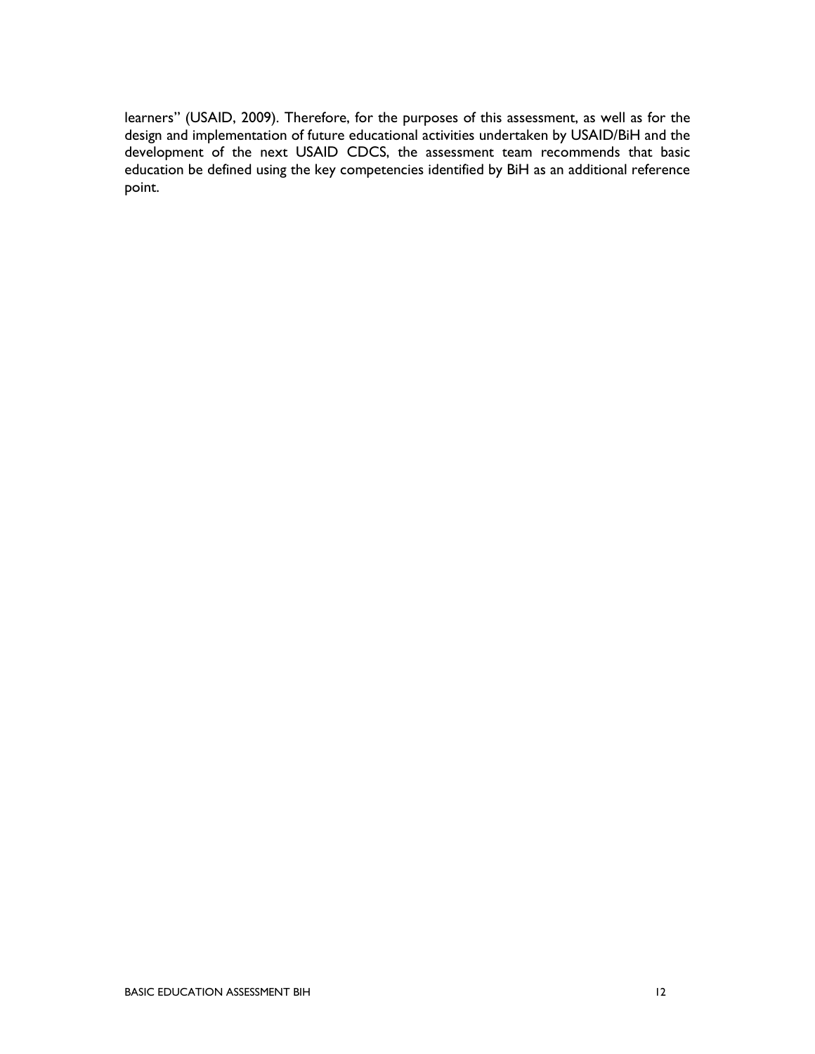learners" (USAID, 2009). Therefore, for the purposes of this assessment, as well as for the design and implementation of future educational activities undertaken by USAID/BiH and the development of the next USAID CDCS, the assessment team recommends that basic education be defined using the key competencies identified by BiH as an additional reference point.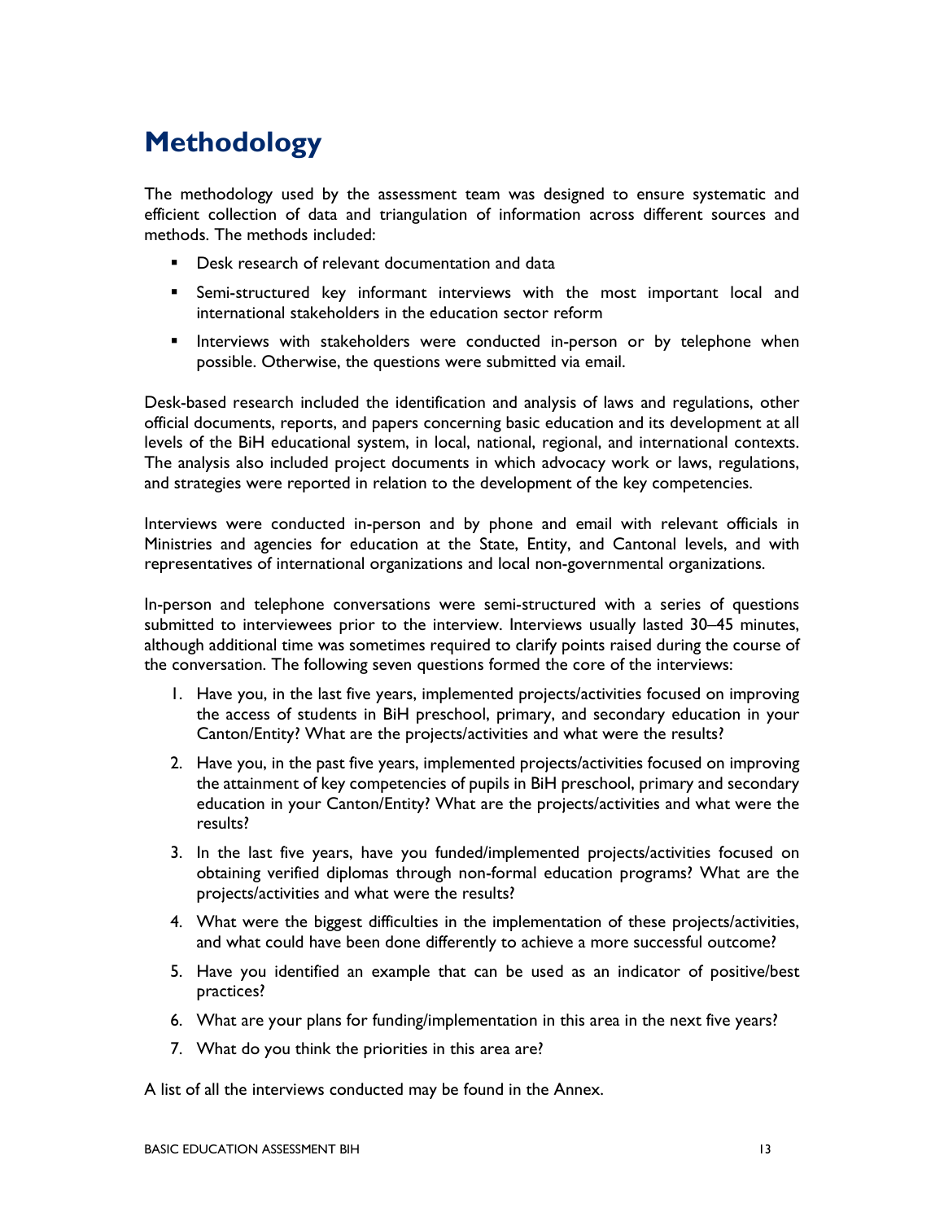# Methodology

The methodology used by the assessment team was designed to ensure systematic and efficient collection of data and triangulation of information across different sources and methods. The methods included:

- Desk research of relevant documentation and data
- Semi-structured key informant interviews with the most important local and international stakeholders in the education sector reform
- Interviews with stakeholders were conducted in-person or by telephone when possible. Otherwise, the questions were submitted via email.

Desk-based research included the identification and analysis of laws and regulations, other official documents, reports, and papers concerning basic education and its development at all levels of the BiH educational system, in local, national, regional, and international contexts. The analysis also included project documents in which advocacy work or laws, regulations, and strategies were reported in relation to the development of the key competencies.

Interviews were conducted in-person and by phone and email with relevant officials in Ministries and agencies for education at the State, Entity, and Cantonal levels, and with representatives of international organizations and local non-governmental organizations.

In-person and telephone conversations were semi-structured with a series of questions submitted to interviewees prior to the interview. Interviews usually lasted 30–45 minutes, although additional time was sometimes required to clarify points raised during the course of the conversation. The following seven questions formed the core of the interviews:

1. Have you, in the last five years, implemented projects/activities focused on improving the access of students in BiH preschool, primary, and secondary education in your Canton/Entity? What are the projects/activities and what were the results?
2. Have you, in the past five years, implemented projects/activities focused on improving the attainment of key competencies of pupils in BiH preschool, primary and secondary education in your Canton/Entity? What are the projects/activities and what were the results?
3. In the last five years, have you funded/implemented projects/activities focused on obtaining verified diplomas through non-formal education programs? What are the projects/activities and what were the results?
4. What were the biggest difficulties in the implementation of these projects/activities, and what could have been done differently to achieve a more successful outcome?
5. Have you identified an example that can be used as an indicator of positive/best practices?
6. What are your plans for funding/implementation in this area in the next five years?
7. What do you think the priorities in this area are?

A list of all the interviews conducted may be found in the Annex.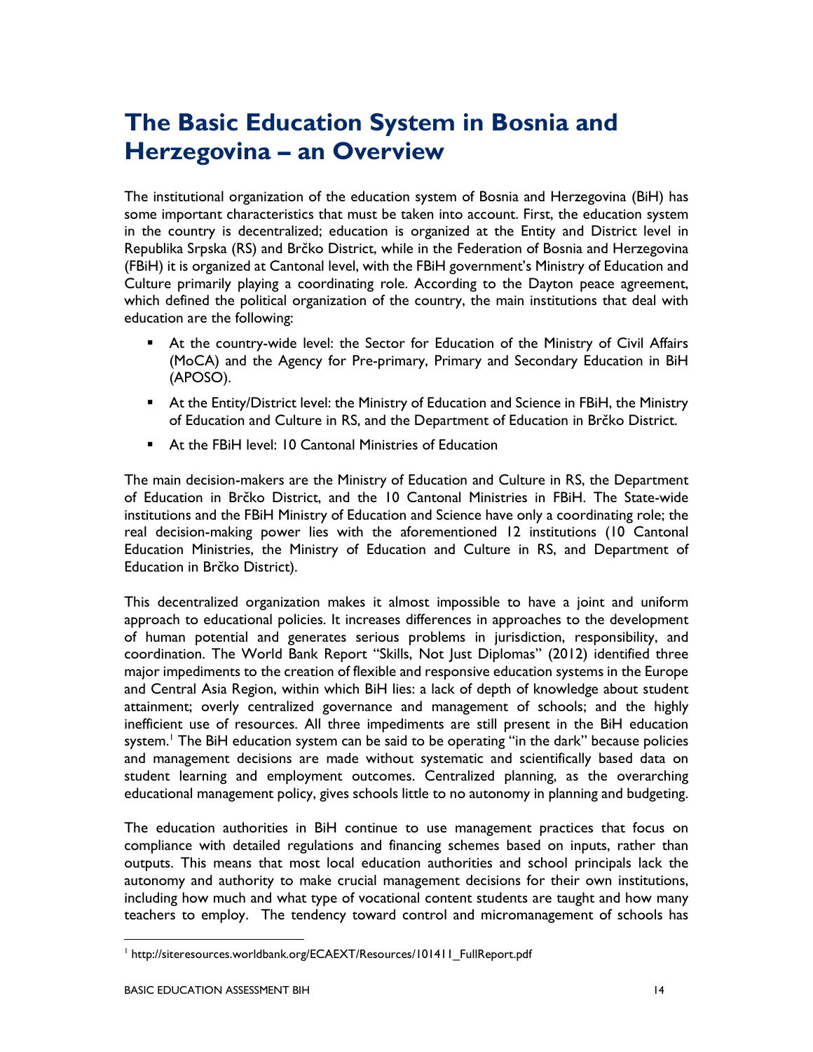# The Basic Education System in Bosnia and Herzegovina – an Overview

The institutional organization of the education system of Bosnia and Herzegovina (BiH) has some important characteristics that must be taken into account. First, the education system in the country is decentralized; education is organized at the Entity and District level in Republika Srpska (RS) and Brčko District, while in the Federation of Bosnia and Herzegovina (FBiH) it is organized at Cantonal level, with the FBiH government's Ministry of Education and Culture primarily playing a coordinating role. According to the Dayton peace agreement, which defined the political organization of the country, the main institutions that deal with education are the following:

- At the country-wide level: the Sector for Education of the Ministry of Civil Affairs (MoCA) and the Agency for Pre-primary, Primary and Secondary Education in BiH (APOSO).
- At the Entity/District level: the Ministry of Education and Science in FBiH, the Ministry of Education and Culture in RS, and the Department of Education in Brčko District.
- At the FBiH level: 10 Cantonal Ministries of Education

The main decision-makers are the Ministry of Education and Culture in RS, the Department of Education in Brčko District, and the 10 Cantonal Ministries in FBiH. The State-wide institutions and the FBiH Ministry of Education and Science have only a coordinating role; the real decision-making power lies with the aforementioned 12 institutions (10 Cantonal Education Ministries, the Ministry of Education and Culture in RS, and Department of Education in Brčko District).

This decentralized organization makes it almost impossible to have a joint and uniform approach to educational policies. It increases differences in approaches to the development of human potential and generates serious problems in jurisdiction, responsibility, and coordination. The World Bank Report "Skills, Not Just Diplomas" (2012) identified three major impediments to the creation of flexible and responsive education systems in the Europe and Central Asia Region, within which BiH lies: a lack of depth of knowledge about student attainment; overly centralized governance and management of schools; and the highly inefficient use of resources. All three impediments are still present in the BiH education system.[1] The BiH education system can be said to be operating "in the dark" because policies and management decisions are made without systematic and scientifically based data on student learning and employment outcomes. Centralized planning, as the overarching educational management policy, gives schools little to no autonomy in planning and budgeting.

The education authorities in BiH continue to use management practices that focus on compliance with detailed regulations and financing schemes based on inputs, rather than outputs. This means that most local education authorities and school principals lack the autonomy and authority to make crucial management decisions for their own institutions, including how much and what type of vocational content students are taught and how many teachers to employ. The tendency toward control and micromanagement of schools has

[1] http://siteresources.worldbank.org/ECAEXT/Resources/101411_FullReport.pdf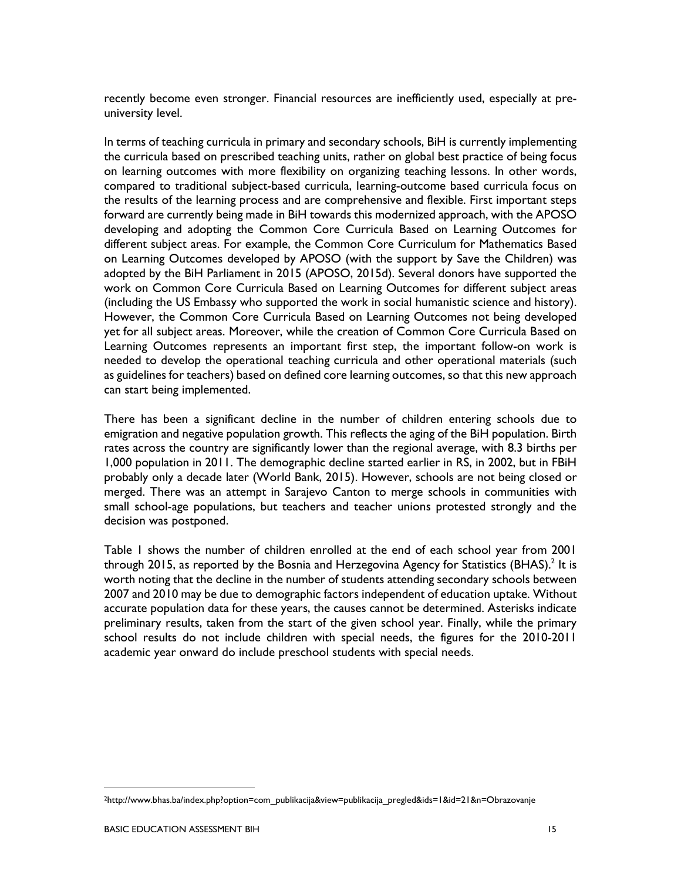recently become even stronger. Financial resources are inefficiently used, especially at pre-university level.

In terms of teaching curricula in primary and secondary schools, BiH is currently implementing the curricula based on prescribed teaching units, rather on global best practice of being focus on learning outcomes with more flexibility on organizing teaching lessons. In other words, compared to traditional subject-based curricula, learning-outcome based curricula focus on the results of the learning process and are comprehensive and flexible. First important steps forward are currently being made in BiH towards this modernized approach, with the APOSO developing and adopting the Common Core Curricula Based on Learning Outcomes for different subject areas. For example, the Common Core Curriculum for Mathematics Based on Learning Outcomes developed by APOSO (with the support by Save the Children) was adopted by the BiH Parliament in 2015 (APOSO, 2015d). Several donors have supported the work on Common Core Curricula Based on Learning Outcomes for different subject areas (including the US Embassy who supported the work in social humanistic science and history). However, the Common Core Curricula Based on Learning Outcomes not being developed yet for all subject areas. Moreover, while the creation of Common Core Curricula Based on Learning Outcomes represents an important first step, the important follow-on work is needed to develop the operational teaching curricula and other operational materials (such as guidelines for teachers) based on defined core learning outcomes, so that this new approach can start being implemented.

There has been a significant decline in the number of children entering schools due to emigration and negative population growth. This reflects the aging of the BiH population. Birth rates across the country are significantly lower than the regional average, with 8.3 births per 1,000 population in 2011. The demographic decline started earlier in RS, in 2002, but in FBiH probably only a decade later (World Bank, 2015). However, schools are not being closed or merged. There was an attempt in Sarajevo Canton to merge schools in communities with small school-age populations, but teachers and teacher unions protested strongly and the decision was postponed.

Table 1 shows the number of children enrolled at the end of each school year from 2001 through 2015, as reported by the Bosnia and Herzegovina Agency for Statistics (BHAS).[2] It is worth noting that the decline in the number of students attending secondary schools between 2007 and 2010 may be due to demographic factors independent of education uptake. Without accurate population data for these years, the causes cannot be determined. Asterisks indicate preliminary results, taken from the start of the given school year. Finally, while the primary school results do not include children with special needs, the figures for the 2010-2011 academic year onward do include preschool students with special needs.

[2] http://www.bhas.ba/index.php?option=com_publikacija&view=publikacija_pregled&ids=1&id=21&n=Obrazovanje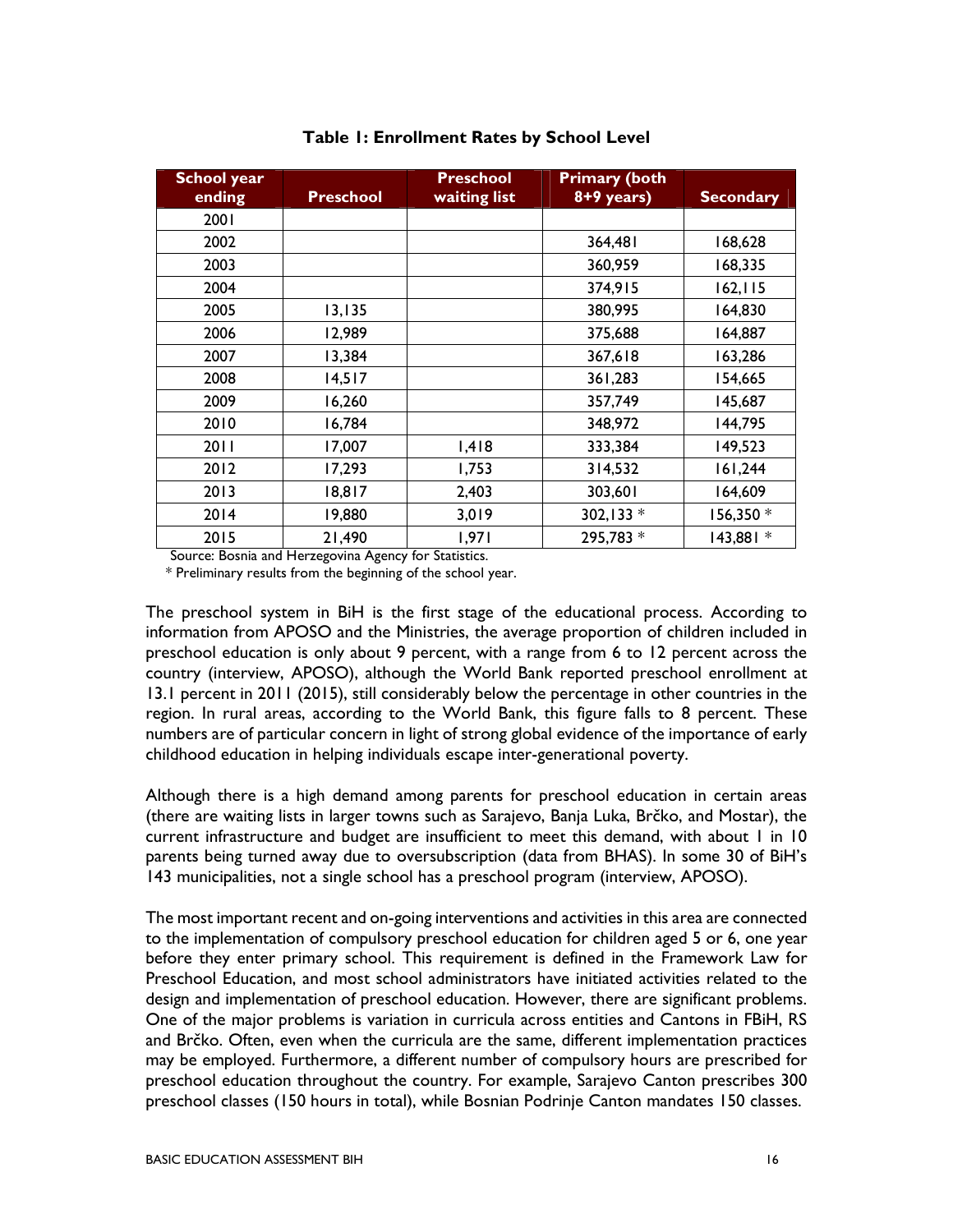**Table 1: Enrollment Rates by School Level**

| School year ending | Preschool | Preschool waiting list | Primary (both 8+9 years) | Secondary |
|---|---|---|---|---|
| 2001 | | | | |
| 2002 | | | 364,481 | 168,628 |
| 2003 | | | 360,959 | 168,335 |
| 2004 | | | 374,915 | 162,115 |
| 2005 | 13,135 | | 380,995 | 164,830 |
| 2006 | 12,989 | | 375,688 | 164,887 |
| 2007 | 13,384 | | 367,618 | 163,286 |
| 2008 | 14,517 | | 361,283 | 154,665 |
| 2009 | 16,260 | | 357,749 | 145,687 |
| 2010 | 16,784 | | 348,972 | 144,795 |
| 2011 | 17,007 | 1,418 | 333,384 | 149,523 |
| 2012 | 17,293 | 1,753 | 314,532 | 161,244 |
| 2013 | 18,817 | 2,403 | 303,601 | 164,609 |
| 2014 | 19,880 | 3,019 | 302,133 * | 156,350 * |
| 2015 | 21,490 | 1,971 | 295,783 * | 143,881 * |

Source: Bosnia and Herzegovina Agency for Statistics.

\* Preliminary results from the beginning of the school year.

The preschool system in BiH is the first stage of the educational process. According to information from APOSO and the Ministries, the average proportion of children included in preschool education is only about 9 percent, with a range from 6 to 12 percent across the country (interview, APOSO), although the World Bank reported preschool enrollment at 13.1 percent in 2011 (2015), still considerably below the percentage in other countries in the region. In rural areas, according to the World Bank, this figure falls to 8 percent. These numbers are of particular concern in light of strong global evidence of the importance of early childhood education in helping individuals escape inter-generational poverty.

Although there is a high demand among parents for preschool education in certain areas (there are waiting lists in larger towns such as Sarajevo, Banja Luka, Brčko, and Mostar), the current infrastructure and budget are insufficient to meet this demand, with about 1 in 10 parents being turned away due to oversubscription (data from BHAS). In some 30 of BiH's 143 municipalities, not a single school has a preschool program (interview, APOSO).

The most important recent and on-going interventions and activities in this area are connected to the implementation of compulsory preschool education for children aged 5 or 6, one year before they enter primary school. This requirement is defined in the Framework Law for Preschool Education, and most school administrators have initiated activities related to the design and implementation of preschool education. However, there are significant problems. One of the major problems is variation in curricula across entities and Cantons in FBiH, RS and Brčko. Often, even when the curricula are the same, different implementation practices may be employed. Furthermore, a different number of compulsory hours are prescribed for preschool education throughout the country. For example, Sarajevo Canton prescribes 300 preschool classes (150 hours in total), while Bosnian Podrinje Canton mandates 150 classes.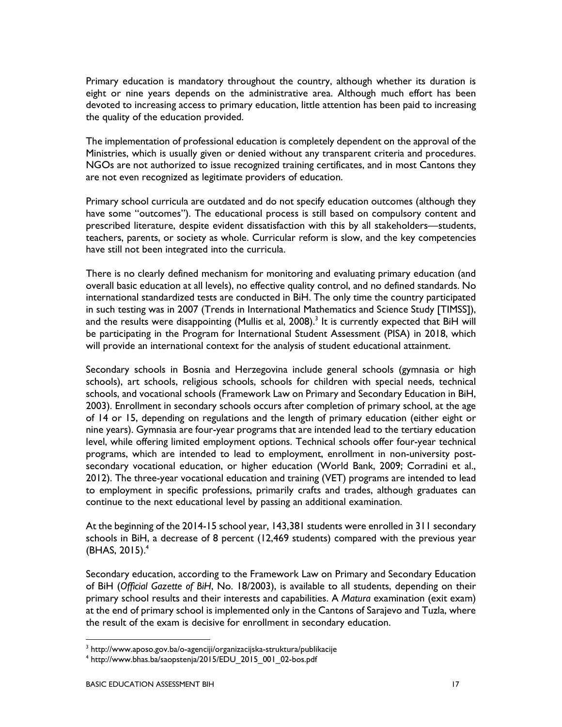Primary education is mandatory throughout the country, although whether its duration is eight or nine years depends on the administrative area. Although much effort has been devoted to increasing access to primary education, little attention has been paid to increasing the quality of the education provided.

The implementation of professional education is completely dependent on the approval of the Ministries, which is usually given or denied without any transparent criteria and procedures. NGOs are not authorized to issue recognized training certificates, and in most Cantons they are not even recognized as legitimate providers of education.

Primary school curricula are outdated and do not specify education outcomes (although they have some "outcomes"). The educational process is still based on compulsory content and prescribed literature, despite evident dissatisfaction with this by all stakeholders—students, teachers, parents, or society as whole. Curricular reform is slow, and the key competencies have still not been integrated into the curricula.

There is no clearly defined mechanism for monitoring and evaluating primary education (and overall basic education at all levels), no effective quality control, and no defined standards. No international standardized tests are conducted in BiH. The only time the country participated in such testing was in 2007 (Trends in International Mathematics and Science Study [TIMSS]), and the results were disappointing (Mullis et al, 2008).[3] It is currently expected that BiH will be participating in the Program for International Student Assessment (PISA) in 2018, which will provide an international context for the analysis of student educational attainment.

Secondary schools in Bosnia and Herzegovina include general schools (gymnasia or high schools), art schools, religious schools, schools for children with special needs, technical schools, and vocational schools (Framework Law on Primary and Secondary Education in BiH, 2003). Enrollment in secondary schools occurs after completion of primary school, at the age of 14 or 15, depending on regulations and the length of primary education (either eight or nine years). Gymnasia are four-year programs that are intended lead to the tertiary education level, while offering limited employment options. Technical schools offer four-year technical programs, which are intended to lead to employment, enrollment in non-university post-secondary vocational education, or higher education (World Bank, 2009; Corradini et al., 2012). The three-year vocational education and training (VET) programs are intended to lead to employment in specific professions, primarily crafts and trades, although graduates can continue to the next educational level by passing an additional examination.

At the beginning of the 2014-15 school year, 143,381 students were enrolled in 311 secondary schools in BiH, a decrease of 8 percent (12,469 students) compared with the previous year (BHAS, 2015).[4]

Secondary education, according to the Framework Law on Primary and Secondary Education of BiH (*Official Gazette of BiH*, No. 18/2003), is available to all students, depending on their primary school results and their interests and capabilities. A *Matura* examination (exit exam) at the end of primary school is implemented only in the Cantons of Sarajevo and Tuzla, where the result of the exam is decisive for enrollment in secondary education.

---

[3] http://www.aposo.gov.ba/o-agenciji/organizacijska-struktura/publikacije

[4] http://www.bhas.ba/saopstenja/2015/EDU_2015_001_02-bos.pdf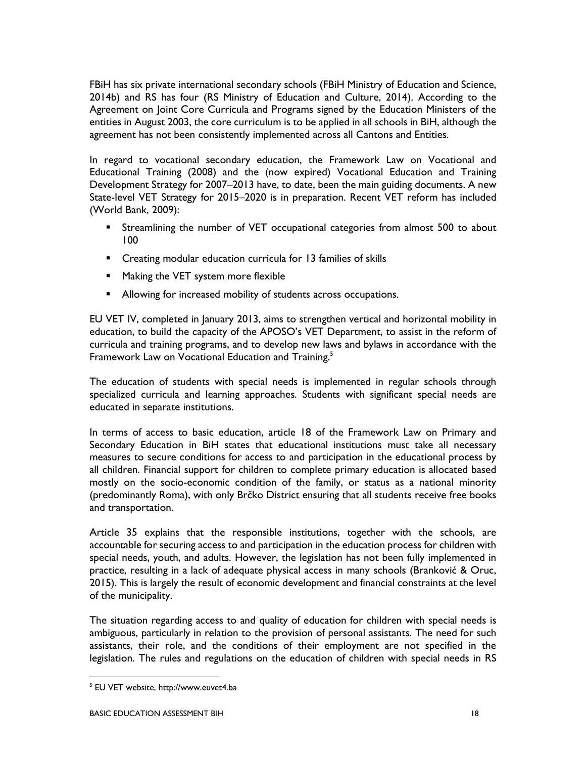FBiH has six private international secondary schools (FBiH Ministry of Education and Science, 2014b) and RS has four (RS Ministry of Education and Culture, 2014). According to the Agreement on Joint Core Curricula and Programs signed by the Education Ministers of the entities in August 2003, the core curriculum is to be applied in all schools in BiH, although the agreement has not been consistently implemented across all Cantons and Entities.

In regard to vocational secondary education, the Framework Law on Vocational and Educational Training (2008) and the (now expired) Vocational Education and Training Development Strategy for 2007–2013 have, to date, been the main guiding documents. A new State-level VET Strategy for 2015–2020 is in preparation. Recent VET reform has included (World Bank, 2009):

- Streamlining the number of VET occupational categories from almost 500 to about 100
- Creating modular education curricula for 13 families of skills
- Making the VET system more flexible
- Allowing for increased mobility of students across occupations.

EU VET IV, completed in January 2013, aims to strengthen vertical and horizontal mobility in education, to build the capacity of the APOSO's VET Department, to assist in the reform of curricula and training programs, and to develop new laws and bylaws in accordance with the Framework Law on Vocational Education and Training.[5]

The education of students with special needs is implemented in regular schools through specialized curricula and learning approaches. Students with significant special needs are educated in separate institutions.

In terms of access to basic education, article 18 of the Framework Law on Primary and Secondary Education in BiH states that educational institutions must take all necessary measures to secure conditions for access to and participation in the educational process by all children. Financial support for children to complete primary education is allocated based mostly on the socio-economic condition of the family, or status as a national minority (predominantly Roma), with only Brčko District ensuring that all students receive free books and transportation.

Article 35 explains that the responsible institutions, together with the schools, are accountable for securing access to and participation in the education process for children with special needs, youth, and adults. However, the legislation has not been fully implemented in practice, resulting in a lack of adequate physical access in many schools (Branković & Oruc, 2015). This is largely the result of economic development and financial constraints at the level of the municipality.

The situation regarding access to and quality of education for children with special needs is ambiguous, particularly in relation to the provision of personal assistants. The need for such assistants, their role, and the conditions of their employment are not specified in the legislation. The rules and regulations on the education of children with special needs in RS

[5] EU VET website, http://www.euvet4.ba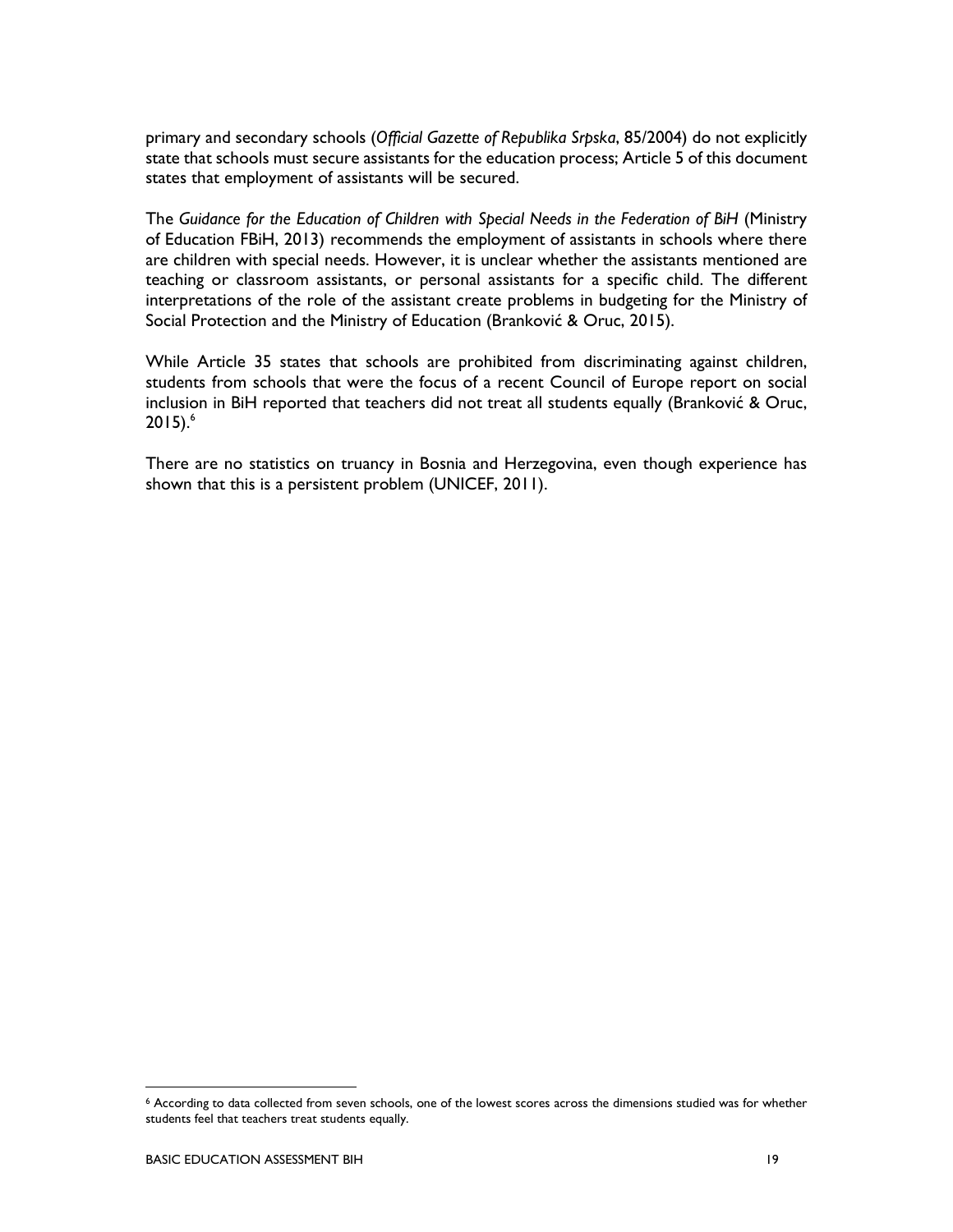primary and secondary schools (*Official Gazette of Republika Srpska*, 85/2004) do not explicitly state that schools must secure assistants for the education process; Article 5 of this document states that employment of assistants will be secured.

The *Guidance for the Education of Children with Special Needs in the Federation of BiH* (Ministry of Education FBiH, 2013) recommends the employment of assistants in schools where there are children with special needs. However, it is unclear whether the assistants mentioned are teaching or classroom assistants, or personal assistants for a specific child. The different interpretations of the role of the assistant create problems in budgeting for the Ministry of Social Protection and the Ministry of Education (Branković & Oruc, 2015).

While Article 35 states that schools are prohibited from discriminating against children, students from schools that were the focus of a recent Council of Europe report on social inclusion in BiH reported that teachers did not treat all students equally (Branković & Oruc, 2015).[6]

There are no statistics on truancy in Bosnia and Herzegovina, even though experience has shown that this is a persistent problem (UNICEF, 2011).

---

[6] According to data collected from seven schools, one of the lowest scores across the dimensions studied was for whether students feel that teachers treat students equally.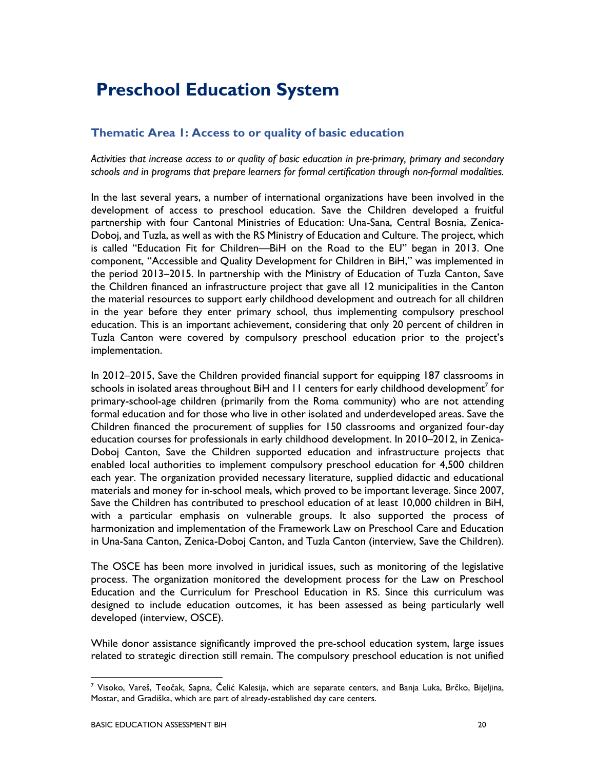# Preschool Education System

## Thematic Area 1: Access to or quality of basic education

*Activities that increase access to or quality of basic education in pre-primary, primary and secondary schools and in programs that prepare learners for formal certification through non-formal modalities.*

In the last several years, a number of international organizations have been involved in the development of access to preschool education. Save the Children developed a fruitful partnership with four Cantonal Ministries of Education: Una-Sana, Central Bosnia, Zenica-Doboj, and Tuzla, as well as with the RS Ministry of Education and Culture. The project, which is called "Education Fit for Children—BiH on the Road to the EU" began in 2013. One component, "Accessible and Quality Development for Children in BiH," was implemented in the period 2013–2015. In partnership with the Ministry of Education of Tuzla Canton, Save the Children financed an infrastructure project that gave all 12 municipalities in the Canton the material resources to support early childhood development and outreach for all children in the year before they enter primary school, thus implementing compulsory preschool education. This is an important achievement, considering that only 20 percent of children in Tuzla Canton were covered by compulsory preschool education prior to the project's implementation.

In 2012–2015, Save the Children provided financial support for equipping 187 classrooms in schools in isolated areas throughout BiH and 11 centers for early childhood development[7] for primary-school-age children (primarily from the Roma community) who are not attending formal education and for those who live in other isolated and underdeveloped areas. Save the Children financed the procurement of supplies for 150 classrooms and organized four-day education courses for professionals in early childhood development. In 2010–2012, in Zenica-Doboj Canton, Save the Children supported education and infrastructure projects that enabled local authorities to implement compulsory preschool education for 4,500 children each year. The organization provided necessary literature, supplied didactic and educational materials and money for in-school meals, which proved to be important leverage. Since 2007, Save the Children has contributed to preschool education of at least 10,000 children in BiH, with a particular emphasis on vulnerable groups. It also supported the process of harmonization and implementation of the Framework Law on Preschool Care and Education in Una-Sana Canton, Zenica-Doboj Canton, and Tuzla Canton (interview, Save the Children).

The OSCE has been more involved in juridical issues, such as monitoring of the legislative process. The organization monitored the development process for the Law on Preschool Education and the Curriculum for Preschool Education in RS. Since this curriculum was designed to include education outcomes, it has been assessed as being particularly well developed (interview, OSCE).

While donor assistance significantly improved the pre-school education system, large issues related to strategic direction still remain. The compulsory preschool education is not unified

[7] Visoko, Vareš, Teočak, Sapna, Čelić Kalesija, which are separate centers, and Banja Luka, Brčko, Bijeljina, Mostar, and Gradiška, which are part of already-established day care centers.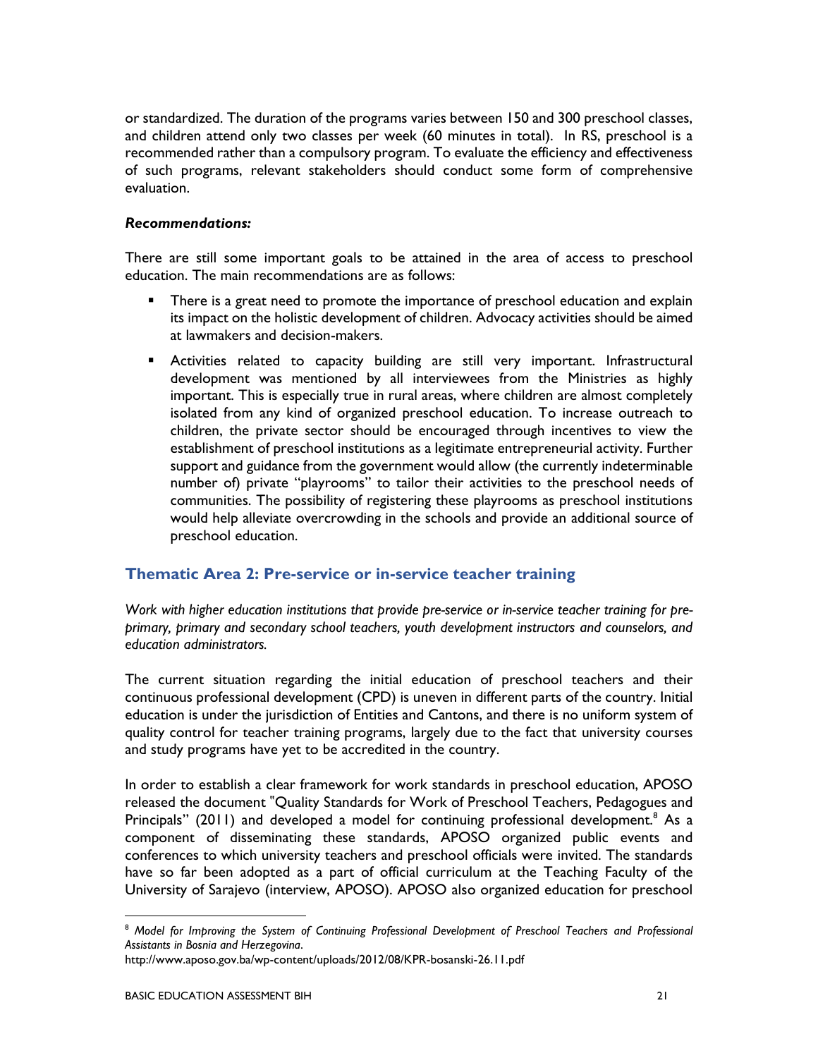or standardized. The duration of the programs varies between 150 and 300 preschool classes, and children attend only two classes per week (60 minutes in total). In RS, preschool is a recommended rather than a compulsory program. To evaluate the efficiency and effectiveness of such programs, relevant stakeholders should conduct some form of comprehensive evaluation.

***Recommendations:***

There are still some important goals to be attained in the area of access to preschool education. The main recommendations are as follows:

- There is a great need to promote the importance of preschool education and explain its impact on the holistic development of children. Advocacy activities should be aimed at lawmakers and decision-makers.
- Activities related to capacity building are still very important. Infrastructural development was mentioned by all interviewees from the Ministries as highly important. This is especially true in rural areas, where children are almost completely isolated from any kind of organized preschool education. To increase outreach to children, the private sector should be encouraged through incentives to view the establishment of preschool institutions as a legitimate entrepreneurial activity. Further support and guidance from the government would allow (the currently indeterminable number of) private "playrooms" to tailor their activities to the preschool needs of communities. The possibility of registering these playrooms as preschool institutions would help alleviate overcrowding in the schools and provide an additional source of preschool education.

## Thematic Area 2: Pre-service or in-service teacher training

*Work with higher education institutions that provide pre-service or in-service teacher training for pre-primary, primary and secondary school teachers, youth development instructors and counselors, and education administrators.*

The current situation regarding the initial education of preschool teachers and their continuous professional development (CPD) is uneven in different parts of the country. Initial education is under the jurisdiction of Entities and Cantons, and there is no uniform system of quality control for teacher training programs, largely due to the fact that university courses and study programs have yet to be accredited in the country.

In order to establish a clear framework for work standards in preschool education, APOSO released the document "Quality Standards for Work of Preschool Teachers, Pedagogues and Principals" (2011) and developed a model for continuing professional development.[8] As a component of disseminating these standards, APOSO organized public events and conferences to which university teachers and preschool officials were invited. The standards have so far been adopted as a part of official curriculum at the Teaching Faculty of the University of Sarajevo (interview, APOSO). APOSO also organized education for preschool

---

[8] *Model for Improving the System of Continuing Professional Development of Preschool Teachers and Professional Assistants in Bosnia and Herzegovina*. http://www.aposo.gov.ba/wp-content/uploads/2012/08/KPR-bosanski-26.11.pdf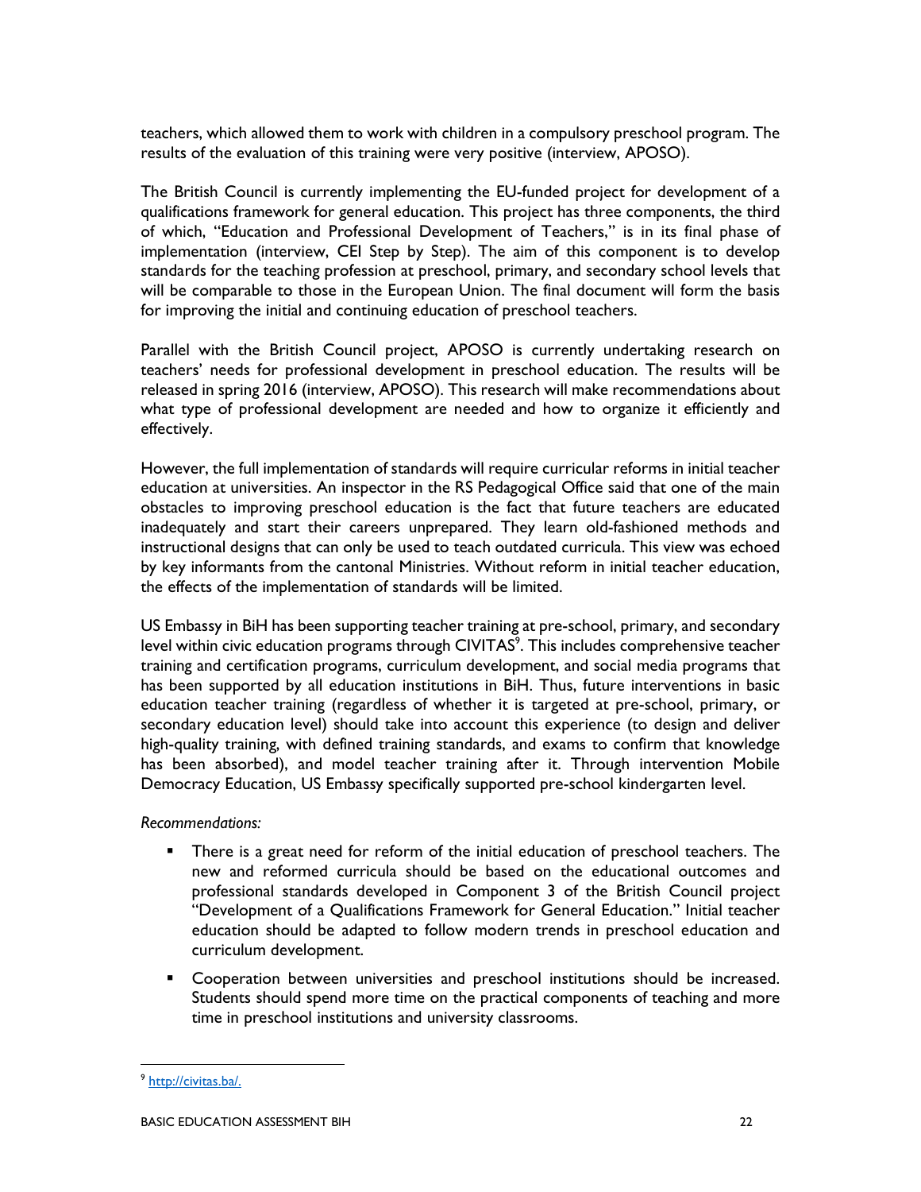teachers, which allowed them to work with children in a compulsory preschool program. The results of the evaluation of this training were very positive (interview, APOSO).

The British Council is currently implementing the EU-funded project for development of a qualifications framework for general education. This project has three components, the third of which, "Education and Professional Development of Teachers," is in its final phase of implementation (interview, CEI Step by Step). The aim of this component is to develop standards for the teaching profession at preschool, primary, and secondary school levels that will be comparable to those in the European Union. The final document will form the basis for improving the initial and continuing education of preschool teachers.

Parallel with the British Council project, APOSO is currently undertaking research on teachers' needs for professional development in preschool education. The results will be released in spring 2016 (interview, APOSO). This research will make recommendations about what type of professional development are needed and how to organize it efficiently and effectively.

However, the full implementation of standards will require curricular reforms in initial teacher education at universities. An inspector in the RS Pedagogical Office said that one of the main obstacles to improving preschool education is the fact that future teachers are educated inadequately and start their careers unprepared. They learn old-fashioned methods and instructional designs that can only be used to teach outdated curricula. This view was echoed by key informants from the cantonal Ministries. Without reform in initial teacher education, the effects of the implementation of standards will be limited.

US Embassy in BiH has been supporting teacher training at pre-school, primary, and secondary level within civic education programs through CIVITAS[9]. This includes comprehensive teacher training and certification programs, curriculum development, and social media programs that has been supported by all education institutions in BiH. Thus, future interventions in basic education teacher training (regardless of whether it is targeted at pre-school, primary, or secondary education level) should take into account this experience (to design and deliver high-quality training, with defined training standards, and exams to confirm that knowledge has been absorbed), and model teacher training after it. Through intervention Mobile Democracy Education, US Embassy specifically supported pre-school kindergarten level.

*Recommendations:*

- There is a great need for reform of the initial education of preschool teachers. The new and reformed curricula should be based on the educational outcomes and professional standards developed in Component 3 of the British Council project "Development of a Qualifications Framework for General Education." Initial teacher education should be adapted to follow modern trends in preschool education and curriculum development.
- Cooperation between universities and preschool institutions should be increased. Students should spend more time on the practical components of teaching and more time in preschool institutions and university classrooms.

[9] http://civitas.ba/.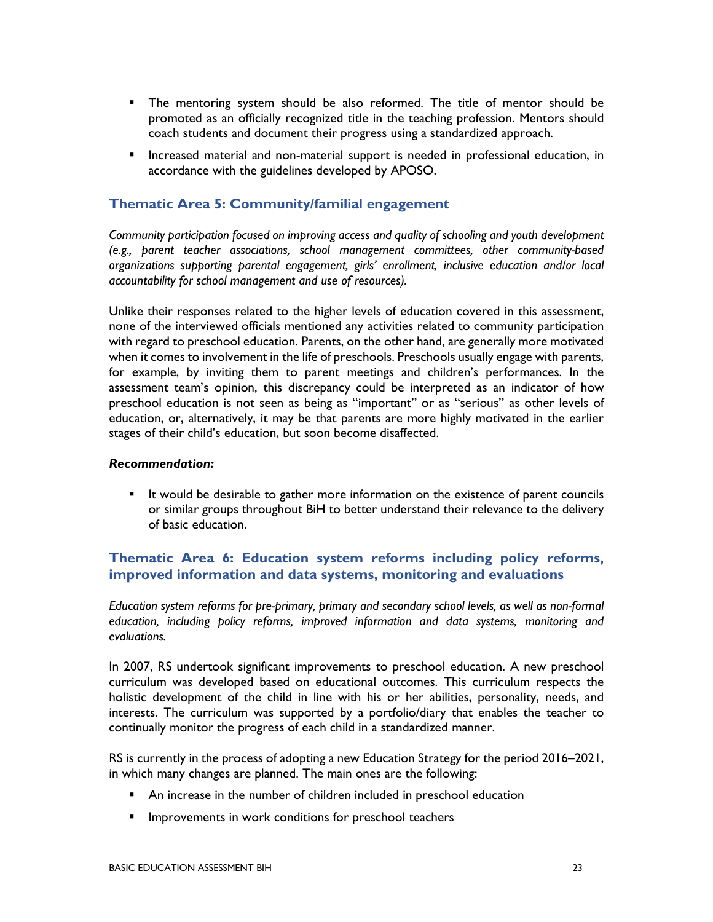- The mentoring system should be also reformed. The title of mentor should be promoted as an officially recognized title in the teaching profession. Mentors should coach students and document their progress using a standardized approach.
- Increased material and non-material support is needed in professional education, in accordance with the guidelines developed by APOSO.

### Thematic Area 5: Community/familial engagement

*Community participation focused on improving access and quality of schooling and youth development (e.g., parent teacher associations, school management committees, other community-based organizations supporting parental engagement, girls' enrollment, inclusive education and/or local accountability for school management and use of resources).*

Unlike their responses related to the higher levels of education covered in this assessment, none of the interviewed officials mentioned any activities related to community participation with regard to preschool education. Parents, on the other hand, are generally more motivated when it comes to involvement in the life of preschools. Preschools usually engage with parents, for example, by inviting them to parent meetings and children's performances. In the assessment team's opinion, this discrepancy could be interpreted as an indicator of how preschool education is not seen as being as "important" or as "serious" as other levels of education, or, alternatively, it may be that parents are more highly motivated in the earlier stages of their child's education, but soon become disaffected.

***Recommendation:***

- It would be desirable to gather more information on the existence of parent councils or similar groups throughout BiH to better understand their relevance to the delivery of basic education.

### Thematic Area 6: Education system reforms including policy reforms, improved information and data systems, monitoring and evaluations

*Education system reforms for pre-primary, primary and secondary school levels, as well as non-formal education, including policy reforms, improved information and data systems, monitoring and evaluations.*

In 2007, RS undertook significant improvements to preschool education. A new preschool curriculum was developed based on educational outcomes. This curriculum respects the holistic development of the child in line with his or her abilities, personality, needs, and interests. The curriculum was supported by a portfolio/diary that enables the teacher to continually monitor the progress of each child in a standardized manner.

RS is currently in the process of adopting a new Education Strategy for the period 2016–2021, in which many changes are planned. The main ones are the following:

- An increase in the number of children included in preschool education
- Improvements in work conditions for preschool teachers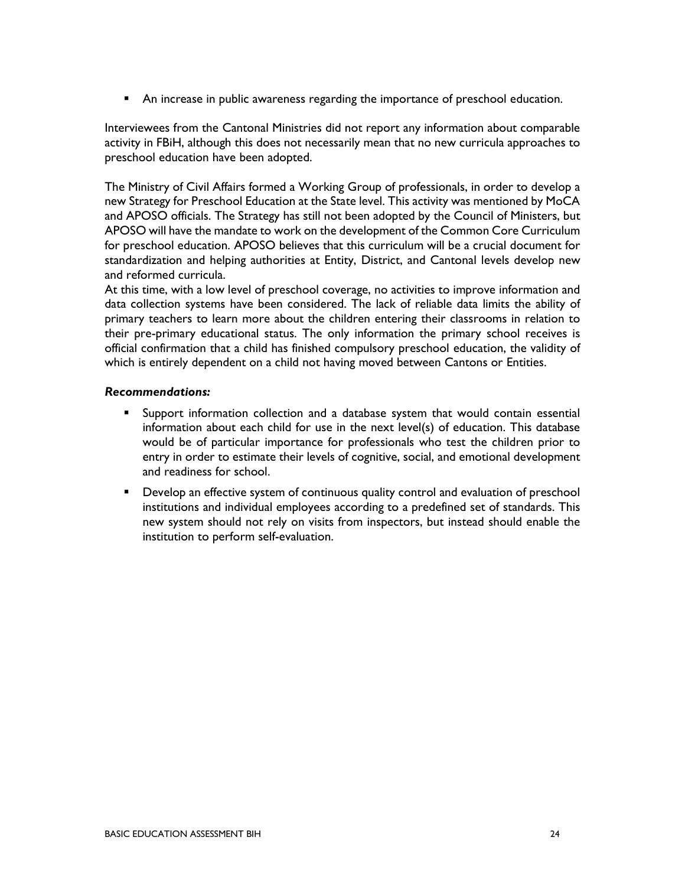- An increase in public awareness regarding the importance of preschool education.

Interviewees from the Cantonal Ministries did not report any information about comparable activity in FBiH, although this does not necessarily mean that no new curricula approaches to preschool education have been adopted.

The Ministry of Civil Affairs formed a Working Group of professionals, in order to develop a new Strategy for Preschool Education at the State level. This activity was mentioned by MoCA and APOSO officials. The Strategy has still not been adopted by the Council of Ministers, but APOSO will have the mandate to work on the development of the Common Core Curriculum for preschool education. APOSO believes that this curriculum will be a crucial document for standardization and helping authorities at Entity, District, and Cantonal levels develop new and reformed curricula.

At this time, with a low level of preschool coverage, no activities to improve information and data collection systems have been considered. The lack of reliable data limits the ability of primary teachers to learn more about the children entering their classrooms in relation to their pre-primary educational status. The only information the primary school receives is official confirmation that a child has finished compulsory preschool education, the validity of which is entirely dependent on a child not having moved between Cantons or Entities.

***Recommendations:***

- Support information collection and a database system that would contain essential information about each child for use in the next level(s) of education. This database would be of particular importance for professionals who test the children prior to entry in order to estimate their levels of cognitive, social, and emotional development and readiness for school.
- Develop an effective system of continuous quality control and evaluation of preschool institutions and individual employees according to a predefined set of standards. This new system should not rely on visits from inspectors, but instead should enable the institution to perform self-evaluation.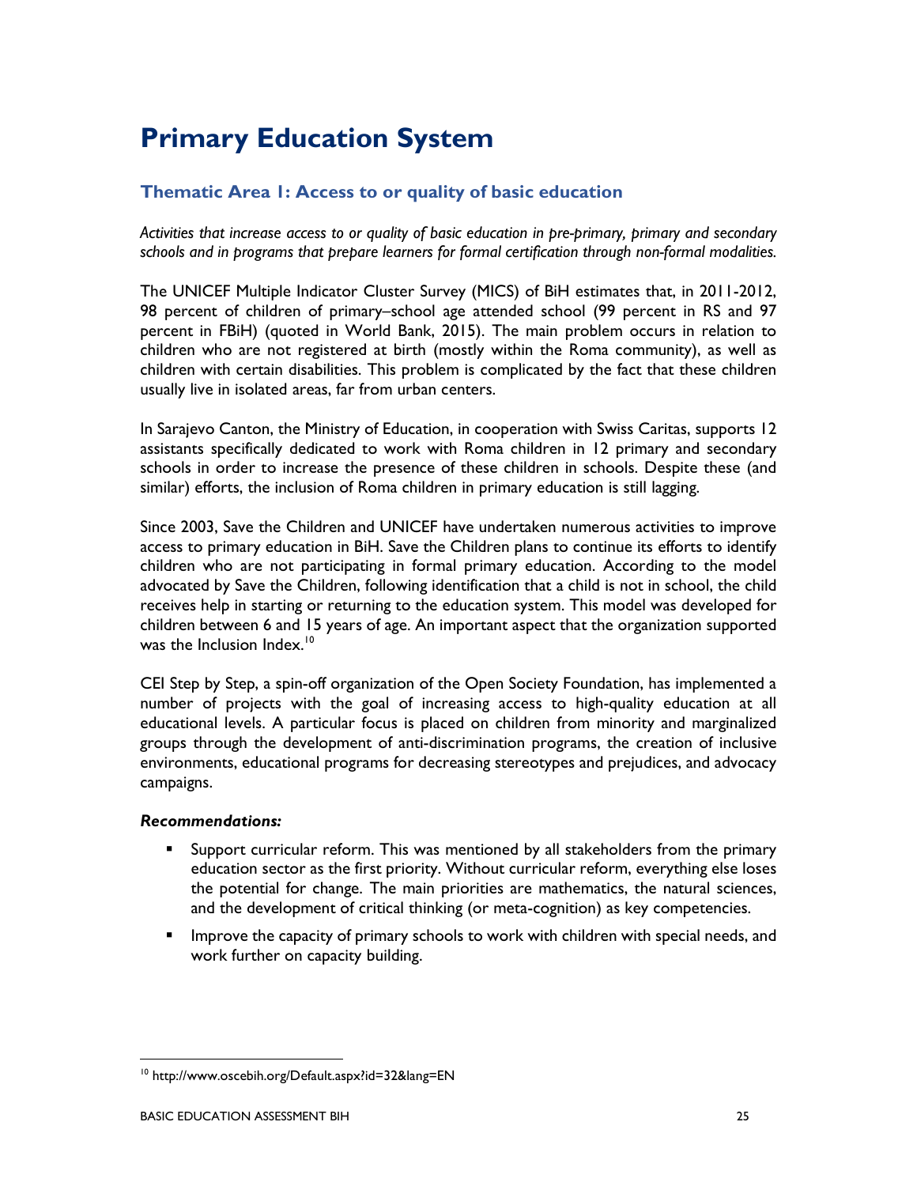# Primary Education System

## Thematic Area 1: Access to or quality of basic education

*Activities that increase access to or quality of basic education in pre-primary, primary and secondary schools and in programs that prepare learners for formal certification through non-formal modalities.*

The UNICEF Multiple Indicator Cluster Survey (MICS) of BiH estimates that, in 2011-2012, 98 percent of children of primary–school age attended school (99 percent in RS and 97 percent in FBiH) (quoted in World Bank, 2015). The main problem occurs in relation to children who are not registered at birth (mostly within the Roma community), as well as children with certain disabilities. This problem is complicated by the fact that these children usually live in isolated areas, far from urban centers.

In Sarajevo Canton, the Ministry of Education, in cooperation with Swiss Caritas, supports 12 assistants specifically dedicated to work with Roma children in 12 primary and secondary schools in order to increase the presence of these children in schools. Despite these (and similar) efforts, the inclusion of Roma children in primary education is still lagging.

Since 2003, Save the Children and UNICEF have undertaken numerous activities to improve access to primary education in BiH. Save the Children plans to continue its efforts to identify children who are not participating in formal primary education. According to the model advocated by Save the Children, following identification that a child is not in school, the child receives help in starting or returning to the education system. This model was developed for children between 6 and 15 years of age. An important aspect that the organization supported was the Inclusion Index.[10]

CEI Step by Step, a spin-off organization of the Open Society Foundation, has implemented a number of projects with the goal of increasing access to high-quality education at all educational levels. A particular focus is placed on children from minority and marginalized groups through the development of anti-discrimination programs, the creation of inclusive environments, educational programs for decreasing stereotypes and prejudices, and advocacy campaigns.

***Recommendations:***

- Support curricular reform. This was mentioned by all stakeholders from the primary education sector as the first priority. Without curricular reform, everything else loses the potential for change. The main priorities are mathematics, the natural sciences, and the development of critical thinking (or meta-cognition) as key competencies.
- Improve the capacity of primary schools to work with children with special needs, and work further on capacity building.

[10] http://www.oscebih.org/Default.aspx?id=32&lang=EN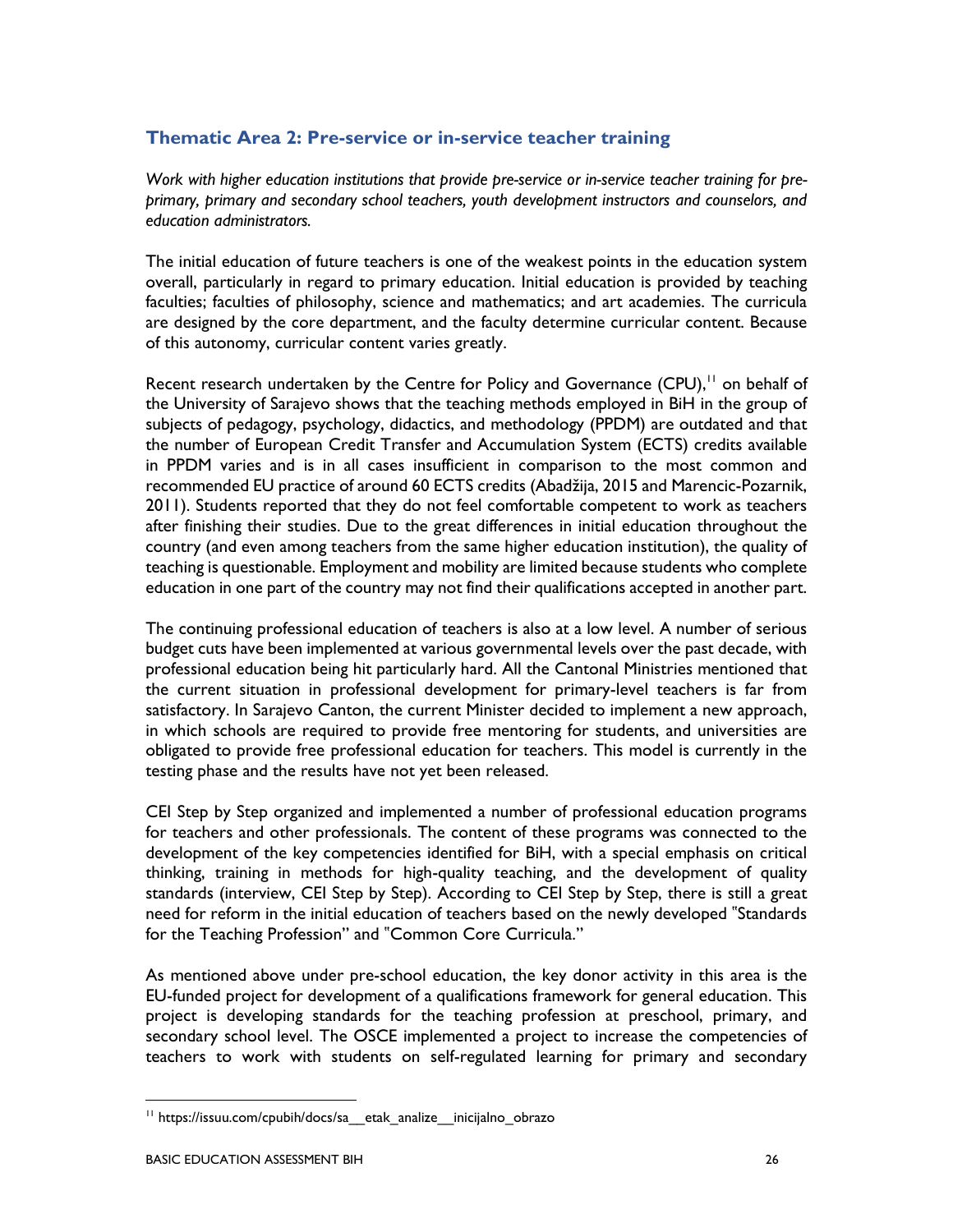## Thematic Area 2: Pre-service or in-service teacher training

*Work with higher education institutions that provide pre-service or in-service teacher training for pre-primary, primary and secondary school teachers, youth development instructors and counselors, and education administrators.*

The initial education of future teachers is one of the weakest points in the education system overall, particularly in regard to primary education. Initial education is provided by teaching faculties; faculties of philosophy, science and mathematics; and art academies. The curricula are designed by the core department, and the faculty determine curricular content. Because of this autonomy, curricular content varies greatly.

Recent research undertaken by the Centre for Policy and Governance (CPU),[11] on behalf of the University of Sarajevo shows that the teaching methods employed in BiH in the group of subjects of pedagogy, psychology, didactics, and methodology (PPDM) are outdated and that the number of European Credit Transfer and Accumulation System (ECTS) credits available in PPDM varies and is in all cases insufficient in comparison to the most common and recommended EU practice of around 60 ECTS credits (Abadžija, 2015 and Marencic-Pozarnik, 2011). Students reported that they do not feel comfortable competent to work as teachers after finishing their studies. Due to the great differences in initial education throughout the country (and even among teachers from the same higher education institution), the quality of teaching is questionable. Employment and mobility are limited because students who complete education in one part of the country may not find their qualifications accepted in another part.

The continuing professional education of teachers is also at a low level. A number of serious budget cuts have been implemented at various governmental levels over the past decade, with professional education being hit particularly hard. All the Cantonal Ministries mentioned that the current situation in professional development for primary-level teachers is far from satisfactory. In Sarajevo Canton, the current Minister decided to implement a new approach, in which schools are required to provide free mentoring for students, and universities are obligated to provide free professional education for teachers. This model is currently in the testing phase and the results have not yet been released.

CEI Step by Step organized and implemented a number of professional education programs for teachers and other professionals. The content of these programs was connected to the development of the key competencies identified for BiH, with a special emphasis on critical thinking, training in methods for high-quality teaching, and the development of quality standards (interview, CEI Step by Step). According to CEI Step by Step, there is still a great need for reform in the initial education of teachers based on the newly developed "Standards for the Teaching Profession" and "Common Core Curricula."

As mentioned above under pre-school education, the key donor activity in this area is the EU-funded project for development of a qualifications framework for general education. This project is developing standards for the teaching profession at preschool, primary, and secondary school level. The OSCE implemented a project to increase the competencies of teachers to work with students on self-regulated learning for primary and secondary

---

[11] https://issuu.com/cpubih/docs/sa__etak_analize__inicijalno_obrazo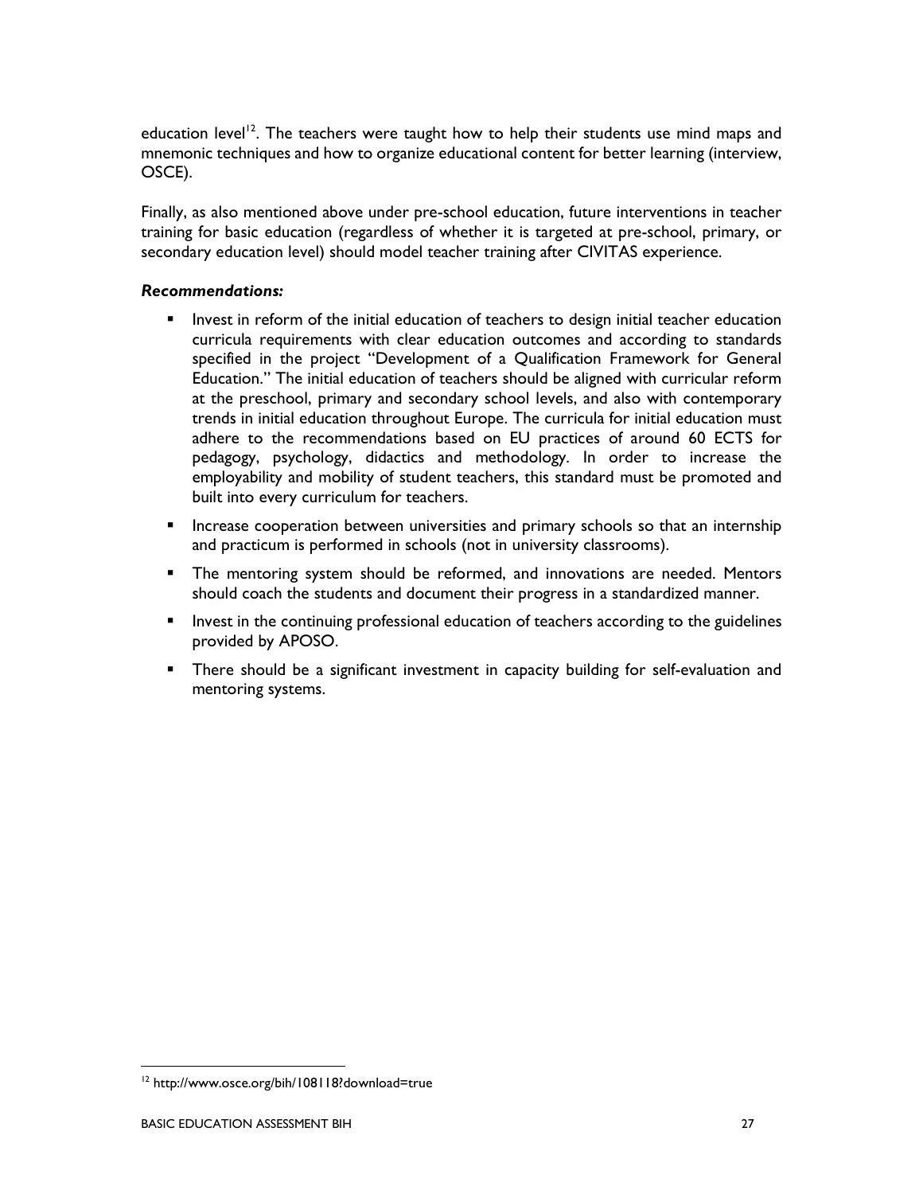education level[12]. The teachers were taught how to help their students use mind maps and mnemonic techniques and how to organize educational content for better learning (interview, OSCE).

Finally, as also mentioned above under pre-school education, future interventions in teacher training for basic education (regardless of whether it is targeted at pre-school, primary, or secondary education level) should model teacher training after CIVITAS experience.

***Recommendations:***

- Invest in reform of the initial education of teachers to design initial teacher education curricula requirements with clear education outcomes and according to standards specified in the project "Development of a Qualification Framework for General Education." The initial education of teachers should be aligned with curricular reform at the preschool, primary and secondary school levels, and also with contemporary trends in initial education throughout Europe. The curricula for initial education must adhere to the recommendations based on EU practices of around 60 ECTS for pedagogy, psychology, didactics and methodology. In order to increase the employability and mobility of student teachers, this standard must be promoted and built into every curriculum for teachers.
- Increase cooperation between universities and primary schools so that an internship and practicum is performed in schools (not in university classrooms).
- The mentoring system should be reformed, and innovations are needed. Mentors should coach the students and document their progress in a standardized manner.
- Invest in the continuing professional education of teachers according to the guidelines provided by APOSO.
- There should be a significant investment in capacity building for self-evaluation and mentoring systems.

[12] http://www.osce.org/bih/108118?download=true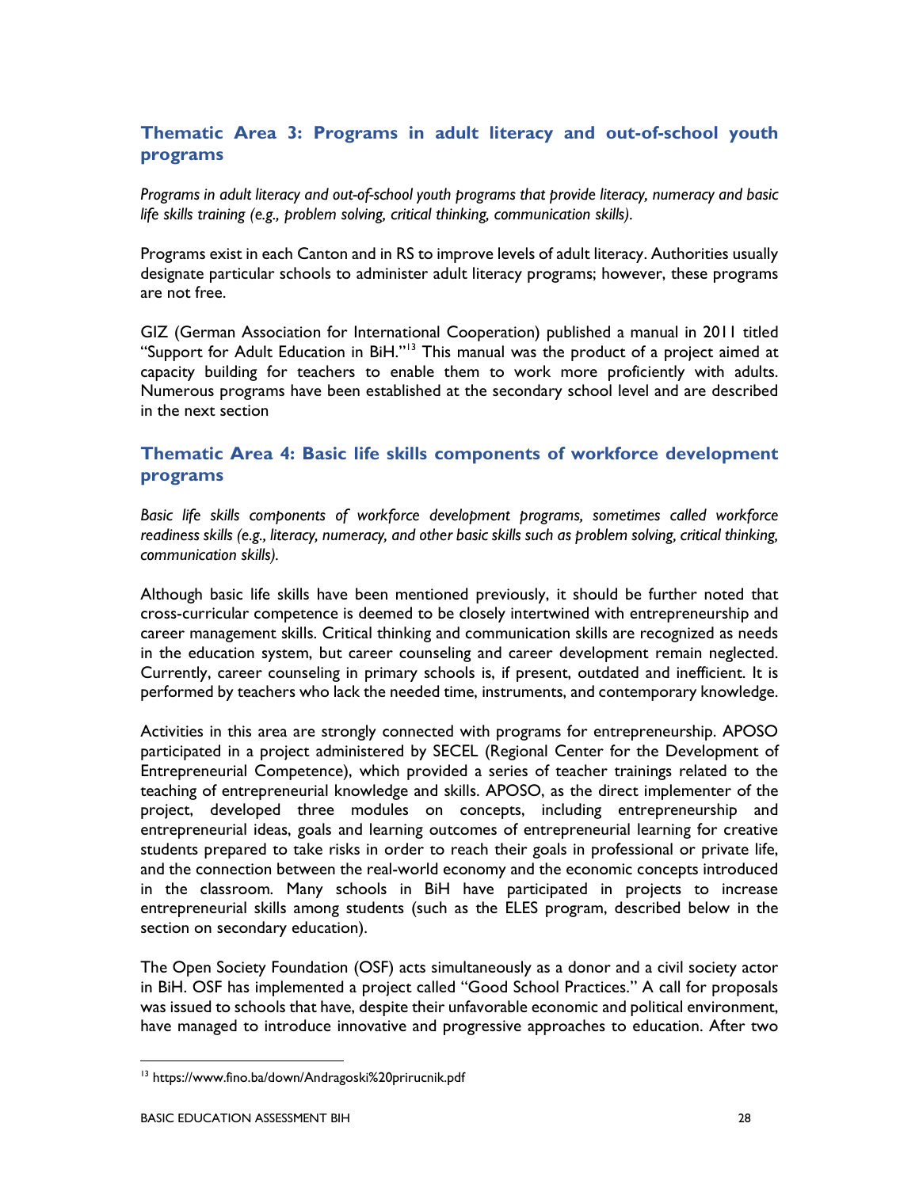## Thematic Area 3: Programs in adult literacy and out-of-school youth programs

*Programs in adult literacy and out-of-school youth programs that provide literacy, numeracy and basic life skills training (e.g., problem solving, critical thinking, communication skills).*

Programs exist in each Canton and in RS to improve levels of adult literacy. Authorities usually designate particular schools to administer adult literacy programs; however, these programs are not free.

GIZ (German Association for International Cooperation) published a manual in 2011 titled "Support for Adult Education in BiH."[13] This manual was the product of a project aimed at capacity building for teachers to enable them to work more proficiently with adults. Numerous programs have been established at the secondary school level and are described in the next section

## Thematic Area 4: Basic life skills components of workforce development programs

*Basic life skills components of workforce development programs, sometimes called workforce readiness skills (e.g., literacy, numeracy, and other basic skills such as problem solving, critical thinking, communication skills).*

Although basic life skills have been mentioned previously, it should be further noted that cross-curricular competence is deemed to be closely intertwined with entrepreneurship and career management skills. Critical thinking and communication skills are recognized as needs in the education system, but career counseling and career development remain neglected. Currently, career counseling in primary schools is, if present, outdated and inefficient. It is performed by teachers who lack the needed time, instruments, and contemporary knowledge.

Activities in this area are strongly connected with programs for entrepreneurship. APOSO participated in a project administered by SECEL (Regional Center for the Development of Entrepreneurial Competence), which provided a series of teacher trainings related to the teaching of entrepreneurial knowledge and skills. APOSO, as the direct implementer of the project, developed three modules on concepts, including entrepreneurship and entrepreneurial ideas, goals and learning outcomes of entrepreneurial learning for creative students prepared to take risks in order to reach their goals in professional or private life, and the connection between the real-world economy and the economic concepts introduced in the classroom. Many schools in BiH have participated in projects to increase entrepreneurial skills among students (such as the ELES program, described below in the section on secondary education).

The Open Society Foundation (OSF) acts simultaneously as a donor and a civil society actor in BiH. OSF has implemented a project called "Good School Practices." A call for proposals was issued to schools that have, despite their unfavorable economic and political environment, have managed to introduce innovative and progressive approaches to education. After two

---

[13] https://www.fino.ba/down/Andragoski%20prirucnik.pdf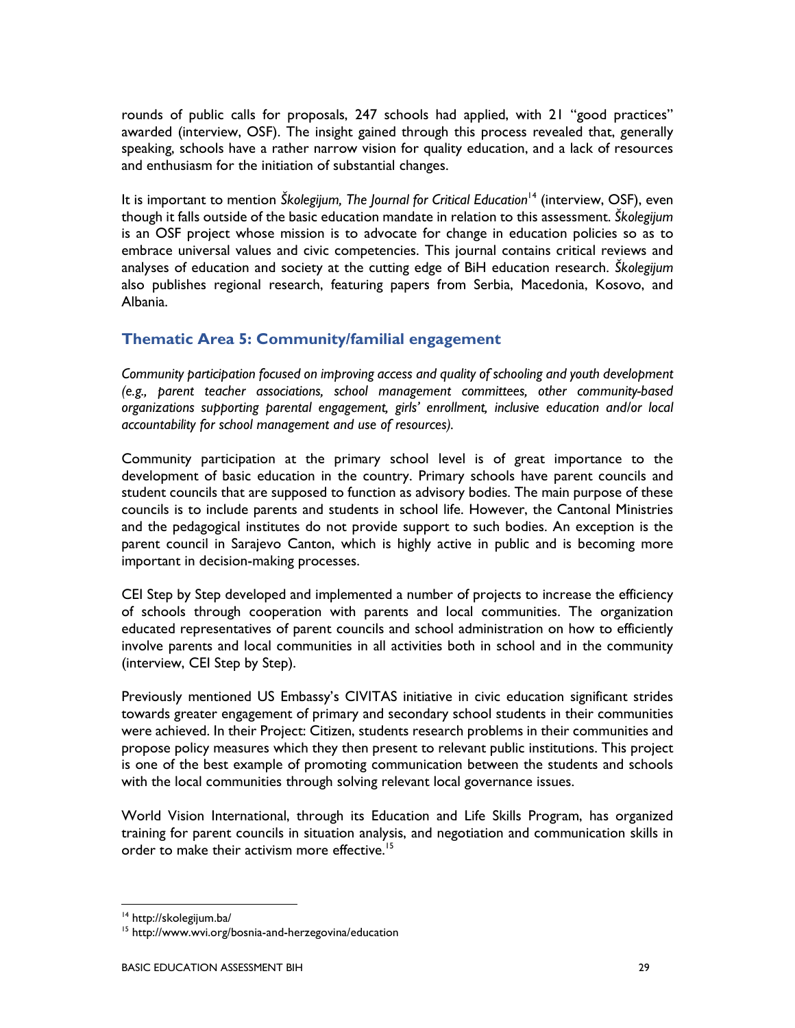rounds of public calls for proposals, 247 schools had applied, with 21 "good practices" awarded (interview, OSF). The insight gained through this process revealed that, generally speaking, schools have a rather narrow vision for quality education, and a lack of resources and enthusiasm for the initiation of substantial changes.

It is important to mention *Školegijum, The Journal for Critical Education*[14] (interview, OSF), even though it falls outside of the basic education mandate in relation to this assessment. *Školegijum* is an OSF project whose mission is to advocate for change in education policies so as to embrace universal values and civic competencies. This journal contains critical reviews and analyses of education and society at the cutting edge of BiH education research. *Školegijum* also publishes regional research, featuring papers from Serbia, Macedonia, Kosovo, and Albania.

## Thematic Area 5: Community/familial engagement

*Community participation focused on improving access and quality of schooling and youth development (e.g., parent teacher associations, school management committees, other community-based organizations supporting parental engagement, girls' enrollment, inclusive education and/or local accountability for school management and use of resources).*

Community participation at the primary school level is of great importance to the development of basic education in the country. Primary schools have parent councils and student councils that are supposed to function as advisory bodies. The main purpose of these councils is to include parents and students in school life. However, the Cantonal Ministries and the pedagogical institutes do not provide support to such bodies. An exception is the parent council in Sarajevo Canton, which is highly active in public and is becoming more important in decision-making processes.

CEI Step by Step developed and implemented a number of projects to increase the efficiency of schools through cooperation with parents and local communities. The organization educated representatives of parent councils and school administration on how to efficiently involve parents and local communities in all activities both in school and in the community (interview, CEI Step by Step).

Previously mentioned US Embassy's CIVITAS initiative in civic education significant strides towards greater engagement of primary and secondary school students in their communities were achieved. In their Project: Citizen, students research problems in their communities and propose policy measures which they then present to relevant public institutions. This project is one of the best example of promoting communication between the students and schools with the local communities through solving relevant local governance issues.

World Vision International, through its Education and Life Skills Program, has organized training for parent councils in situation analysis, and negotiation and communication skills in order to make their activism more effective.[15]

[14] http://skolegijum.ba/

[15] http://www.wvi.org/bosnia-and-herzegovina/education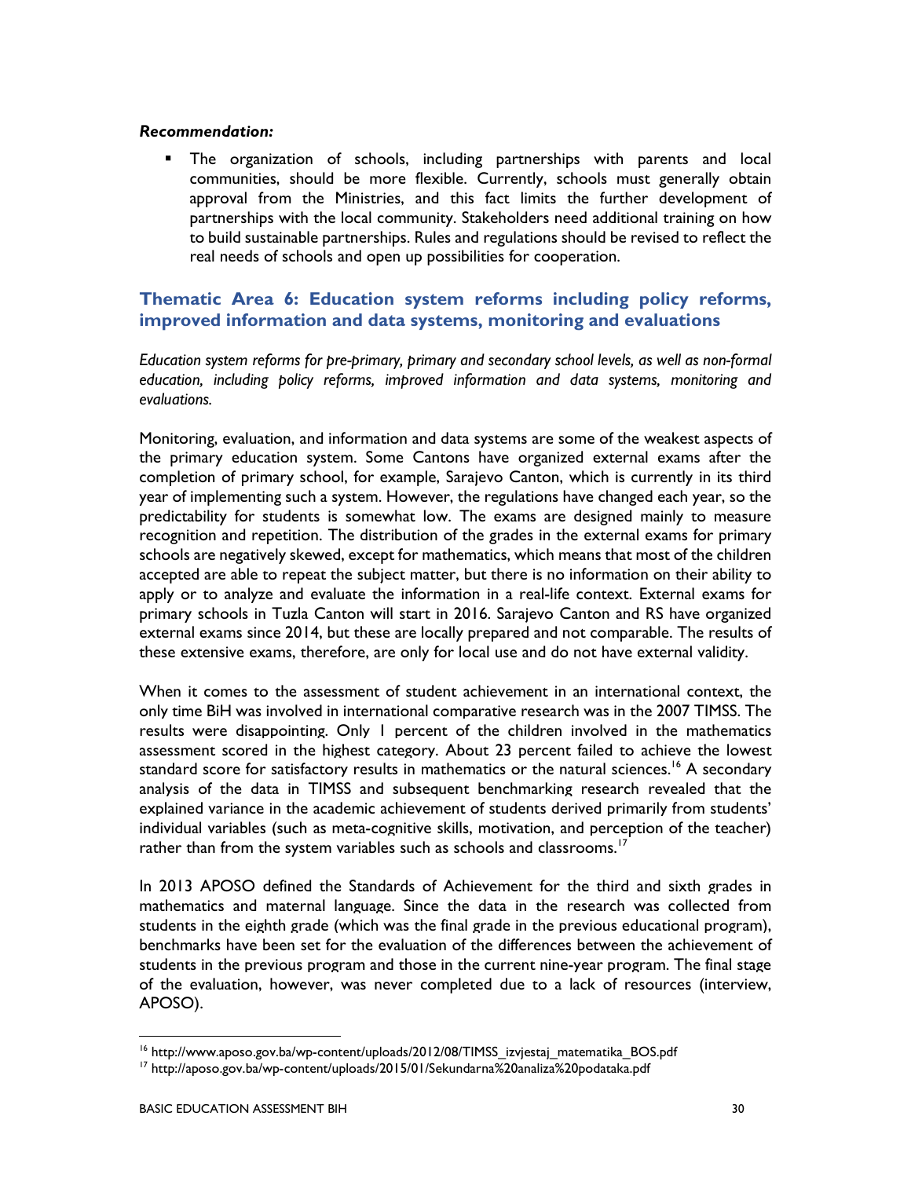***Recommendation:***

- The organization of schools, including partnerships with parents and local communities, should be more flexible. Currently, schools must generally obtain approval from the Ministries, and this fact limits the further development of partnerships with the local community. Stakeholders need additional training on how to build sustainable partnerships. Rules and regulations should be revised to reflect the real needs of schools and open up possibilities for cooperation.

## Thematic Area 6: Education system reforms including policy reforms, improved information and data systems, monitoring and evaluations

*Education system reforms for pre-primary, primary and secondary school levels, as well as non-formal education, including policy reforms, improved information and data systems, monitoring and evaluations.*

Monitoring, evaluation, and information and data systems are some of the weakest aspects of the primary education system. Some Cantons have organized external exams after the completion of primary school, for example, Sarajevo Canton, which is currently in its third year of implementing such a system. However, the regulations have changed each year, so the predictability for students is somewhat low. The exams are designed mainly to measure recognition and repetition. The distribution of the grades in the external exams for primary schools are negatively skewed, except for mathematics, which means that most of the children accepted are able to repeat the subject matter, but there is no information on their ability to apply or to analyze and evaluate the information in a real-life context. External exams for primary schools in Tuzla Canton will start in 2016. Sarajevo Canton and RS have organized external exams since 2014, but these are locally prepared and not comparable. The results of these extensive exams, therefore, are only for local use and do not have external validity.

When it comes to the assessment of student achievement in an international context, the only time BiH was involved in international comparative research was in the 2007 TIMSS. The results were disappointing. Only 1 percent of the children involved in the mathematics assessment scored in the highest category. About 23 percent failed to achieve the lowest standard score for satisfactory results in mathematics or the natural sciences.[16] A secondary analysis of the data in TIMSS and subsequent benchmarking research revealed that the explained variance in the academic achievement of students derived primarily from students' individual variables (such as meta-cognitive skills, motivation, and perception of the teacher) rather than from the system variables such as schools and classrooms.[17]

In 2013 APOSO defined the Standards of Achievement for the third and sixth grades in mathematics and maternal language. Since the data in the research was collected from students in the eighth grade (which was the final grade in the previous educational program), benchmarks have been set for the evaluation of the differences between the achievement of students in the previous program and those in the current nine-year program. The final stage of the evaluation, however, was never completed due to a lack of resources (interview, APOSO).

---

[16] http://www.aposo.gov.ba/wp-content/uploads/2012/08/TIMSS_izvjestaj_matematika_BOS.pdf

[17] http://aposo.gov.ba/wp-content/uploads/2015/01/Sekundarna%20analiza%20podataka.pdf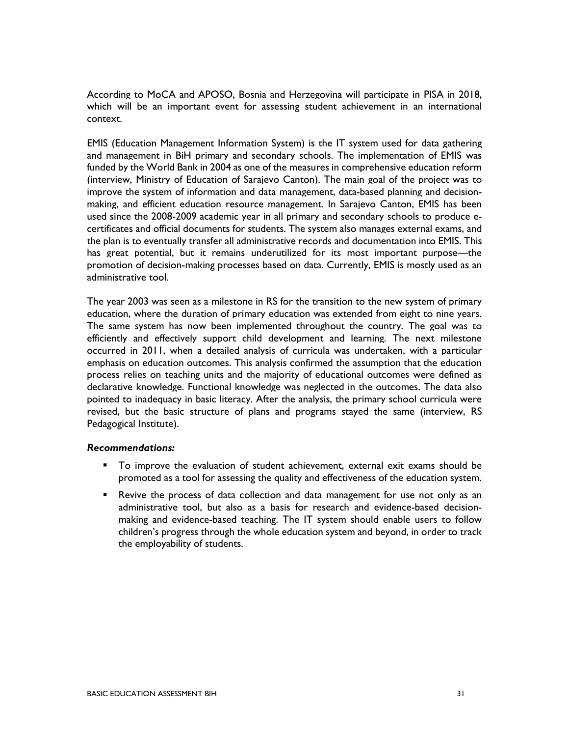According to MoCA and APOSO, Bosnia and Herzegovina will participate in PISA in 2018, which will be an important event for assessing student achievement in an international context.

EMIS (Education Management Information System) is the IT system used for data gathering and management in BiH primary and secondary schools. The implementation of EMIS was funded by the World Bank in 2004 as one of the measures in comprehensive education reform (interview, Ministry of Education of Sarajevo Canton). The main goal of the project was to improve the system of information and data management, data-based planning and decision-making, and efficient education resource management. In Sarajevo Canton, EMIS has been used since the 2008-2009 academic year in all primary and secondary schools to produce e-certificates and official documents for students. The system also manages external exams, and the plan is to eventually transfer all administrative records and documentation into EMIS. This has great potential, but it remains underutilized for its most important purpose—the promotion of decision-making processes based on data. Currently, EMIS is mostly used as an administrative tool.

The year 2003 was seen as a milestone in RS for the transition to the new system of primary education, where the duration of primary education was extended from eight to nine years. The same system has now been implemented throughout the country. The goal was to efficiently and effectively support child development and learning. The next milestone occurred in 2011, when a detailed analysis of curricula was undertaken, with a particular emphasis on education outcomes. This analysis confirmed the assumption that the education process relies on teaching units and the majority of educational outcomes were defined as declarative knowledge. Functional knowledge was neglected in the outcomes. The data also pointed to inadequacy in basic literacy. After the analysis, the primary school curricula were revised, but the basic structure of plans and programs stayed the same (interview, RS Pedagogical Institute).

***Recommendations:***

- To improve the evaluation of student achievement, external exit exams should be promoted as a tool for assessing the quality and effectiveness of the education system.
- Revive the process of data collection and data management for use not only as an administrative tool, but also as a basis for research and evidence-based decision-making and evidence-based teaching. The IT system should enable users to follow children's progress through the whole education system and beyond, in order to track the employability of students.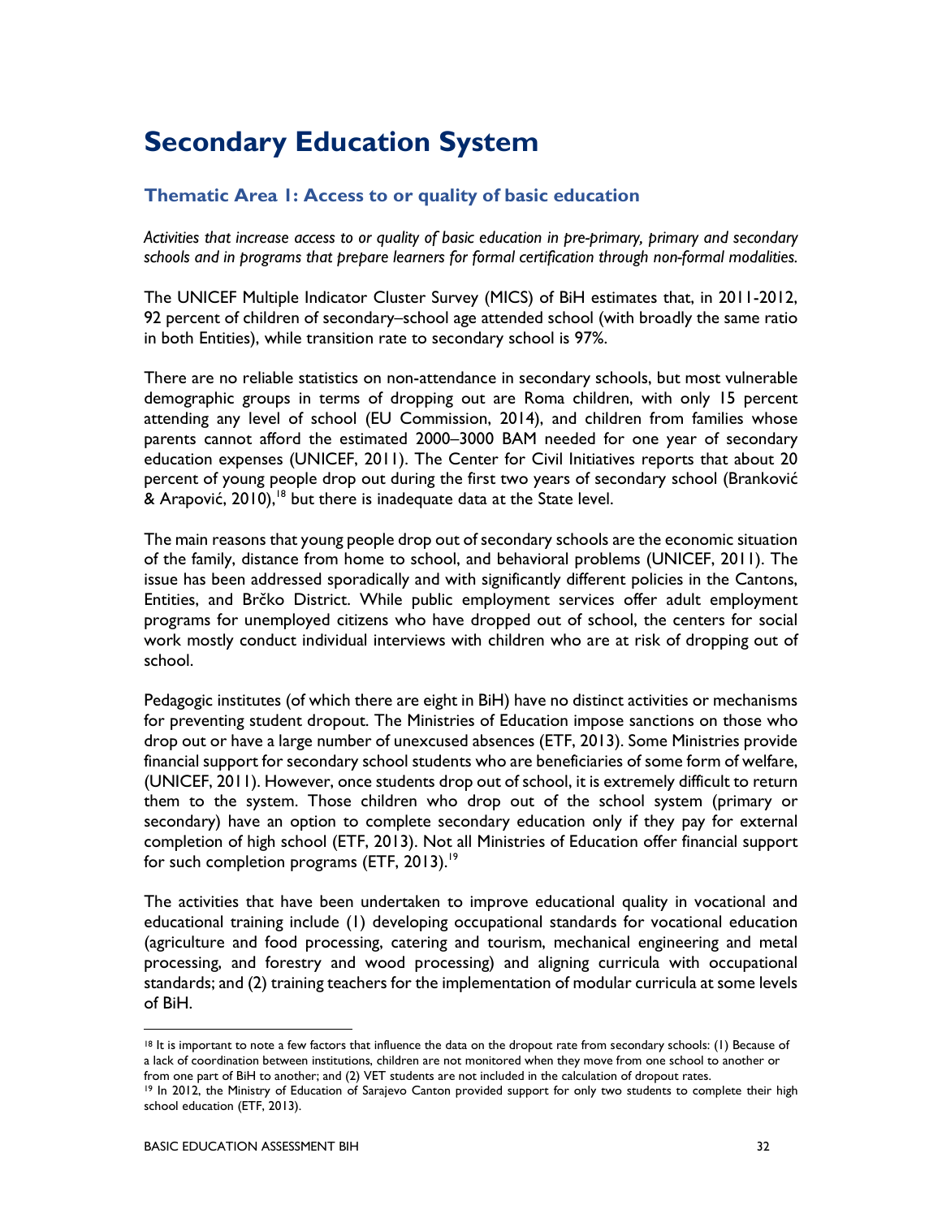# Secondary Education System

## Thematic Area 1: Access to or quality of basic education

*Activities that increase access to or quality of basic education in pre-primary, primary and secondary schools and in programs that prepare learners for formal certification through non-formal modalities.*

The UNICEF Multiple Indicator Cluster Survey (MICS) of BiH estimates that, in 2011-2012, 92 percent of children of secondary–school age attended school (with broadly the same ratio in both Entities), while transition rate to secondary school is 97%.

There are no reliable statistics on non-attendance in secondary schools, but most vulnerable demographic groups in terms of dropping out are Roma children, with only 15 percent attending any level of school (EU Commission, 2014), and children from families whose parents cannot afford the estimated 2000–3000 BAM needed for one year of secondary education expenses (UNICEF, 2011). The Center for Civil Initiatives reports that about 20 percent of young people drop out during the first two years of secondary school (Branković & Arapović, 2010),[18] but there is inadequate data at the State level.

The main reasons that young people drop out of secondary schools are the economic situation of the family, distance from home to school, and behavioral problems (UNICEF, 2011). The issue has been addressed sporadically and with significantly different policies in the Cantons, Entities, and Brčko District. While public employment services offer adult employment programs for unemployed citizens who have dropped out of school, the centers for social work mostly conduct individual interviews with children who are at risk of dropping out of school.

Pedagogic institutes (of which there are eight in BiH) have no distinct activities or mechanisms for preventing student dropout. The Ministries of Education impose sanctions on those who drop out or have a large number of unexcused absences (ETF, 2013). Some Ministries provide financial support for secondary school students who are beneficiaries of some form of welfare, (UNICEF, 2011). However, once students drop out of school, it is extremely difficult to return them to the system. Those children who drop out of the school system (primary or secondary) have an option to complete secondary education only if they pay for external completion of high school (ETF, 2013). Not all Ministries of Education offer financial support for such completion programs (ETF, 2013).[19]

The activities that have been undertaken to improve educational quality in vocational and educational training include (1) developing occupational standards for vocational education (agriculture and food processing, catering and tourism, mechanical engineering and metal processing, and forestry and wood processing) and aligning curricula with occupational standards; and (2) training teachers for the implementation of modular curricula at some levels of BiH.

---

[18] It is important to note a few factors that influence the data on the dropout rate from secondary schools: (1) Because of a lack of coordination between institutions, children are not monitored when they move from one school to another or from one part of BiH to another; and (2) VET students are not included in the calculation of dropout rates.

[19] In 2012, the Ministry of Education of Sarajevo Canton provided support for only two students to complete their high school education (ETF, 2013).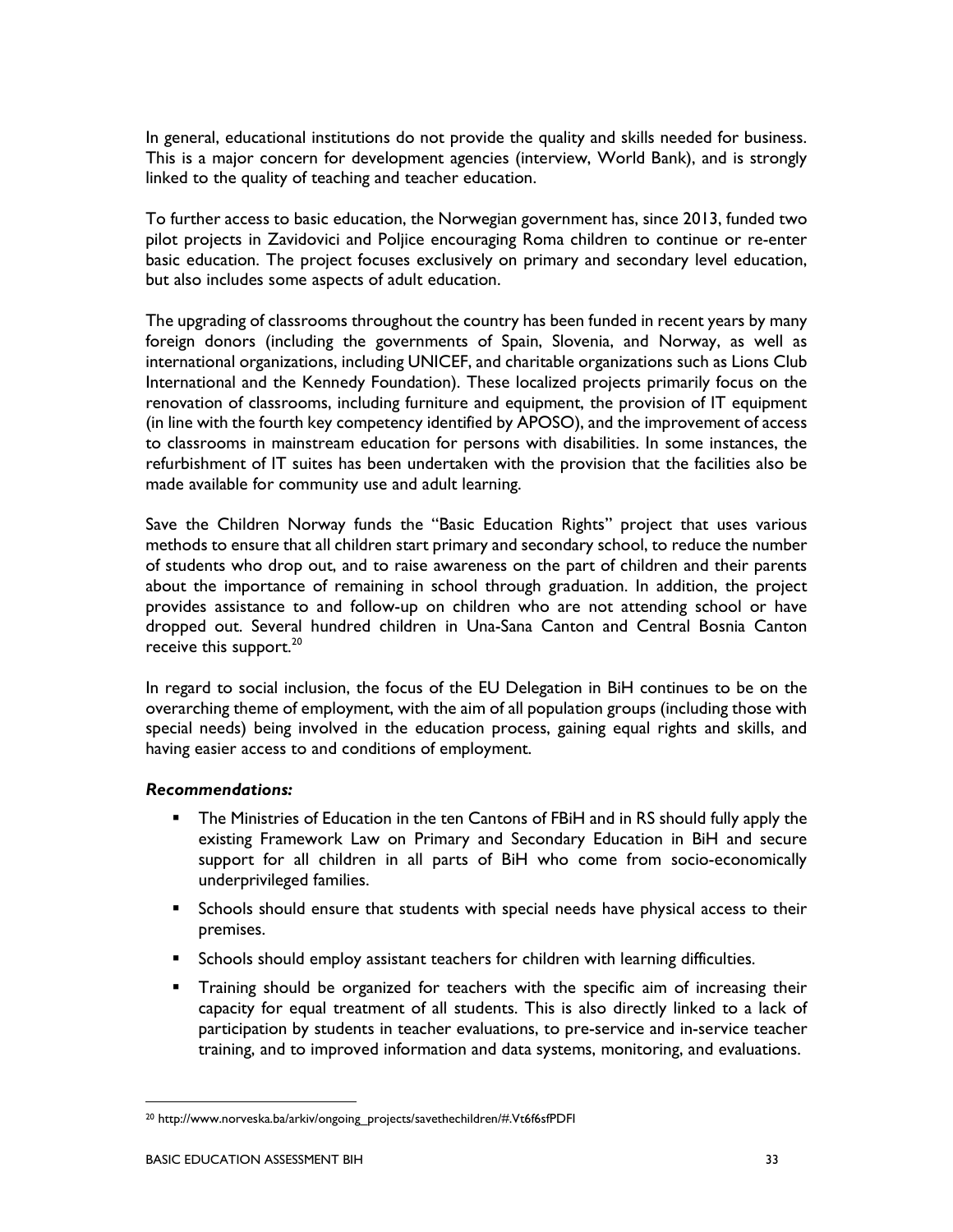In general, educational institutions do not provide the quality and skills needed for business. This is a major concern for development agencies (interview, World Bank), and is strongly linked to the quality of teaching and teacher education.

To further access to basic education, the Norwegian government has, since 2013, funded two pilot projects in Zavidovici and Poljice encouraging Roma children to continue or re-enter basic education. The project focuses exclusively on primary and secondary level education, but also includes some aspects of adult education.

The upgrading of classrooms throughout the country has been funded in recent years by many foreign donors (including the governments of Spain, Slovenia, and Norway, as well as international organizations, including UNICEF, and charitable organizations such as Lions Club International and the Kennedy Foundation). These localized projects primarily focus on the renovation of classrooms, including furniture and equipment, the provision of IT equipment (in line with the fourth key competency identified by APOSO), and the improvement of access to classrooms in mainstream education for persons with disabilities. In some instances, the refurbishment of IT suites has been undertaken with the provision that the facilities also be made available for community use and adult learning.

Save the Children Norway funds the "Basic Education Rights" project that uses various methods to ensure that all children start primary and secondary school, to reduce the number of students who drop out, and to raise awareness on the part of children and their parents about the importance of remaining in school through graduation. In addition, the project provides assistance to and follow-up on children who are not attending school or have dropped out. Several hundred children in Una-Sana Canton and Central Bosnia Canton receive this support.[20]

In regard to social inclusion, the focus of the EU Delegation in BiH continues to be on the overarching theme of employment, with the aim of all population groups (including those with special needs) being involved in the education process, gaining equal rights and skills, and having easier access to and conditions of employment.

***Recommendations:***

- The Ministries of Education in the ten Cantons of FBiH and in RS should fully apply the existing Framework Law on Primary and Secondary Education in BiH and secure support for all children in all parts of BiH who come from socio-economically underprivileged families.
- Schools should ensure that students with special needs have physical access to their premises.
- Schools should employ assistant teachers for children with learning difficulties.
- Training should be organized for teachers with the specific aim of increasing their capacity for equal treatment of all students. This is also directly linked to a lack of participation by students in teacher evaluations, to pre-service and in-service teacher training, and to improved information and data systems, monitoring, and evaluations.

---

[20] http://www.norveska.ba/arkiv/ongoing_projects/savethechildren/#.Vt6f6sfPDFI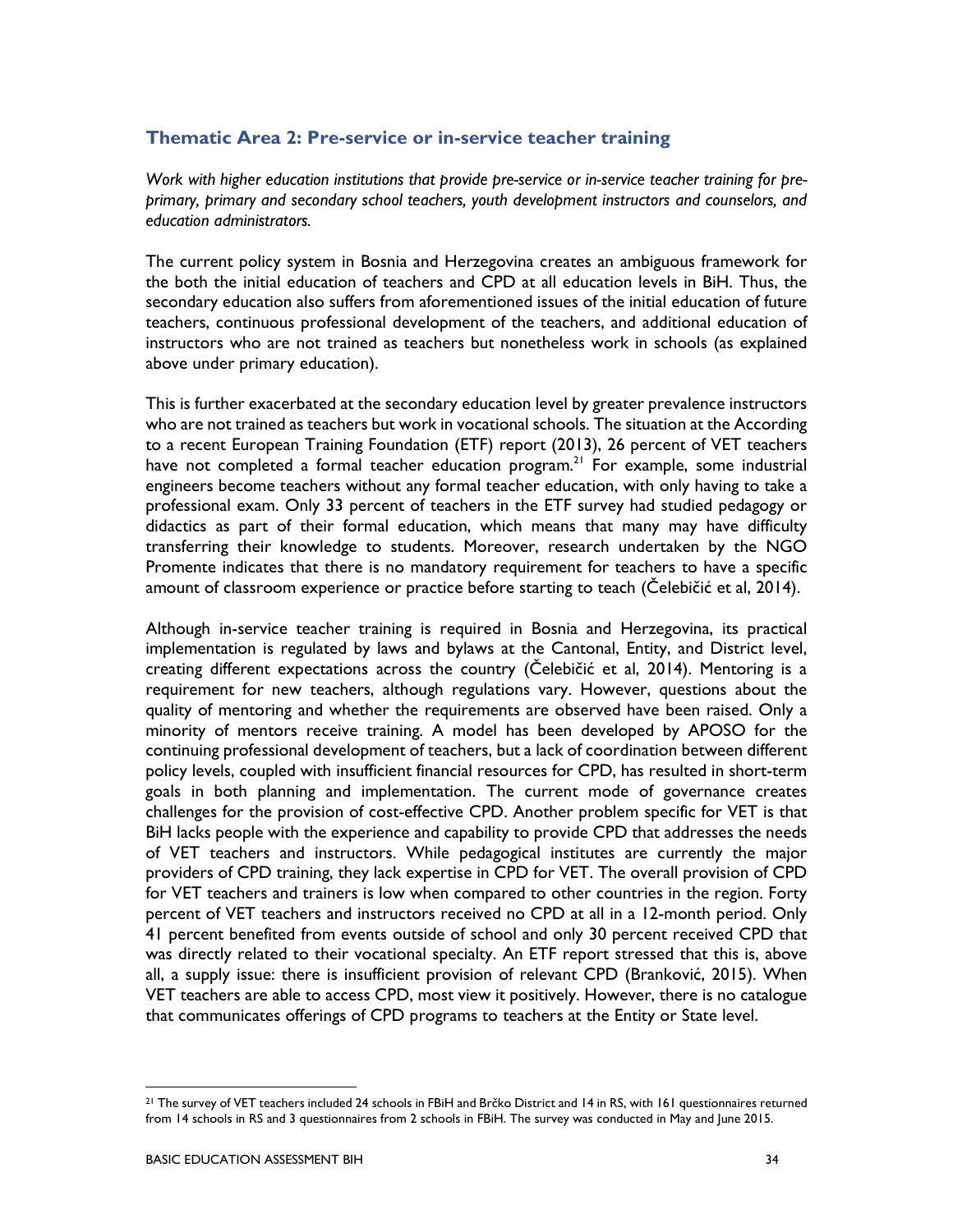### Thematic Area 2: Pre-service or in-service teacher training

*Work with higher education institutions that provide pre-service or in-service teacher training for pre-primary, primary and secondary school teachers, youth development instructors and counselors, and education administrators.*

The current policy system in Bosnia and Herzegovina creates an ambiguous framework for the both the initial education of teachers and CPD at all education levels in BiH. Thus, the secondary education also suffers from aforementioned issues of the initial education of future teachers, continuous professional development of the teachers, and additional education of instructors who are not trained as teachers but nonetheless work in schools (as explained above under primary education).

This is further exacerbated at the secondary education level by greater prevalence instructors who are not trained as teachers but work in vocational schools. The situation at the According to a recent European Training Foundation (ETF) report (2013), 26 percent of VET teachers have not completed a formal teacher education program.[21] For example, some industrial engineers become teachers without any formal teacher education, with only having to take a professional exam. Only 33 percent of teachers in the ETF survey had studied pedagogy or didactics as part of their formal education, which means that many may have difficulty transferring their knowledge to students. Moreover, research undertaken by the NGO Promente indicates that there is no mandatory requirement for teachers to have a specific amount of classroom experience or practice before starting to teach (Čelebičić et al, 2014).

Although in-service teacher training is required in Bosnia and Herzegovina, its practical implementation is regulated by laws and bylaws at the Cantonal, Entity, and District level, creating different expectations across the country (Čelebičić et al, 2014). Mentoring is a requirement for new teachers, although regulations vary. However, questions about the quality of mentoring and whether the requirements are observed have been raised. Only a minority of mentors receive training. A model has been developed by APOSO for the continuing professional development of teachers, but a lack of coordination between different policy levels, coupled with insufficient financial resources for CPD, has resulted in short-term goals in both planning and implementation. The current mode of governance creates challenges for the provision of cost-effective CPD. Another problem specific for VET is that BiH lacks people with the experience and capability to provide CPD that addresses the needs of VET teachers and instructors. While pedagogical institutes are currently the major providers of CPD training, they lack expertise in CPD for VET. The overall provision of CPD for VET teachers and trainers is low when compared to other countries in the region. Forty percent of VET teachers and instructors received no CPD at all in a 12-month period. Only 41 percent benefited from events outside of school and only 30 percent received CPD that was directly related to their vocational specialty. An ETF report stressed that this is, above all, a supply issue: there is insufficient provision of relevant CPD (Branković, 2015). When VET teachers are able to access CPD, most view it positively. However, there is no catalogue that communicates offerings of CPD programs to teachers at the Entity or State level.

---

[21] The survey of VET teachers included 24 schools in FBiH and Brčko District and 14 in RS, with 161 questionnaires returned from 14 schools in RS and 3 questionnaires from 2 schools in FBiH. The survey was conducted in May and June 2015.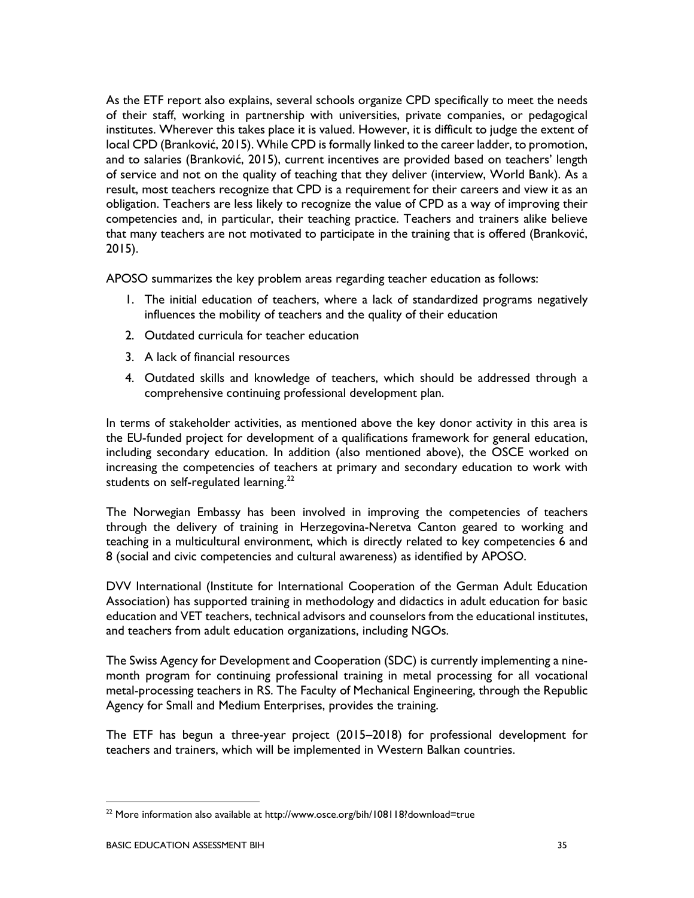As the ETF report also explains, several schools organize CPD specifically to meet the needs of their staff, working in partnership with universities, private companies, or pedagogical institutes. Wherever this takes place it is valued. However, it is difficult to judge the extent of local CPD (Branković, 2015). While CPD is formally linked to the career ladder, to promotion, and to salaries (Branković, 2015), current incentives are provided based on teachers' length of service and not on the quality of teaching that they deliver (interview, World Bank). As a result, most teachers recognize that CPD is a requirement for their careers and view it as an obligation. Teachers are less likely to recognize the value of CPD as a way of improving their competencies and, in particular, their teaching practice. Teachers and trainers alike believe that many teachers are not motivated to participate in the training that is offered (Branković, 2015).

APOSO summarizes the key problem areas regarding teacher education as follows:

1. The initial education of teachers, where a lack of standardized programs negatively influences the mobility of teachers and the quality of their education
2. Outdated curricula for teacher education
3. A lack of financial resources
4. Outdated skills and knowledge of teachers, which should be addressed through a comprehensive continuing professional development plan.

In terms of stakeholder activities, as mentioned above the key donor activity in this area is the EU-funded project for development of a qualifications framework for general education, including secondary education. In addition (also mentioned above), the OSCE worked on increasing the competencies of teachers at primary and secondary education to work with students on self-regulated learning.[22]

The Norwegian Embassy has been involved in improving the competencies of teachers through the delivery of training in Herzegovina-Neretva Canton geared to working and teaching in a multicultural environment, which is directly related to key competencies 6 and 8 (social and civic competencies and cultural awareness) as identified by APOSO.

DVV International (Institute for International Cooperation of the German Adult Education Association) has supported training in methodology and didactics in adult education for basic education and VET teachers, technical advisors and counselors from the educational institutes, and teachers from adult education organizations, including NGOs.

The Swiss Agency for Development and Cooperation (SDC) is currently implementing a nine-month program for continuing professional training in metal processing for all vocational metal-processing teachers in RS. The Faculty of Mechanical Engineering, through the Republic Agency for Small and Medium Enterprises, provides the training.

The ETF has begun a three-year project (2015–2018) for professional development for teachers and trainers, which will be implemented in Western Balkan countries.

[22] More information also available at http://www.osce.org/bih/108118?download=true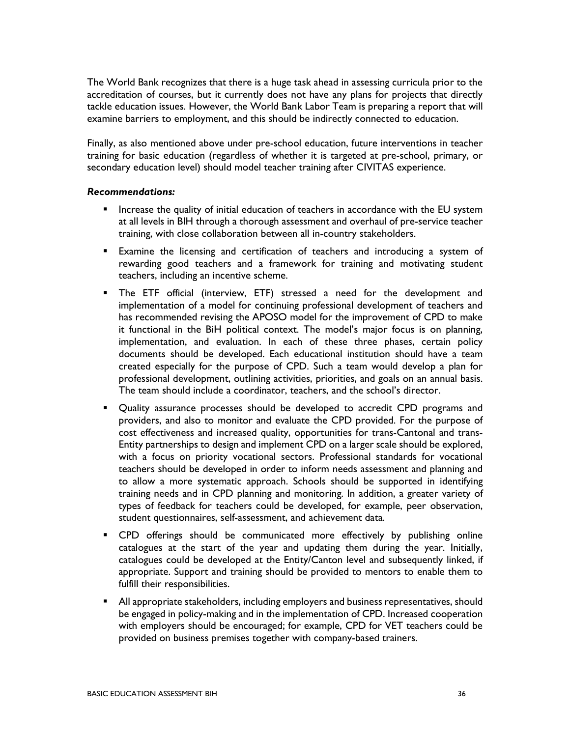The World Bank recognizes that there is a huge task ahead in assessing curricula prior to the accreditation of courses, but it currently does not have any plans for projects that directly tackle education issues. However, the World Bank Labor Team is preparing a report that will examine barriers to employment, and this should be indirectly connected to education.

Finally, as also mentioned above under pre-school education, future interventions in teacher training for basic education (regardless of whether it is targeted at pre-school, primary, or secondary education level) should model teacher training after CIVITAS experience.

***Recommendations:***

- Increase the quality of initial education of teachers in accordance with the EU system at all levels in BIH through a thorough assessment and overhaul of pre-service teacher training, with close collaboration between all in-country stakeholders.
- Examine the licensing and certification of teachers and introducing a system of rewarding good teachers and a framework for training and motivating student teachers, including an incentive scheme.
- The ETF official (interview, ETF) stressed a need for the development and implementation of a model for continuing professional development of teachers and has recommended revising the APOSO model for the improvement of CPD to make it functional in the BiH political context. The model's major focus is on planning, implementation, and evaluation. In each of these three phases, certain policy documents should be developed. Each educational institution should have a team created especially for the purpose of CPD. Such a team would develop a plan for professional development, outlining activities, priorities, and goals on an annual basis. The team should include a coordinator, teachers, and the school's director.
- Quality assurance processes should be developed to accredit CPD programs and providers, and also to monitor and evaluate the CPD provided. For the purpose of cost effectiveness and increased quality, opportunities for trans-Cantonal and trans-Entity partnerships to design and implement CPD on a larger scale should be explored, with a focus on priority vocational sectors. Professional standards for vocational teachers should be developed in order to inform needs assessment and planning and to allow a more systematic approach. Schools should be supported in identifying training needs and in CPD planning and monitoring. In addition, a greater variety of types of feedback for teachers could be developed, for example, peer observation, student questionnaires, self-assessment, and achievement data.
- CPD offerings should be communicated more effectively by publishing online catalogues at the start of the year and updating them during the year. Initially, catalogues could be developed at the Entity/Canton level and subsequently linked, if appropriate. Support and training should be provided to mentors to enable them to fulfill their responsibilities.
- All appropriate stakeholders, including employers and business representatives, should be engaged in policy-making and in the implementation of CPD. Increased cooperation with employers should be encouraged; for example, CPD for VET teachers could be provided on business premises together with company-based trainers.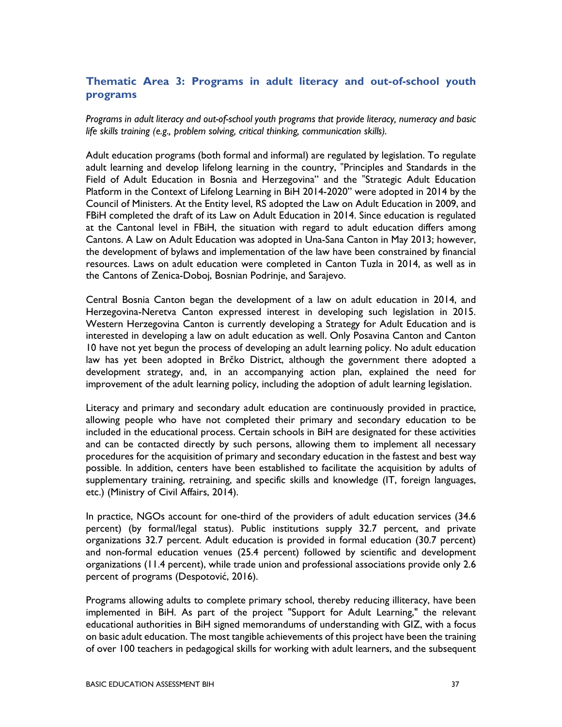## Thematic Area 3: Programs in adult literacy and out-of-school youth programs

*Programs in adult literacy and out-of-school youth programs that provide literacy, numeracy and basic life skills training (e.g., problem solving, critical thinking, communication skills).*

Adult education programs (both formal and informal) are regulated by legislation. To regulate adult learning and develop lifelong learning in the country, "Principles and Standards in the Field of Adult Education in Bosnia and Herzegovina" and the "Strategic Adult Education Platform in the Context of Lifelong Learning in BiH 2014-2020" were adopted in 2014 by the Council of Ministers. At the Entity level, RS adopted the Law on Adult Education in 2009, and FBiH completed the draft of its Law on Adult Education in 2014. Since education is regulated at the Cantonal level in FBiH, the situation with regard to adult education differs among Cantons. A Law on Adult Education was adopted in Una-Sana Canton in May 2013; however, the development of bylaws and implementation of the law have been constrained by financial resources. Laws on adult education were completed in Canton Tuzla in 2014, as well as in the Cantons of Zenica-Doboj, Bosnian Podrinje, and Sarajevo.

Central Bosnia Canton began the development of a law on adult education in 2014, and Herzegovina-Neretva Canton expressed interest in developing such legislation in 2015. Western Herzegovina Canton is currently developing a Strategy for Adult Education and is interested in developing a law on adult education as well. Only Posavina Canton and Canton 10 have not yet begun the process of developing an adult learning policy. No adult education law has yet been adopted in Brčko District, although the government there adopted a development strategy, and, in an accompanying action plan, explained the need for improvement of the adult learning policy, including the adoption of adult learning legislation.

Literacy and primary and secondary adult education are continuously provided in practice, allowing people who have not completed their primary and secondary education to be included in the educational process. Certain schools in BiH are designated for these activities and can be contacted directly by such persons, allowing them to implement all necessary procedures for the acquisition of primary and secondary education in the fastest and best way possible. In addition, centers have been established to facilitate the acquisition by adults of supplementary training, retraining, and specific skills and knowledge (IT, foreign languages, etc.) (Ministry of Civil Affairs, 2014).

In practice, NGOs account for one-third of the providers of adult education services (34.6 percent) (by formal/legal status). Public institutions supply 32.7 percent, and private organizations 32.7 percent. Adult education is provided in formal education (30.7 percent) and non-formal education venues (25.4 percent) followed by scientific and development organizations (11.4 percent), while trade union and professional associations provide only 2.6 percent of programs (Despotović, 2016).

Programs allowing adults to complete primary school, thereby reducing illiteracy, have been implemented in BiH. As part of the project "Support for Adult Learning," the relevant educational authorities in BiH signed memorandums of understanding with GIZ, with a focus on basic adult education. The most tangible achievements of this project have been the training of over 100 teachers in pedagogical skills for working with adult learners, and the subsequent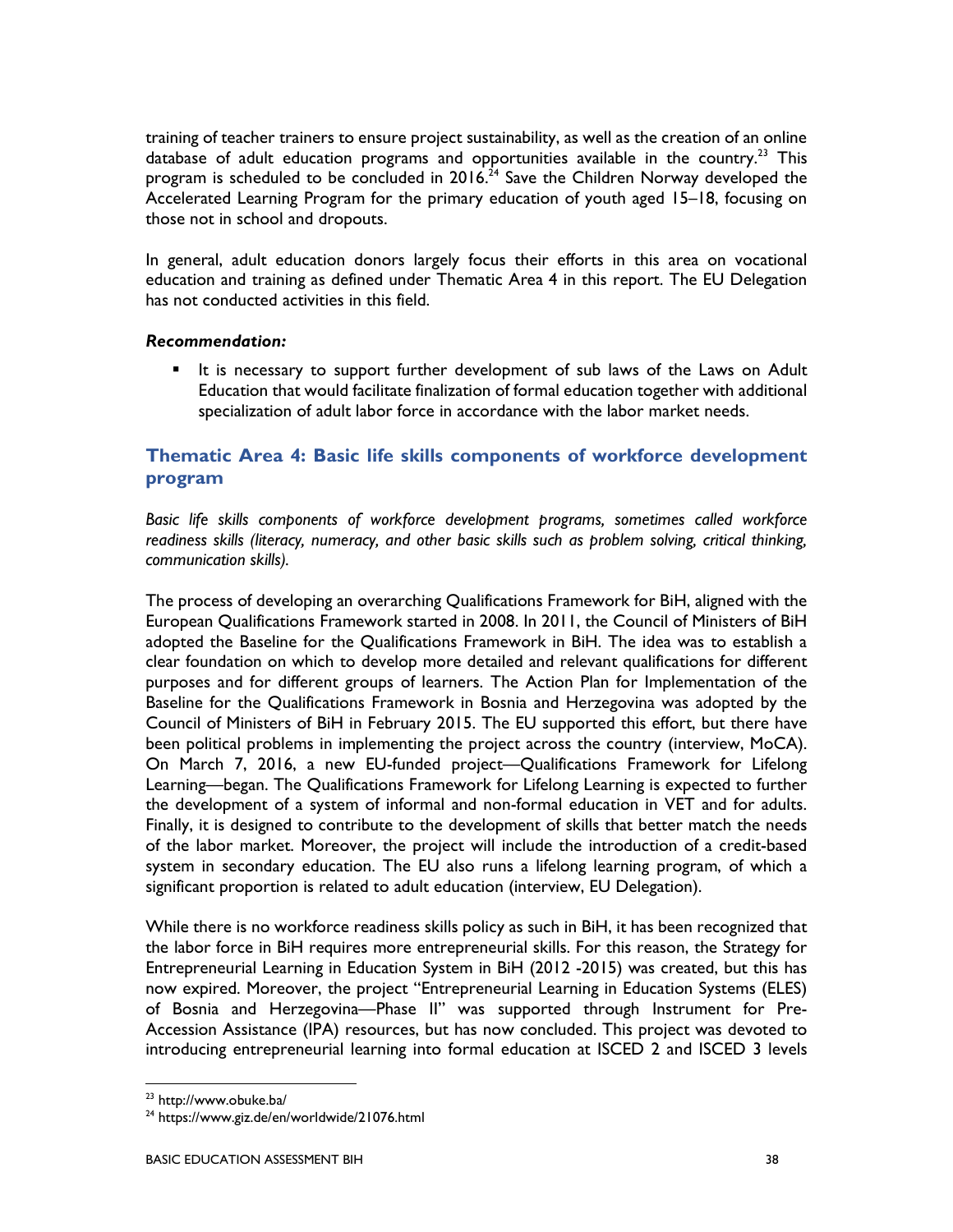training of teacher trainers to ensure project sustainability, as well as the creation of an online database of adult education programs and opportunities available in the country.[23] This program is scheduled to be concluded in 2016.[24] Save the Children Norway developed the Accelerated Learning Program for the primary education of youth aged 15–18, focusing on those not in school and dropouts.

In general, adult education donors largely focus their efforts in this area on vocational education and training as defined under Thematic Area 4 in this report. The EU Delegation has not conducted activities in this field.

***Recommendation:***

- It is necessary to support further development of sub laws of the Laws on Adult Education that would facilitate finalization of formal education together with additional specialization of adult labor force in accordance with the labor market needs.

## Thematic Area 4: Basic life skills components of workforce development program

*Basic life skills components of workforce development programs, sometimes called workforce readiness skills (literacy, numeracy, and other basic skills such as problem solving, critical thinking, communication skills).*

The process of developing an overarching Qualifications Framework for BiH, aligned with the European Qualifications Framework started in 2008. In 2011, the Council of Ministers of BiH adopted the Baseline for the Qualifications Framework in BiH. The idea was to establish a clear foundation on which to develop more detailed and relevant qualifications for different purposes and for different groups of learners. The Action Plan for Implementation of the Baseline for the Qualifications Framework in Bosnia and Herzegovina was adopted by the Council of Ministers of BiH in February 2015. The EU supported this effort, but there have been political problems in implementing the project across the country (interview, MoCA). On March 7, 2016, a new EU-funded project—Qualifications Framework for Lifelong Learning—began. The Qualifications Framework for Lifelong Learning is expected to further the development of a system of informal and non-formal education in VET and for adults. Finally, it is designed to contribute to the development of skills that better match the needs of the labor market. Moreover, the project will include the introduction of a credit-based system in secondary education. The EU also runs a lifelong learning program, of which a significant proportion is related to adult education (interview, EU Delegation).

While there is no workforce readiness skills policy as such in BiH, it has been recognized that the labor force in BiH requires more entrepreneurial skills. For this reason, the Strategy for Entrepreneurial Learning in Education System in BiH (2012 -2015) was created, but this has now expired. Moreover, the project "Entrepreneurial Learning in Education Systems (ELES) of Bosnia and Herzegovina—Phase II" was supported through Instrument for Pre-Accession Assistance (IPA) resources, but has now concluded. This project was devoted to introducing entrepreneurial learning into formal education at ISCED 2 and ISCED 3 levels

[23] http://www.obuke.ba/

[24] https://www.giz.de/en/worldwide/21076.html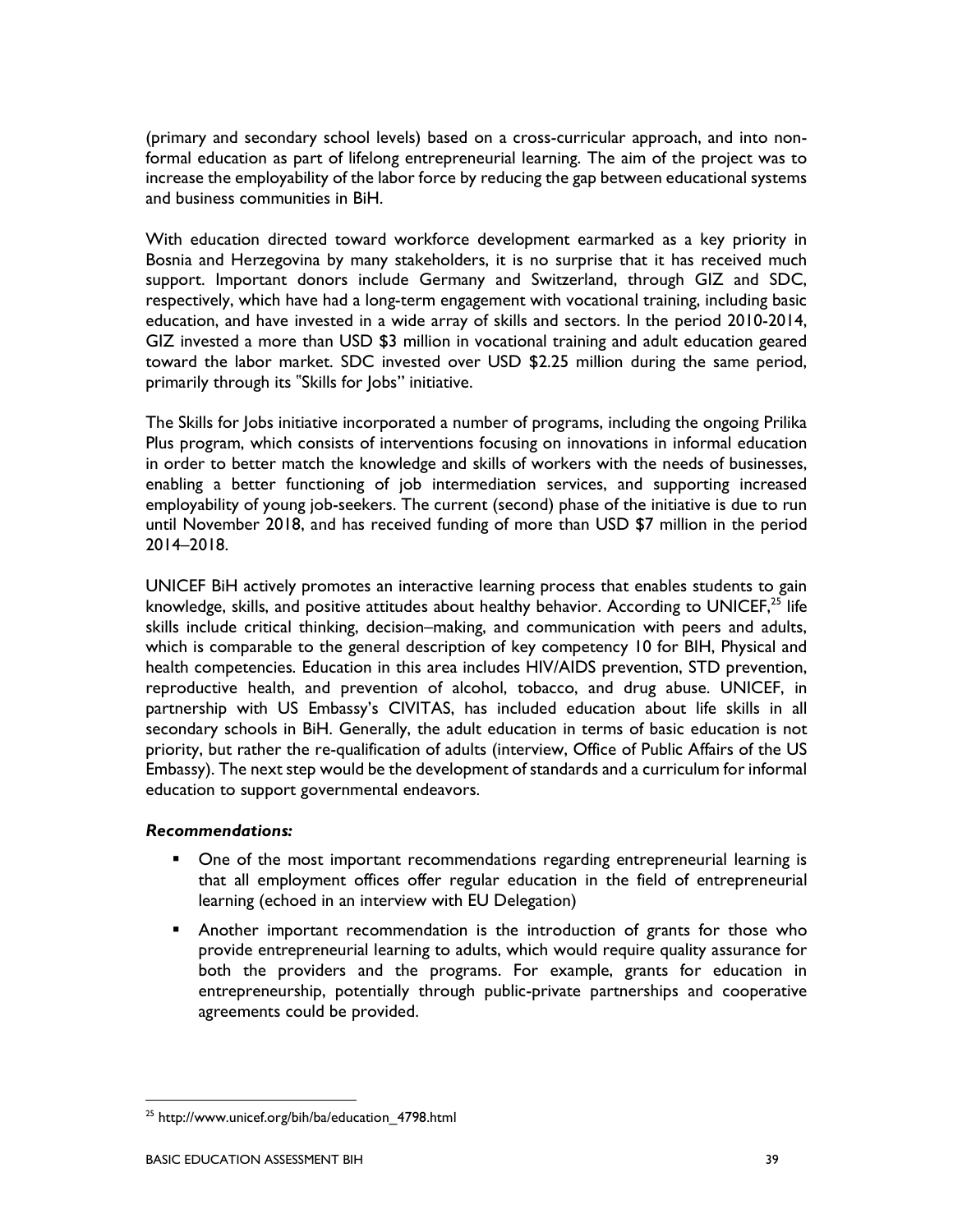(primary and secondary school levels) based on a cross-curricular approach, and into non-formal education as part of lifelong entrepreneurial learning. The aim of the project was to increase the employability of the labor force by reducing the gap between educational systems and business communities in BiH.

With education directed toward workforce development earmarked as a key priority in Bosnia and Herzegovina by many stakeholders, it is no surprise that it has received much support. Important donors include Germany and Switzerland, through GIZ and SDC, respectively, which have had a long-term engagement with vocational training, including basic education, and have invested in a wide array of skills and sectors. In the period 2010-2014, GIZ invested a more than USD $3 million in vocational training and adult education geared toward the labor market. SDC invested over USD $2.25 million during the same period, primarily through its "Skills for Jobs" initiative.

The Skills for Jobs initiative incorporated a number of programs, including the ongoing Prilika Plus program, which consists of interventions focusing on innovations in informal education in order to better match the knowledge and skills of workers with the needs of businesses, enabling a better functioning of job intermediation services, and supporting increased employability of young job-seekers. The current (second) phase of the initiative is due to run until November 2018, and has received funding of more than USD $7 million in the period 2014–2018.

UNICEF BiH actively promotes an interactive learning process that enables students to gain knowledge, skills, and positive attitudes about healthy behavior. According to UNICEF,[25] life skills include critical thinking, decision–making, and communication with peers and adults, which is comparable to the general description of key competency 10 for BIH, Physical and health competencies. Education in this area includes HIV/AIDS prevention, STD prevention, reproductive health, and prevention of alcohol, tobacco, and drug abuse. UNICEF, in partnership with US Embassy's CIVITAS, has included education about life skills in all secondary schools in BiH. Generally, the adult education in terms of basic education is not priority, but rather the re-qualification of adults (interview, Office of Public Affairs of the US Embassy). The next step would be the development of standards and a curriculum for informal education to support governmental endeavors.

***Recommendations:***

- One of the most important recommendations regarding entrepreneurial learning is that all employment offices offer regular education in the field of entrepreneurial learning (echoed in an interview with EU Delegation)
- Another important recommendation is the introduction of grants for those who provide entrepreneurial learning to adults, which would require quality assurance for both the providers and the programs. For example, grants for education in entrepreneurship, potentially through public-private partnerships and cooperative agreements could be provided.

[25] http://www.unicef.org/bih/ba/education_4798.html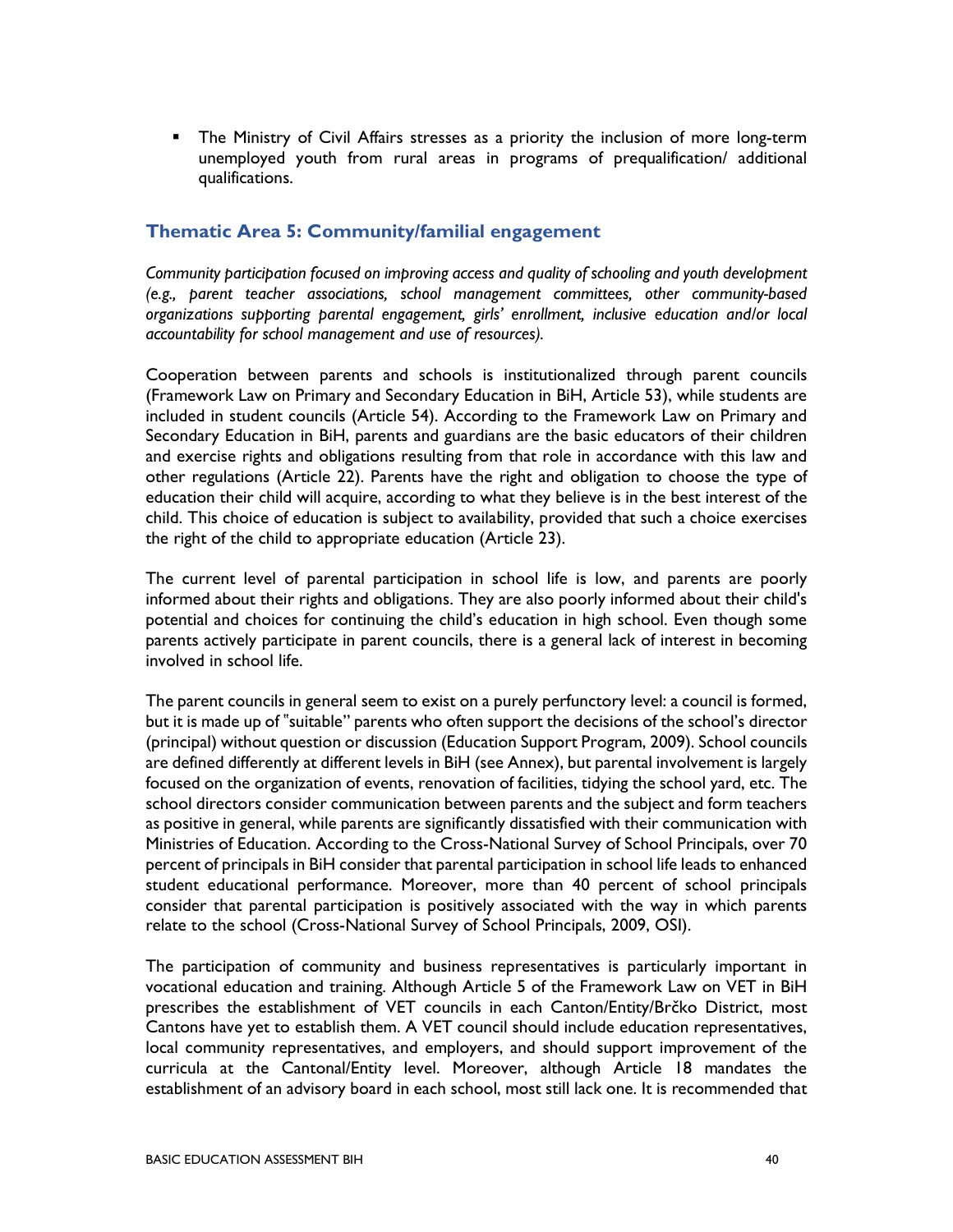- The Ministry of Civil Affairs stresses as a priority the inclusion of more long-term unemployed youth from rural areas in programs of prequalification/ additional qualifications.

## Thematic Area 5: Community/familial engagement

*Community participation focused on improving access and quality of schooling and youth development (e.g., parent teacher associations, school management committees, other community-based organizations supporting parental engagement, girls' enrollment, inclusive education and/or local accountability for school management and use of resources).*

Cooperation between parents and schools is institutionalized through parent councils (Framework Law on Primary and Secondary Education in BiH, Article 53), while students are included in student councils (Article 54). According to the Framework Law on Primary and Secondary Education in BiH, parents and guardians are the basic educators of their children and exercise rights and obligations resulting from that role in accordance with this law and other regulations (Article 22). Parents have the right and obligation to choose the type of education their child will acquire, according to what they believe is in the best interest of the child. This choice of education is subject to availability, provided that such a choice exercises the right of the child to appropriate education (Article 23).

The current level of parental participation in school life is low, and parents are poorly informed about their rights and obligations. They are also poorly informed about their child's potential and choices for continuing the child's education in high school. Even though some parents actively participate in parent councils, there is a general lack of interest in becoming involved in school life.

The parent councils in general seem to exist on a purely perfunctory level: a council is formed, but it is made up of "suitable" parents who often support the decisions of the school's director (principal) without question or discussion (Education Support Program, 2009). School councils are defined differently at different levels in BiH (see Annex), but parental involvement is largely focused on the organization of events, renovation of facilities, tidying the school yard, etc. The school directors consider communication between parents and the subject and form teachers as positive in general, while parents are significantly dissatisfied with their communication with Ministries of Education. According to the Cross-National Survey of School Principals, over 70 percent of principals in BiH consider that parental participation in school life leads to enhanced student educational performance. Moreover, more than 40 percent of school principals consider that parental participation is positively associated with the way in which parents relate to the school (Cross-National Survey of School Principals, 2009, OSI).

The participation of community and business representatives is particularly important in vocational education and training. Although Article 5 of the Framework Law on VET in BiH prescribes the establishment of VET councils in each Canton/Entity/Brčko District, most Cantons have yet to establish them. A VET council should include education representatives, local community representatives, and employers, and should support improvement of the curricula at the Cantonal/Entity level. Moreover, although Article 18 mandates the establishment of an advisory board in each school, most still lack one. It is recommended that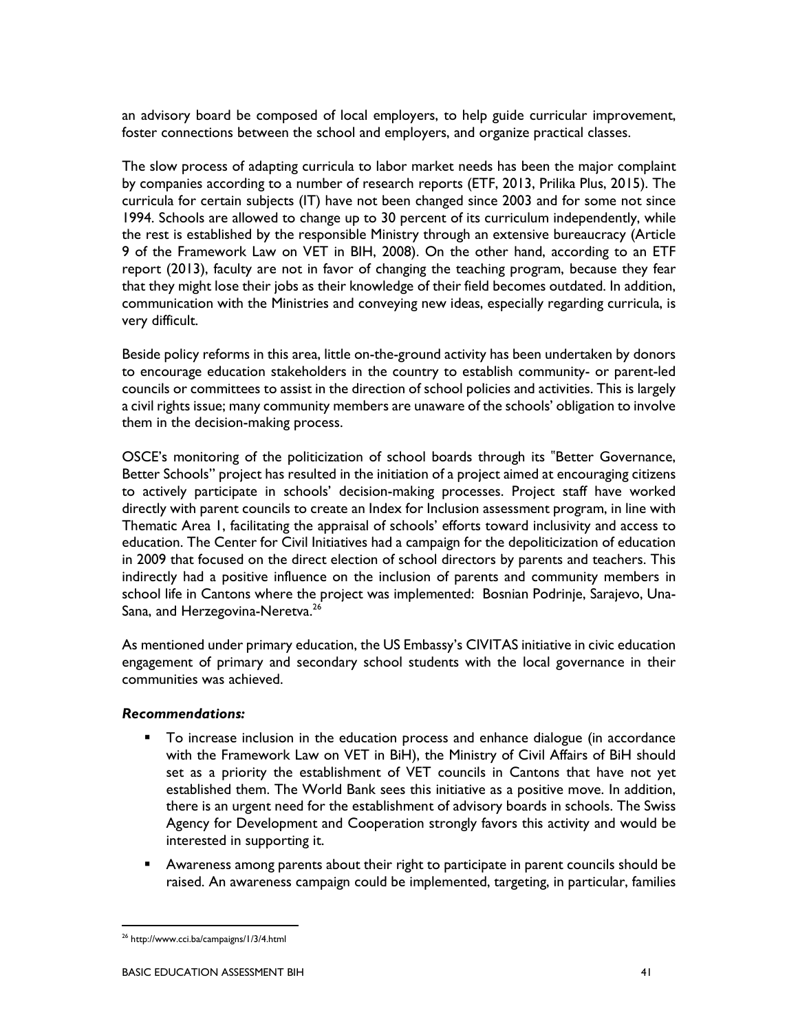an advisory board be composed of local employers, to help guide curricular improvement, foster connections between the school and employers, and organize practical classes.

The slow process of adapting curricula to labor market needs has been the major complaint by companies according to a number of research reports (ETF, 2013, Prilika Plus, 2015). The curricula for certain subjects (IT) have not been changed since 2003 and for some not since 1994. Schools are allowed to change up to 30 percent of its curriculum independently, while the rest is established by the responsible Ministry through an extensive bureaucracy (Article 9 of the Framework Law on VET in BIH, 2008). On the other hand, according to an ETF report (2013), faculty are not in favor of changing the teaching program, because they fear that they might lose their jobs as their knowledge of their field becomes outdated. In addition, communication with the Ministries and conveying new ideas, especially regarding curricula, is very difficult.

Beside policy reforms in this area, little on-the-ground activity has been undertaken by donors to encourage education stakeholders in the country to establish community- or parent-led councils or committees to assist in the direction of school policies and activities. This is largely a civil rights issue; many community members are unaware of the schools' obligation to involve them in the decision-making process.

OSCE's monitoring of the politicization of school boards through its "Better Governance, Better Schools" project has resulted in the initiation of a project aimed at encouraging citizens to actively participate in schools' decision-making processes. Project staff have worked directly with parent councils to create an Index for Inclusion assessment program, in line with Thematic Area 1, facilitating the appraisal of schools' efforts toward inclusivity and access to education. The Center for Civil Initiatives had a campaign for the depoliticization of education in 2009 that focused on the direct election of school directors by parents and teachers. This indirectly had a positive influence on the inclusion of parents and community members in school life in Cantons where the project was implemented: Bosnian Podrinje, Sarajevo, Una-Sana, and Herzegovina-Neretva.[26]

As mentioned under primary education, the US Embassy's CIVITAS initiative in civic education engagement of primary and secondary school students with the local governance in their communities was achieved.

***Recommendations:***

- To increase inclusion in the education process and enhance dialogue (in accordance with the Framework Law on VET in BiH), the Ministry of Civil Affairs of BiH should set as a priority the establishment of VET councils in Cantons that have not yet established them. The World Bank sees this initiative as a positive move. In addition, there is an urgent need for the establishment of advisory boards in schools. The Swiss Agency for Development and Cooperation strongly favors this activity and would be interested in supporting it.
- Awareness among parents about their right to participate in parent councils should be raised. An awareness campaign could be implemented, targeting, in particular, families

[26] http://www.cci.ba/campaigns/1/3/4.html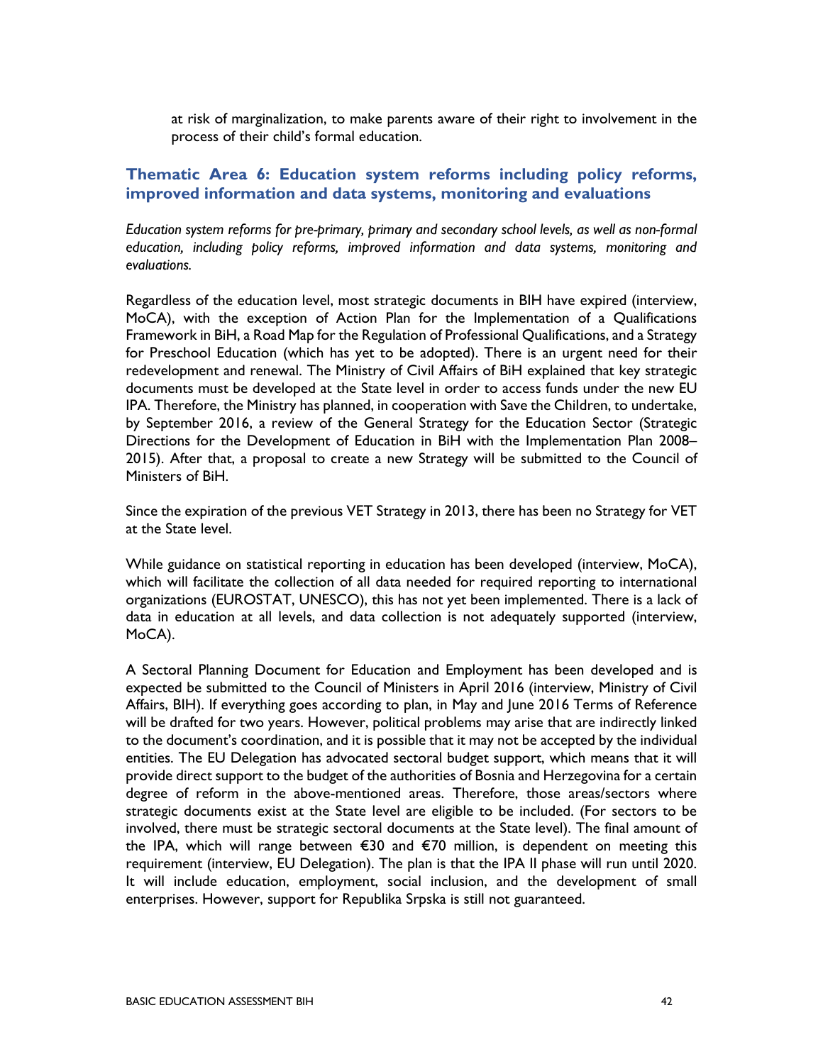at risk of marginalization, to make parents aware of their right to involvement in the process of their child's formal education.

## Thematic Area 6: Education system reforms including policy reforms, improved information and data systems, monitoring and evaluations

*Education system reforms for pre-primary, primary and secondary school levels, as well as non-formal education, including policy reforms, improved information and data systems, monitoring and evaluations.*

Regardless of the education level, most strategic documents in BIH have expired (interview, MoCA), with the exception of Action Plan for the Implementation of a Qualifications Framework in BiH, a Road Map for the Regulation of Professional Qualifications, and a Strategy for Preschool Education (which has yet to be adopted). There is an urgent need for their redevelopment and renewal. The Ministry of Civil Affairs of BiH explained that key strategic documents must be developed at the State level in order to access funds under the new EU IPA. Therefore, the Ministry has planned, in cooperation with Save the Children, to undertake, by September 2016, a review of the General Strategy for the Education Sector (Strategic Directions for the Development of Education in BiH with the Implementation Plan 2008–2015). After that, a proposal to create a new Strategy will be submitted to the Council of Ministers of BiH.

Since the expiration of the previous VET Strategy in 2013, there has been no Strategy for VET at the State level.

While guidance on statistical reporting in education has been developed (interview, MoCA), which will facilitate the collection of all data needed for required reporting to international organizations (EUROSTAT, UNESCO), this has not yet been implemented. There is a lack of data in education at all levels, and data collection is not adequately supported (interview, MoCA).

A Sectoral Planning Document for Education and Employment has been developed and is expected be submitted to the Council of Ministers in April 2016 (interview, Ministry of Civil Affairs, BIH). If everything goes according to plan, in May and June 2016 Terms of Reference will be drafted for two years. However, political problems may arise that are indirectly linked to the document's coordination, and it is possible that it may not be accepted by the individual entities. The EU Delegation has advocated sectoral budget support, which means that it will provide direct support to the budget of the authorities of Bosnia and Herzegovina for a certain degree of reform in the above-mentioned areas. Therefore, those areas/sectors where strategic documents exist at the State level are eligible to be included. (For sectors to be involved, there must be strategic sectoral documents at the State level). The final amount of the IPA, which will range between €30 and €70 million, is dependent on meeting this requirement (interview, EU Delegation). The plan is that the IPA II phase will run until 2020. It will include education, employment, social inclusion, and the development of small enterprises. However, support for Republika Srpska is still not guaranteed.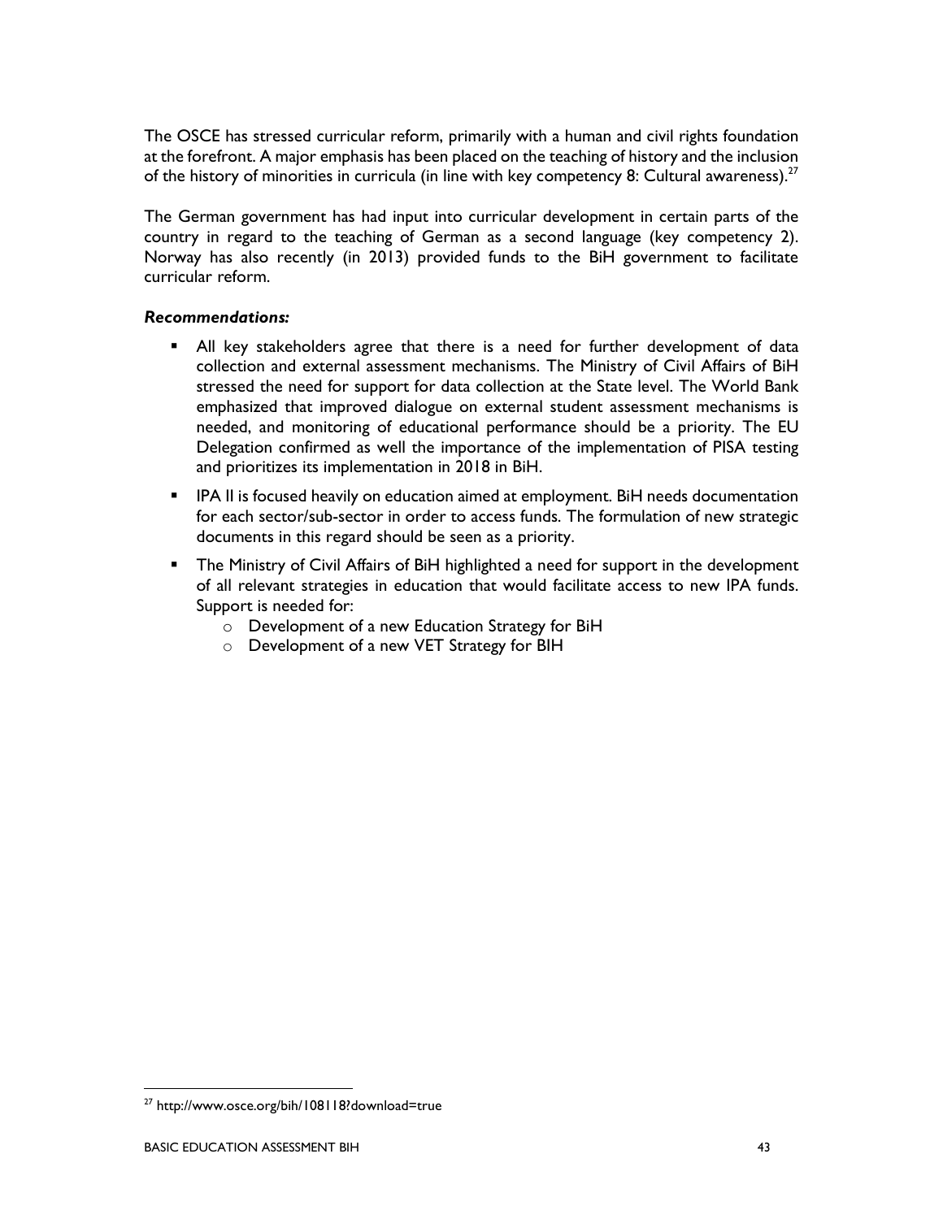The OSCE has stressed curricular reform, primarily with a human and civil rights foundation at the forefront. A major emphasis has been placed on the teaching of history and the inclusion of the history of minorities in curricula (in line with key competency 8: Cultural awareness).[27]

The German government has had input into curricular development in certain parts of the country in regard to the teaching of German as a second language (key competency 2). Norway has also recently (in 2013) provided funds to the BiH government to facilitate curricular reform.

***Recommendations:***

- All key stakeholders agree that there is a need for further development of data collection and external assessment mechanisms. The Ministry of Civil Affairs of BiH stressed the need for support for data collection at the State level. The World Bank emphasized that improved dialogue on external student assessment mechanisms is needed, and monitoring of educational performance should be a priority. The EU Delegation confirmed as well the importance of the implementation of PISA testing and prioritizes its implementation in 2018 in BiH.
- IPA II is focused heavily on education aimed at employment. BiH needs documentation for each sector/sub-sector in order to access funds. The formulation of new strategic documents in this regard should be seen as a priority.
- The Ministry of Civil Affairs of BiH highlighted a need for support in the development of all relevant strategies in education that would facilitate access to new IPA funds. Support is needed for:
  - Development of a new Education Strategy for BiH
  - Development of a new VET Strategy for BIH

[27] http://www.osce.org/bih/108118?download=true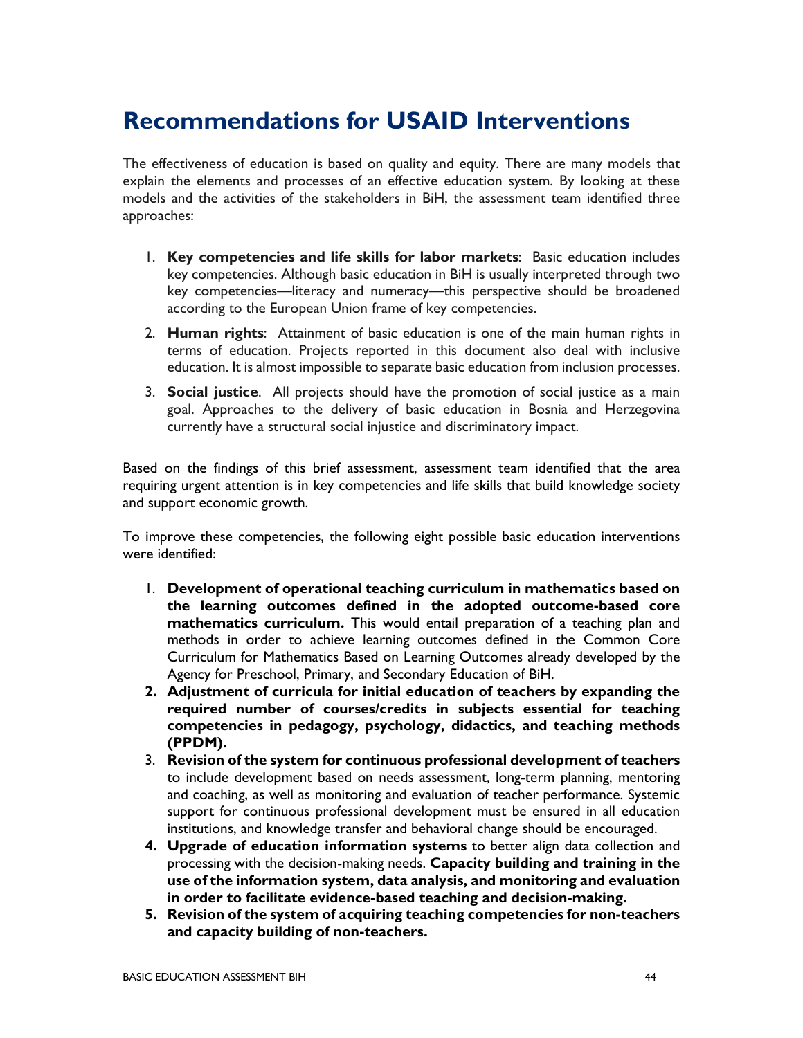# Recommendations for USAID Interventions

The effectiveness of education is based on quality and equity. There are many models that explain the elements and processes of an effective education system. By looking at these models and the activities of the stakeholders in BiH, the assessment team identified three approaches:

1. **Key competencies and life skills for labor markets**: Basic education includes key competencies. Although basic education in BiH is usually interpreted through two key competencies—literacy and numeracy—this perspective should be broadened according to the European Union frame of key competencies.
2. **Human rights**: Attainment of basic education is one of the main human rights in terms of education. Projects reported in this document also deal with inclusive education. It is almost impossible to separate basic education from inclusion processes.
3. **Social justice**. All projects should have the promotion of social justice as a main goal. Approaches to the delivery of basic education in Bosnia and Herzegovina currently have a structural social injustice and discriminatory impact.

Based on the findings of this brief assessment, assessment team identified that the area requiring urgent attention is in key competencies and life skills that build knowledge society and support economic growth.

To improve these competencies, the following eight possible basic education interventions were identified:

1. **Development of operational teaching curriculum in mathematics based on the learning outcomes defined in the adopted outcome-based core mathematics curriculum.** This would entail preparation of a teaching plan and methods in order to achieve learning outcomes defined in the Common Core Curriculum for Mathematics Based on Learning Outcomes already developed by the Agency for Preschool, Primary, and Secondary Education of BiH.
2. **Adjustment of curricula for initial education of teachers by expanding the required number of courses/credits in subjects essential for teaching competencies in pedagogy, psychology, didactics, and teaching methods (PPDM).**
3. **Revision of the system for continuous professional development of teachers** to include development based on needs assessment, long-term planning, mentoring and coaching, as well as monitoring and evaluation of teacher performance. Systemic support for continuous professional development must be ensured in all education institutions, and knowledge transfer and behavioral change should be encouraged.
4. **Upgrade of education information systems** to better align data collection and processing with the decision-making needs. **Capacity building and training in the use of the information system, data analysis, and monitoring and evaluation in order to facilitate evidence-based teaching and decision-making.**
5. **Revision of the system of acquiring teaching competencies for non-teachers and capacity building of non-teachers.**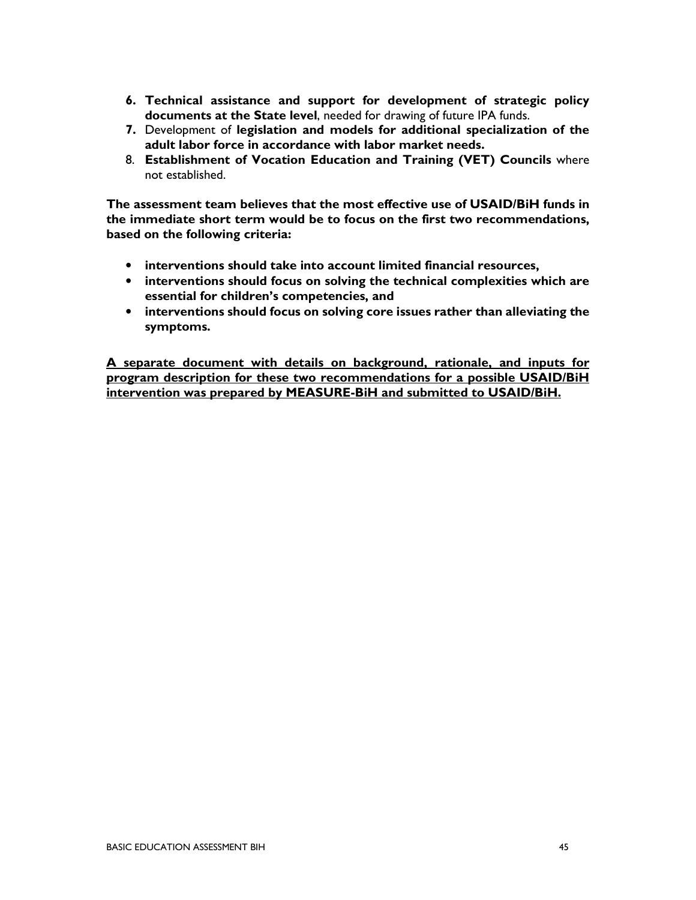6. **Technical assistance and support for development of strategic policy documents at the State level**, needed for drawing of future IPA funds.
7. Development of **legislation and models for additional specialization of the adult labor force in accordance with labor market needs.**
8. **Establishment of Vocation Education and Training (VET) Councils** where not established.

**The assessment team believes that the most effective use of USAID/BiH funds in the immediate short term would be to focus on the first two recommendations, based on the following criteria:**

- **interventions should take into account limited financial resources,**
- **interventions should focus on solving the technical complexities which are essential for children's competencies, and**
- **interventions should focus on solving core issues rather than alleviating the symptoms.**

<u>**A separate document with details on background, rationale, and inputs for program description for these two recommendations for a possible USAID/BiH intervention was prepared by MEASURE-BiH and submitted to USAID/BiH.**</u>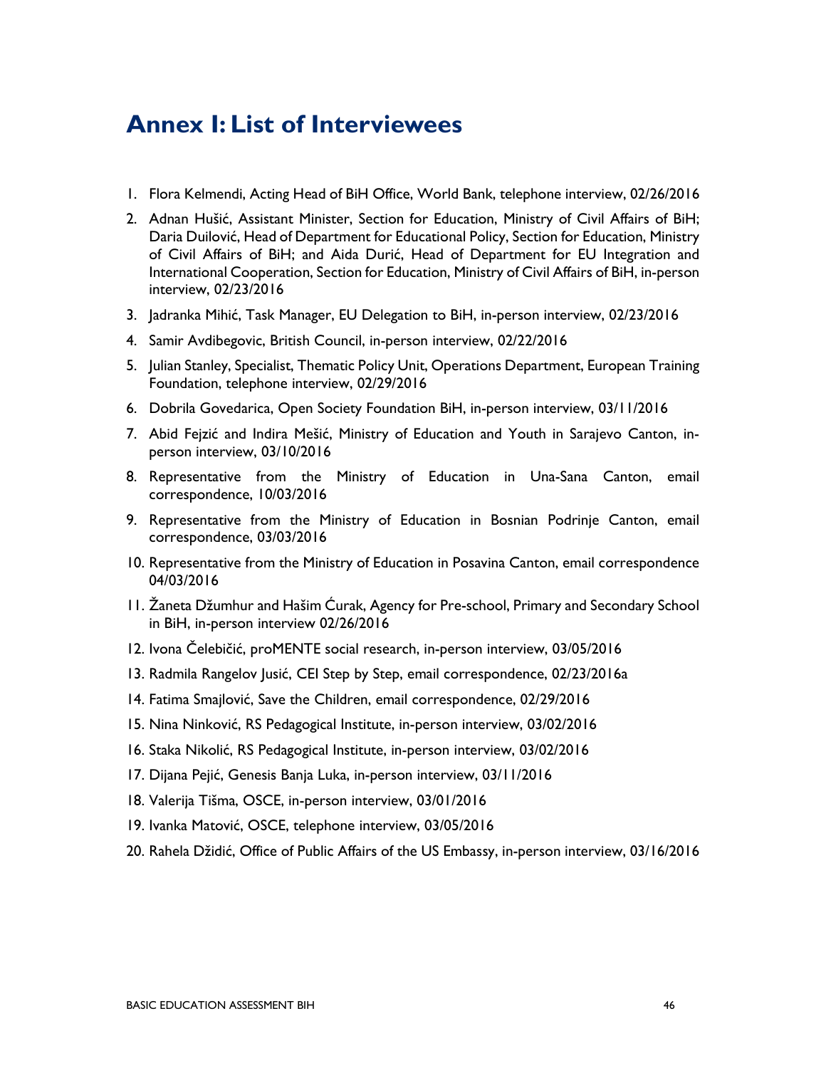# Annex I: List of Interviewees

1. Flora Kelmendi, Acting Head of BiH Office, World Bank, telephone interview, 02/26/2016
2. Adnan Hušić, Assistant Minister, Section for Education, Ministry of Civil Affairs of BiH; Daria Duilović, Head of Department for Educational Policy, Section for Education, Ministry of Civil Affairs of BiH; and Aida Durić, Head of Department for EU Integration and International Cooperation, Section for Education, Ministry of Civil Affairs of BiH, in-person interview, 02/23/2016
3. Jadranka Mihić, Task Manager, EU Delegation to BiH, in-person interview, 02/23/2016
4. Samir Avdibegovic, British Council, in-person interview, 02/22/2016
5. Julian Stanley, Specialist, Thematic Policy Unit, Operations Department, European Training Foundation, telephone interview, 02/29/2016
6. Dobrila Govedarica, Open Society Foundation BiH, in-person interview, 03/11/2016
7. Abid Fejzić and Indira Mešić, Ministry of Education and Youth in Sarajevo Canton, in-person interview, 03/10/2016
8. Representative from the Ministry of Education in Una-Sana Canton, email correspondence, 10/03/2016
9. Representative from the Ministry of Education in Bosnian Podrinje Canton, email correspondence, 03/03/2016
10. Representative from the Ministry of Education in Posavina Canton, email correspondence 04/03/2016
11. Žaneta Džumhur and Hašim Ćurak, Agency for Pre-school, Primary and Secondary School in BiH, in-person interview 02/26/2016
12. Ivona Čelebičić, proMENTE social research, in-person interview, 03/05/2016
13. Radmila Rangelov Jusić, CEI Step by Step, email correspondence, 02/23/2016a
14. Fatima Smajlović, Save the Children, email correspondence, 02/29/2016
15. Nina Ninković, RS Pedagogical Institute, in-person interview, 03/02/2016
16. Staka Nikolić, RS Pedagogical Institute, in-person interview, 03/02/2016
17. Dijana Pejić, Genesis Banja Luka, in-person interview, 03/11/2016
18. Valerija Tišma, OSCE, in-person interview, 03/01/2016
19. Ivanka Matović, OSCE, telephone interview, 03/05/2016
20. Rahela Džidić, Office of Public Affairs of the US Embassy, in-person interview, 03/16/2016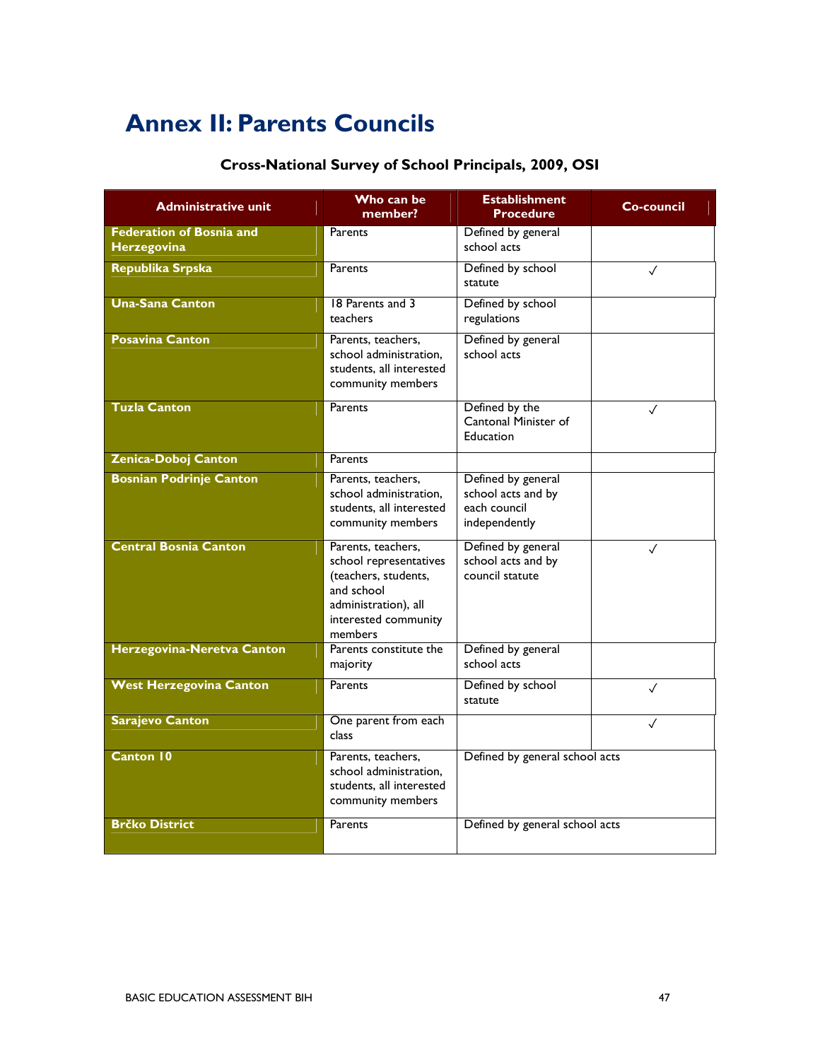# Annex II: Parents Councils

**Cross-National Survey of School Principals, 2009, OSI**

| Administrative unit | Who can be member? | Establishment Procedure | Co-council |
|---|---|---|---|
| Federation of Bosnia and Herzegovina | Parents | Defined by general school acts | |
| Republika Srpska | Parents | Defined by school statute | ✓ |
| Una-Sana Canton | 18 Parents and 3 teachers | Defined by school regulations | |
| Posavina Canton | Parents, teachers, school administration, students, all interested community members | Defined by general school acts | |
| Tuzla Canton | Parents | Defined by the Cantonal Minister of Education | ✓ |
| Zenica-Doboj Canton | Parents | | |
| Bosnian Podrinje Canton | Parents, teachers, school administration, students, all interested community members | Defined by general school acts and by each council independently | |
| Central Bosnia Canton | Parents, teachers, school representatives (teachers, students, and school administration), all interested community members | Defined by general school acts and by council statute | ✓ |
| Herzegovina-Neretva Canton | Parents constitute the majority | Defined by general school acts | |
| West Herzegovina Canton | Parents | Defined by school statute | ✓ |
| Sarajevo Canton | One parent from each class | | ✓ |
| Canton 10 | Parents, teachers, school administration, students, all interested community members | Defined by general school acts | |
| Brčko District | Parents | Defined by general school acts | |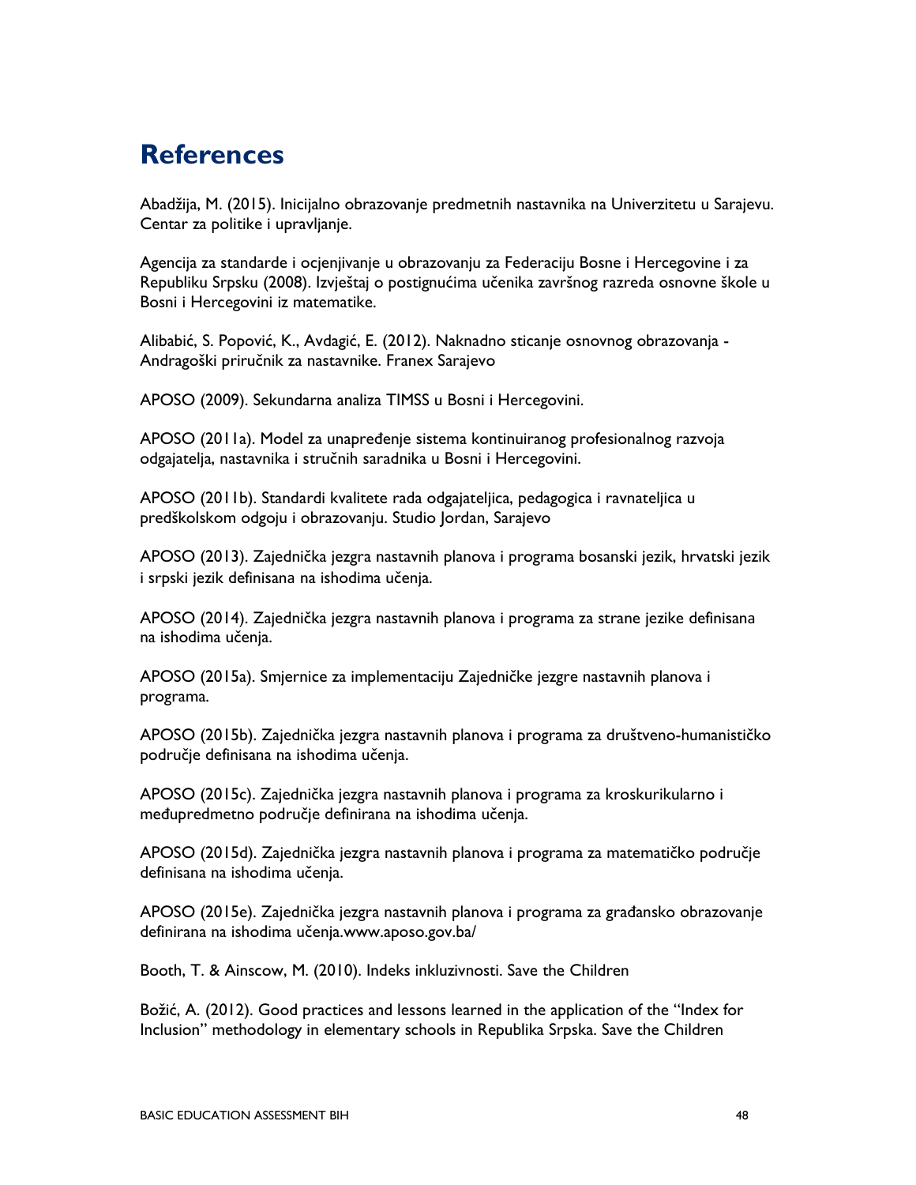# References

Abadžija, M. (2015). Inicijalno obrazovanje predmetnih nastavnika na Univerzitetu u Sarajevu. Centar za politike i upravljanje.

Agencija za standarde i ocjenjivanje u obrazovanju za Federaciju Bosne i Hercegovine i za Republiku Srpsku (2008). Izvještaj o postignućima učenika završnog razreda osnovne škole u Bosni i Hercegovini iz matematike.

Alibabić, S. Popović, K., Avdagić, E. (2012). Naknadno sticanje osnovnog obrazovanja - Andragoški priručnik za nastavnike. Franex Sarajevo

APOSO (2009). Sekundarna analiza TIMSS u Bosni i Hercegovini.

APOSO (2011a). Model za unapređenje sistema kontinuiranog profesionalnog razvoja odgajatelja, nastavnika i stručnih saradnika u Bosni i Hercegovini.

APOSO (2011b). Standardi kvalitete rada odgajateljica, pedagogica i ravnateljica u predškolskom odgoju i obrazovanju. Studio Jordan, Sarajevo

APOSO (2013). Zajednička jezgra nastavnih planova i programa bosanski jezik, hrvatski jezik i srpski jezik definisana na ishodima učenja.

APOSO (2014). Zajednička jezgra nastavnih planova i programa za strane jezike definisana na ishodima učenja.

APOSO (2015a). Smjernice za implementaciju Zajedničke jezgre nastavnih planova i programa.

APOSO (2015b). Zajednička jezgra nastavnih planova i programa za društveno-humanističko područje definisana na ishodima učenja.

APOSO (2015c). Zajednička jezgra nastavnih planova i programa za kroskurikularno i međupredmetno područje definirana na ishodima učenja.

APOSO (2015d). Zajednička jezgra nastavnih planova i programa za matematičko područje definisana na ishodima učenja.

APOSO (2015e). Zajednička jezgra nastavnih planova i programa za građansko obrazovanje definirana na ishodima učenja.www.aposo.gov.ba/

Booth, T. & Ainscow, M. (2010). Indeks inkluzivnosti. Save the Children

Božić, A. (2012). Good practices and lessons learned in the application of the "Index for Inclusion" methodology in elementary schools in Republika Srpska. Save the Children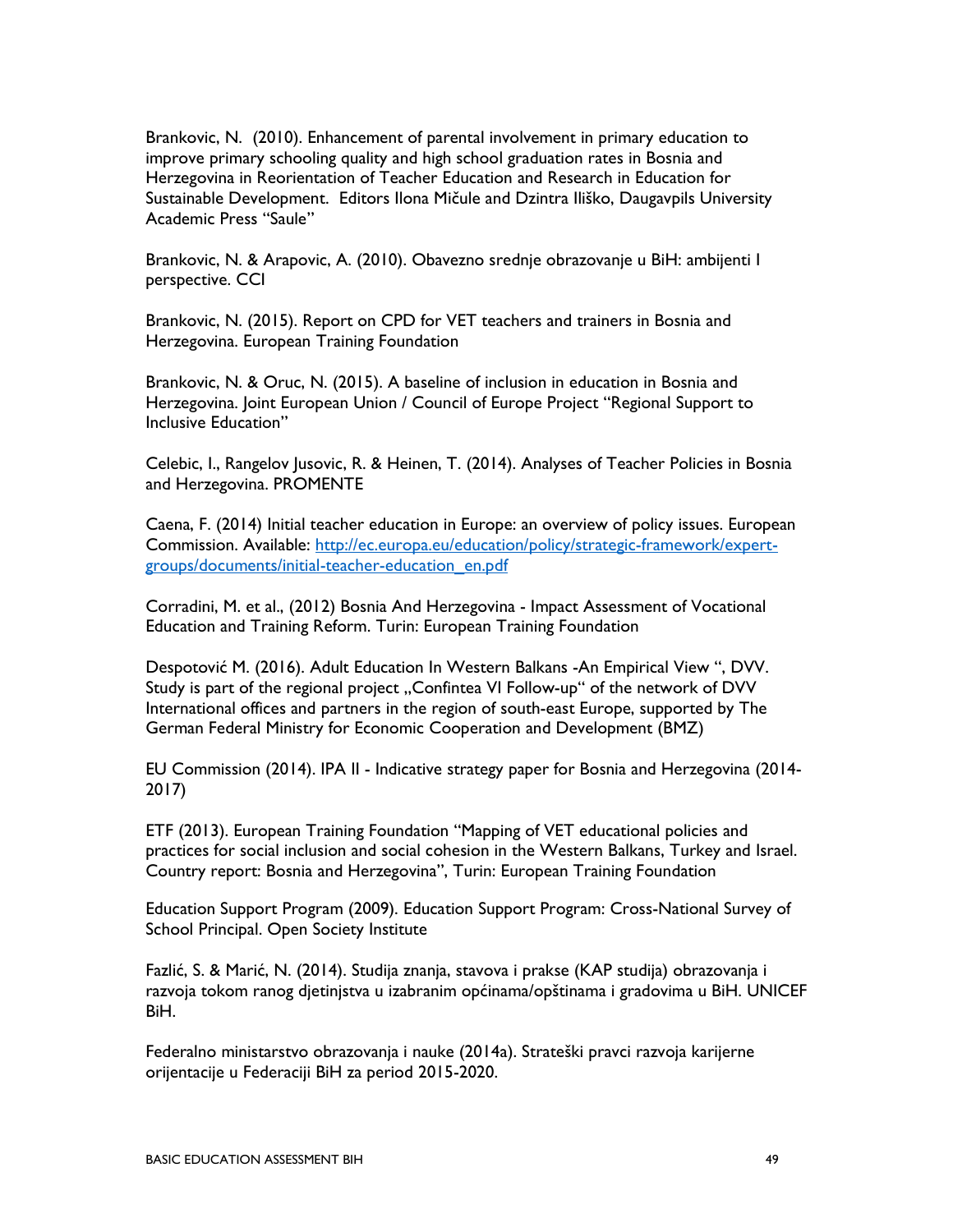Brankovic, N. (2010). Enhancement of parental involvement in primary education to improve primary schooling quality and high school graduation rates in Bosnia and Herzegovina in Reorientation of Teacher Education and Research in Education for Sustainable Development. Editors Ilona Mičule and Dzintra Iliško, Daugavpils University Academic Press "Saule"

Brankovic, N. & Arapovic, A. (2010). Obavezno srednje obrazovanje u BiH: ambijenti I perspective. CCI

Brankovic, N. (2015). Report on CPD for VET teachers and trainers in Bosnia and Herzegovina. European Training Foundation

Brankovic, N. & Oruc, N. (2015). A baseline of inclusion in education in Bosnia and Herzegovina. Joint European Union / Council of Europe Project "Regional Support to Inclusive Education"

Celebic, I., Rangelov Jusovic, R. & Heinen, T. (2014). Analyses of Teacher Policies in Bosnia and Herzegovina. PROMENTE

Caena, F. (2014) Initial teacher education in Europe: an overview of policy issues. European Commission. Available: [http://ec.europa.eu/education/policy/strategic-framework/expert-groups/documents/initial-teacher-education_en.pdf](http://ec.europa.eu/education/policy/strategic-framework/expert-groups/documents/initial-teacher-education_en.pdf)

Corradini, M. et al., (2012) Bosnia And Herzegovina - Impact Assessment of Vocational Education and Training Reform. Turin: European Training Foundation

Despotović M. (2016). Adult Education In Western Balkans -An Empirical View ", DVV. Study is part of the regional project „Confintea VI Follow-up" of the network of DVV International offices and partners in the region of south-east Europe, supported by The German Federal Ministry for Economic Cooperation and Development (BMZ)

EU Commission (2014). IPA II - Indicative strategy paper for Bosnia and Herzegovina (2014-2017)

ETF (2013). European Training Foundation "Mapping of VET educational policies and practices for social inclusion and social cohesion in the Western Balkans, Turkey and Israel. Country report: Bosnia and Herzegovina", Turin: European Training Foundation

Education Support Program (2009). Education Support Program: Cross-National Survey of School Principal. Open Society Institute

Fazlić, S. & Marić, N. (2014). Studija znanja, stavova i prakse (KAP studija) obrazovanja i razvoja tokom ranog djetinjstva u izabranim općinama/opštinama i gradovima u BiH. UNICEF BiH.

Federalno ministarstvo obrazovanja i nauke (2014a). Strateški pravci razvoja karijerne orijentacije u Federaciji BiH za period 2015-2020.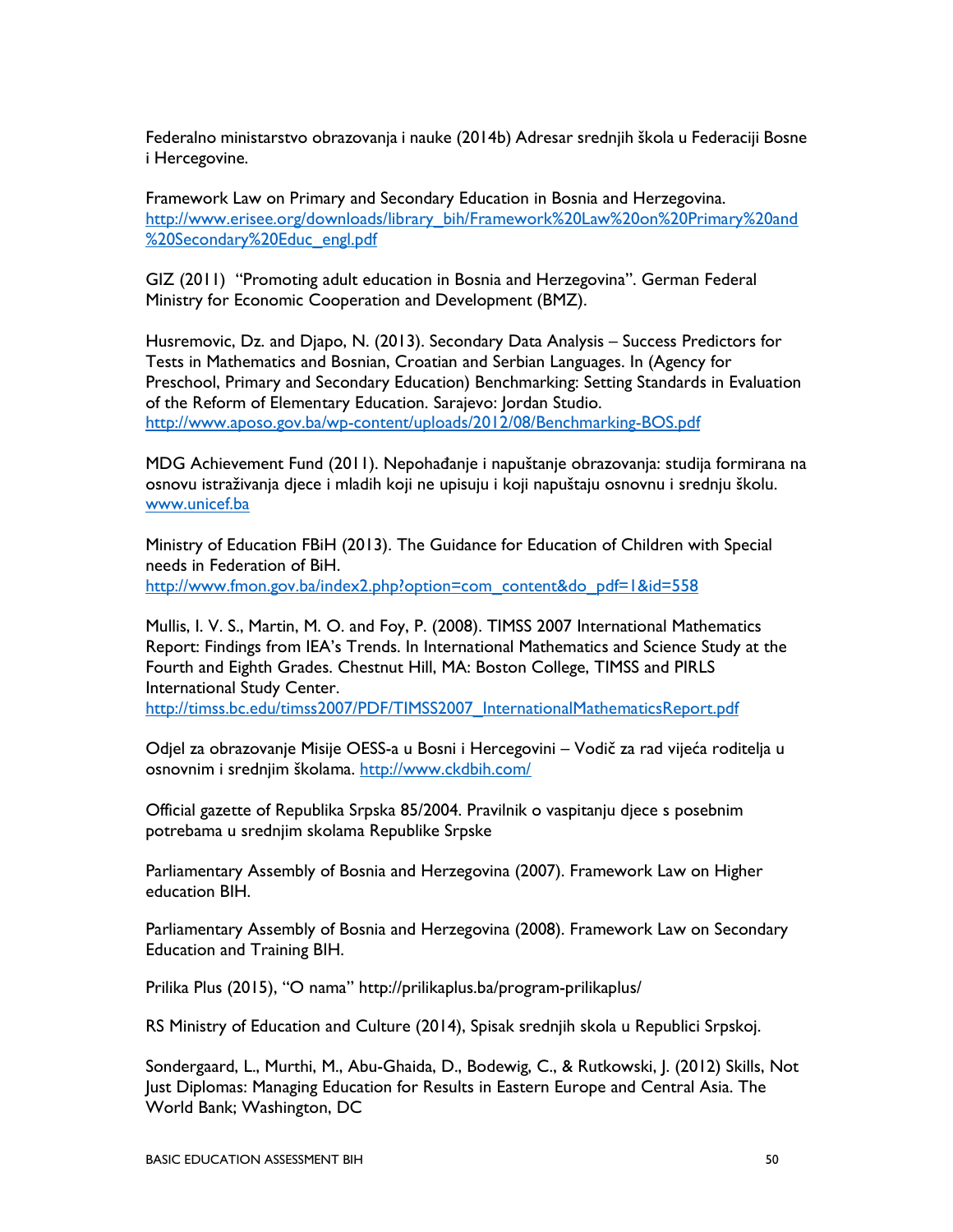Federalno ministarstvo obrazovanja i nauke (2014b) Adresar srednjih škola u Federaciji Bosne i Hercegovine.

Framework Law on Primary and Secondary Education in Bosnia and Herzegovina. http://www.erisee.org/downloads/library_bih/Framework%20Law%20on%20Primary%20and%20Secondary%20Educ_engl.pdf

GIZ (2011) "Promoting adult education in Bosnia and Herzegovina". German Federal Ministry for Economic Cooperation and Development (BMZ).

Husremovic, Dz. and Djapo, N. (2013). Secondary Data Analysis – Success Predictors for Tests in Mathematics and Bosnian, Croatian and Serbian Languages. In (Agency for Preschool, Primary and Secondary Education) Benchmarking: Setting Standards in Evaluation of the Reform of Elementary Education. Sarajevo: Jordan Studio. http://www.aposo.gov.ba/wp-content/uploads/2012/08/Benchmarking-BOS.pdf

MDG Achievement Fund (2011). Nepohađanje i napuštanje obrazovanja: studija formirana na osnovu istraživanja djece i mladih koji ne upisuju i koji napuštaju osnovnu i srednju školu. www.unicef.ba

Ministry of Education FBiH (2013). The Guidance for Education of Children with Special needs in Federation of BiH. http://www.fmon.gov.ba/index2.php?option=com_content&do_pdf=1&id=558

Mullis, I. V. S., Martin, M. O. and Foy, P. (2008). TIMSS 2007 International Mathematics Report: Findings from IEA's Trends. In International Mathematics and Science Study at the Fourth and Eighth Grades. Chestnut Hill, MA: Boston College, TIMSS and PIRLS International Study Center. http://timss.bc.edu/timss2007/PDF/TIMSS2007_InternationalMathematicsReport.pdf

Odjel za obrazovanje Misije OESS-a u Bosni i Hercegovini – Vodič za rad vijeća roditelja u osnovnim i srednjim školama. http://www.ckdbih.com/

Official gazette of Republika Srpska 85/2004. Pravilnik o vaspitanju djece s posebnim potrebama u srednjim skolama Republike Srpske

Parliamentary Assembly of Bosnia and Herzegovina (2007). Framework Law on Higher education BIH.

Parliamentary Assembly of Bosnia and Herzegovina (2008). Framework Law on Secondary Education and Training BIH.

Prilika Plus (2015), "O nama" http://prilikaplus.ba/program-prilikaplus/

RS Ministry of Education and Culture (2014), Spisak srednjih skola u Republici Srpskoj.

Sondergaard, L., Murthi, M., Abu-Ghaida, D., Bodewig, C., & Rutkowski, J. (2012) Skills, Not Just Diplomas: Managing Education for Results in Eastern Europe and Central Asia. The World Bank; Washington, DC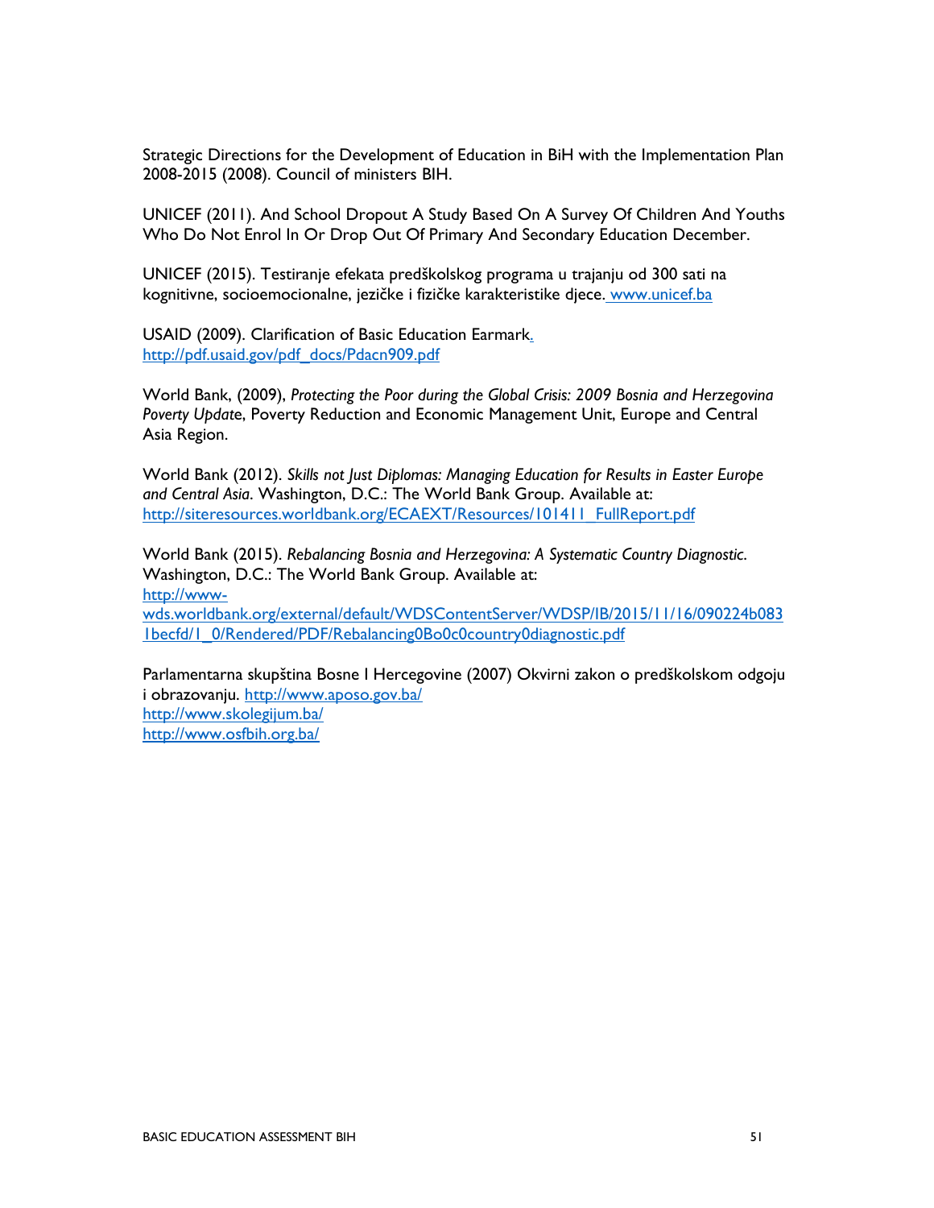Strategic Directions for the Development of Education in BiH with the Implementation Plan 2008-2015 (2008). Council of ministers BIH.

UNICEF (2011). And School Dropout A Study Based On A Survey Of Children And Youths Who Do Not Enrol In Or Drop Out Of Primary And Secondary Education December.

UNICEF (2015). Testiranje efekata predškolskog programa u trajanju od 300 sati na kognitivne, socioemocionalne, jezičke i fizičke karakteristike djece. www.unicef.ba

USAID (2009). Clarification of Basic Education Earmark. http://pdf.usaid.gov/pdf_docs/Pdacn909.pdf

World Bank, (2009), *Protecting the Poor during the Global Crisis: 2009 Bosnia and Herzegovina Poverty Update*, Poverty Reduction and Economic Management Unit, Europe and Central Asia Region.

World Bank (2012). *Skills not Just Diplomas: Managing Education for Results in Easter Europe and Central Asia*. Washington, D.C.: The World Bank Group. Available at: http://siteresources.worldbank.org/ECAEXT/Resources/101411_FullReport.pdf

World Bank (2015). *Rebalancing Bosnia and Herzegovina: A Systematic Country Diagnostic*. Washington, D.C.: The World Bank Group. Available at: http://www-wds.worldbank.org/external/default/WDSContentServer/WDSP/IB/2015/11/16/090224b0831becfd/1_0/Rendered/PDF/Rebalancing0Bo0c0country0diagnostic.pdf

Parlamentarna skupština Bosne I Hercegovine (2007) Okvirni zakon o predškolskom odgoju i obrazovanju. http://www.aposo.gov.ba/
http://www.skolegijum.ba/
http://www.osfbih.org.ba/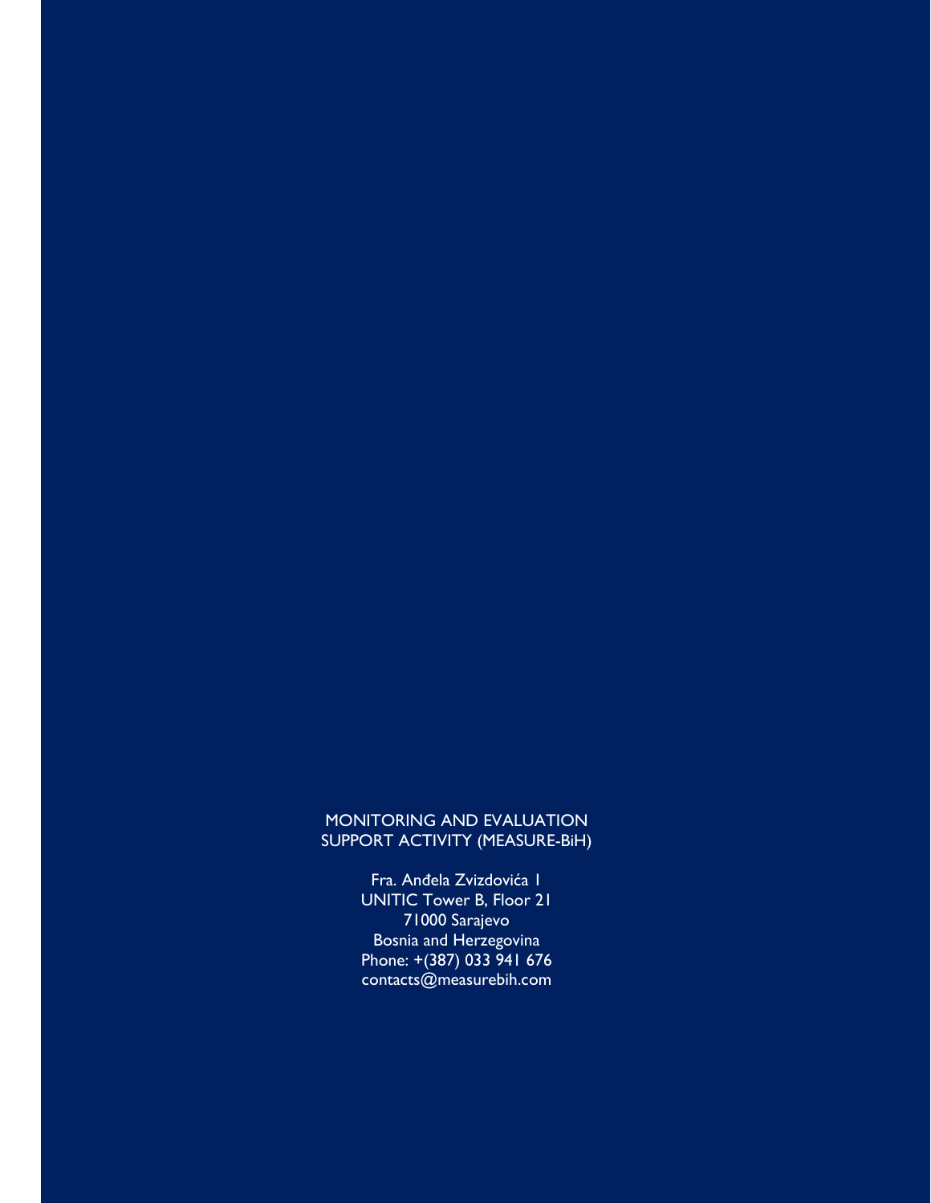MONITORING AND EVALUATION
SUPPORT ACTIVITY (MEASURE-BiH)

Fra. Anđela Zvizdovića 1
UNITIC Tower B, Floor 21
71000 Sarajevo
Bosnia and Herzegovina
Phone: +(387) 033 941 676
contacts@measurebih.com